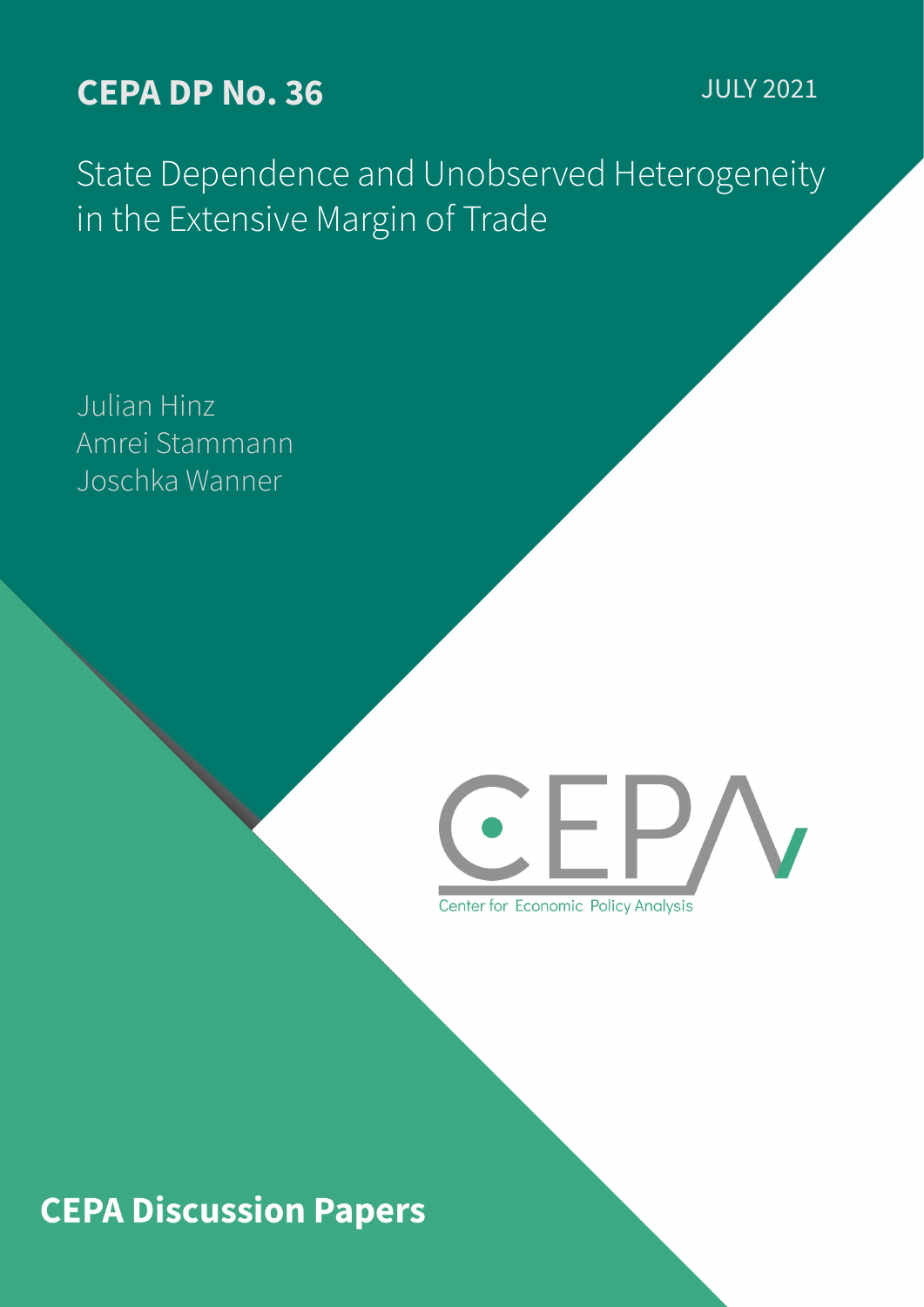**CEPA DP No. 36**

JULY 2021

# State Dependence and Unobserved Heterogeneity in the Extensive Margin of Trade

Julian Hinz
Amrei Stammann
Joschka Wanner

CEPA

Center for Economic Policy Analysis

**CEPA Discussion Papers**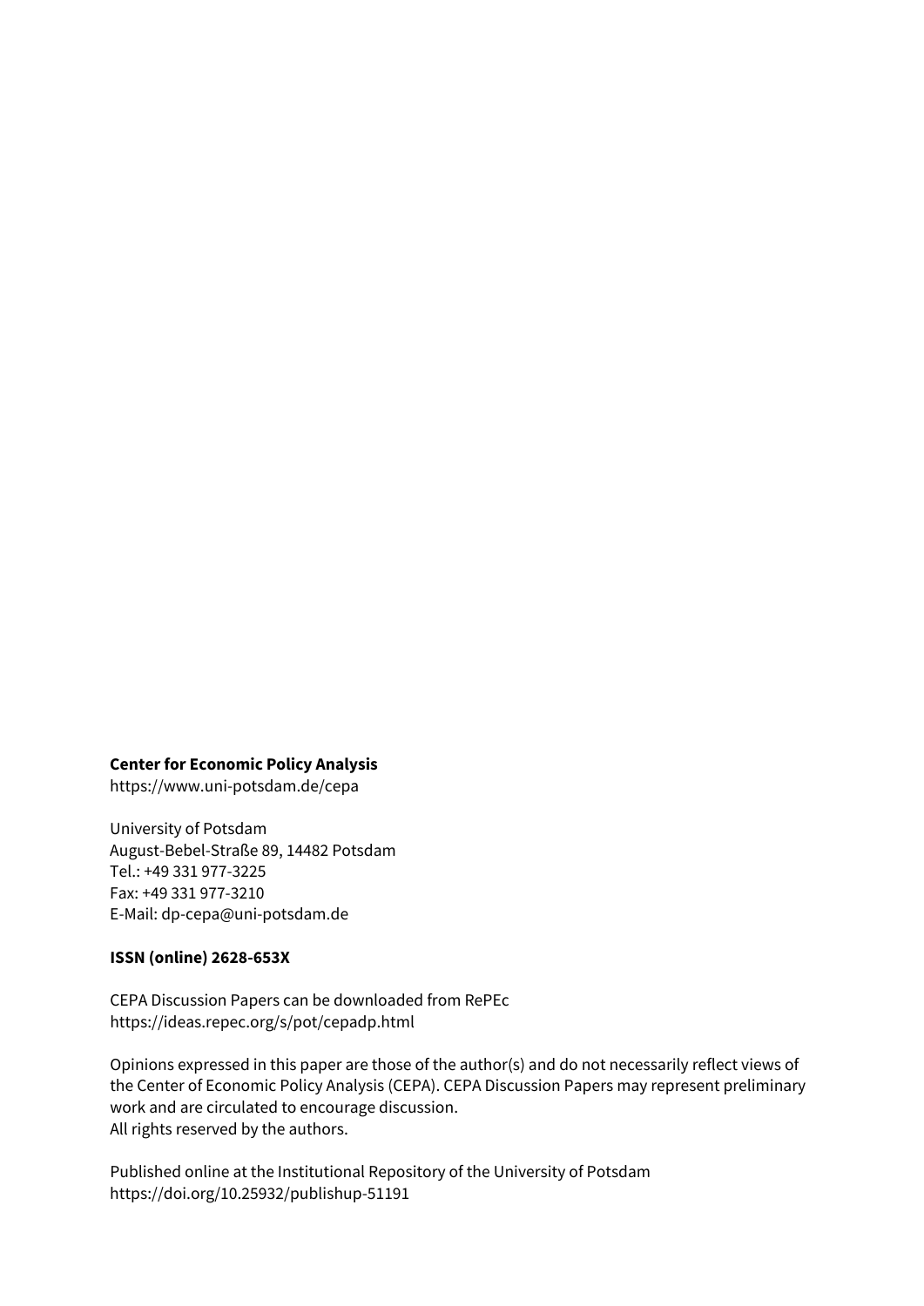**Center for Economic Policy Analysis**
https://www.uni-potsdam.de/cepa

University of Potsdam
August-Bebel-Straße 89, 14482 Potsdam
Tel.: +49 331 977-3225
Fax: +49 331 977-3210
E-Mail: dp-cepa@uni-potsdam.de

**ISSN (online) 2628-653X**

CEPA Discussion Papers can be downloaded from RePEc
https://ideas.repec.org/s/pot/cepadp.html

Opinions expressed in this paper are those of the author(s) and do not necessarily reflect views of the Center of Economic Policy Analysis (CEPA). CEPA Discussion Papers may represent preliminary work and are circulated to encourage discussion.
All rights reserved by the authors.

Published online at the Institutional Repository of the University of Potsdam
https://doi.org/10.25932/publishup-51191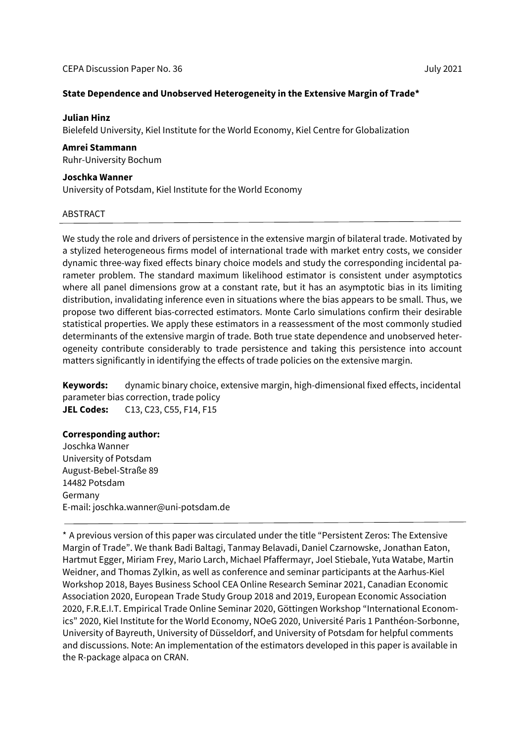CEPA Discussion Paper No. 36 July 2021

**State Dependence and Unobserved Heterogeneity in the Extensive Margin of Trade***

**Julian Hinz**
Bielefeld University, Kiel Institute for the World Economy, Kiel Centre for Globalization

**Amrei Stammann**
Ruhr-University Bochum

**Joschka Wanner**
University of Potsdam, Kiel Institute for the World Economy

ABSTRACT

We study the role and drivers of persistence in the extensive margin of bilateral trade. Motivated by a stylized heterogeneous firms model of international trade with market entry costs, we consider dynamic three-way fixed effects binary choice models and study the corresponding incidental parameter problem. The standard maximum likelihood estimator is consistent under asymptotics where all panel dimensions grow at a constant rate, but it has an asymptotic bias in its limiting distribution, invalidating inference even in situations where the bias appears to be small. Thus, we propose two different bias-corrected estimators. Monte Carlo simulations confirm their desirable statistical properties. We apply these estimators in a reassessment of the most commonly studied determinants of the extensive margin of trade. Both true state dependence and unobserved heterogeneity contribute considerably to trade persistence and taking this persistence into account matters significantly in identifying the effects of trade policies on the extensive margin.

**Keywords:** dynamic binary choice, extensive margin, high-dimensional fixed effects, incidental parameter bias correction, trade policy
**JEL Codes:** C13, C23, C55, F14, F15

**Corresponding author:**
Joschka Wanner
University of Potsdam
August-Bebel-Straße 89
14482 Potsdam
Germany
E-mail: joschka.wanner@uni-potsdam.de

* A previous version of this paper was circulated under the title "Persistent Zeros: The Extensive Margin of Trade". We thank Badi Baltagi, Tanmay Belavadi, Daniel Czarnowske, Jonathan Eaton, Hartmut Egger, Miriam Frey, Mario Larch, Michael Pfaffermayr, Joel Stiebale, Yuta Watabe, Martin Weidner, and Thomas Zylkin, as well as conference and seminar participants at the Aarhus-Kiel Workshop 2018, Bayes Business School CEA Online Research Seminar 2021, Canadian Economic Association 2020, European Trade Study Group 2018 and 2019, European Economic Association 2020, F.R.E.I.T. Empirical Trade Online Seminar 2020, Göttingen Workshop "International Economics" 2020, Kiel Institute for the World Economy, NOeG 2020, Université Paris 1 Panthéon-Sorbonne, University of Bayreuth, University of Düsseldorf, and University of Potsdam for helpful comments and discussions. Note: An implementation of the estimators developed in this paper is available in the R-package alpaca on CRAN.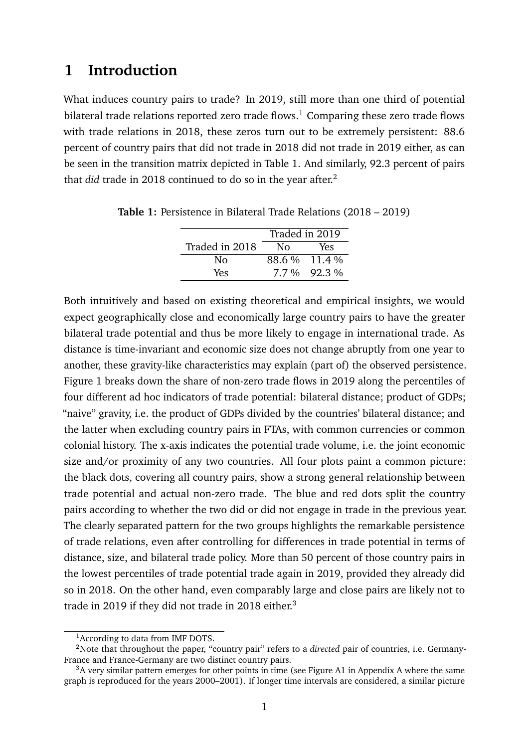# 1 Introduction

What induces country pairs to trade? In 2019, still more than one third of potential bilateral trade relations reported zero trade flows.[1] Comparing these zero trade flows with trade relations in 2018, these zeros turn out to be extremely persistent: 88.6 percent of country pairs that did not trade in 2018 did not trade in 2019 either, as can be seen in the transition matrix depicted in Table 1. And similarly, 92.3 percent of pairs that *did* trade in 2018 continued to do so in the year after.[2]

**Table 1:** Persistence in Bilateral Trade Relations (2018 – 2019)

| | Traded in 2019 | |
|---|---|---|
| Traded in 2018 | No | Yes |
| No | 88.6 % | 11.4 % |
| Yes | 7.7 % | 92.3 % |

Both intuitively and based on existing theoretical and empirical insights, we would expect geographically close and economically large country pairs to have the greater bilateral trade potential and thus be more likely to engage in international trade. As distance is time-invariant and economic size does not change abruptly from one year to another, these gravity-like characteristics may explain (part of) the observed persistence. Figure 1 breaks down the share of non-zero trade flows in 2019 along the percentiles of four different ad hoc indicators of trade potential: bilateral distance; product of GDPs; "naive" gravity, i.e. the product of GDPs divided by the countries' bilateral distance; and the latter when excluding country pairs in FTAs, with common currencies or common colonial history. The x-axis indicates the potential trade volume, i.e. the joint economic size and/or proximity of any two countries. All four plots paint a common picture: the black dots, covering all country pairs, show a strong general relationship between trade potential and actual non-zero trade. The blue and red dots split the country pairs according to whether the two did or did not engage in trade in the previous year. The clearly separated pattern for the two groups highlights the remarkable persistence of trade relations, even after controlling for differences in trade potential in terms of distance, size, and bilateral trade policy. More than 50 percent of those country pairs in the lowest percentiles of trade potential trade again in 2019, provided they already did so in 2018. On the other hand, even comparably large and close pairs are likely not to trade in 2019 if they did not trade in 2018 either.[3]

[1] According to data from IMF DOTS.

[2] Note that throughout the paper, "country pair" refers to a *directed* pair of countries, i.e. Germany-France and France-Germany are two distinct country pairs.

[3] A very similar pattern emerges for other points in time (see Figure A1 in Appendix A where the same graph is reproduced for the years 2000–2001). If longer time intervals are considered, a similar picture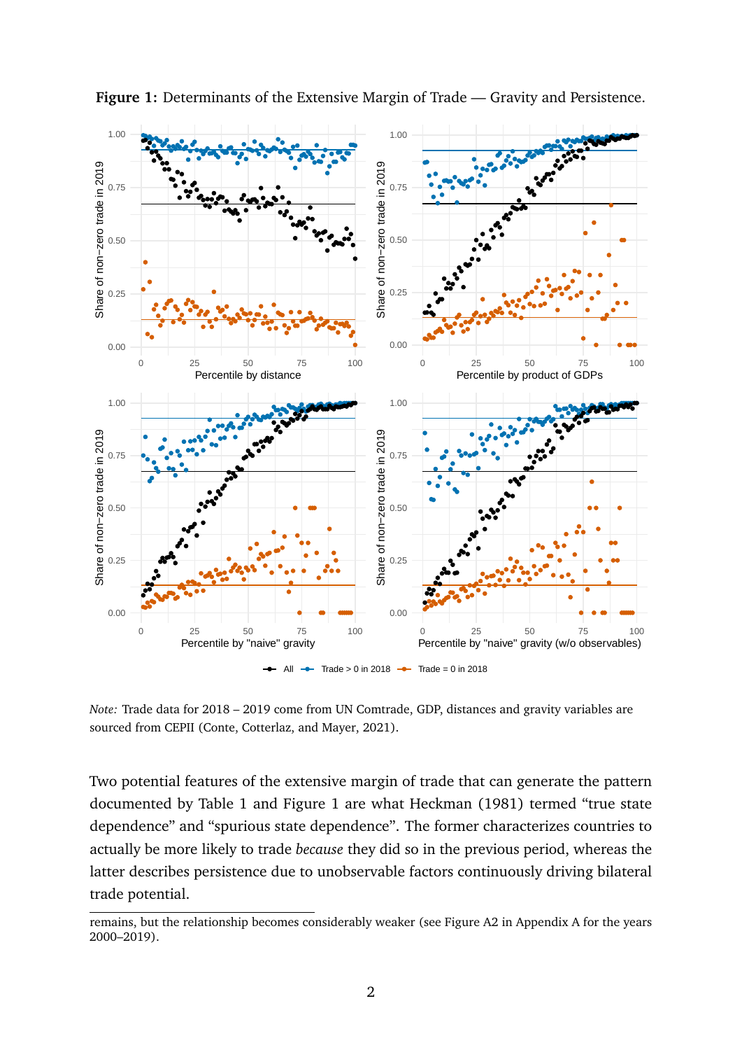**Figure 1:** Determinants of the Extensive Margin of Trade — Gravity and Persistence.

*Note:* Trade data for 2018 – 2019 come from UN Comtrade, GDP, distances and gravity variables are sourced from CEPII (Conte, Cotterlaz, and Mayer, 2021).

Two potential features of the extensive margin of trade that can generate the pattern documented by Table 1 and Figure 1 are what Heckman (1981) termed "true state dependence" and "spurious state dependence". The former characterizes countries to actually be more likely to trade *because* they did so in the previous period, whereas the latter describes persistence due to unobservable factors continuously driving bilateral trade potential.

remains, but the relationship becomes considerably weaker (see Figure A2 in Appendix A for the years 2000–2019).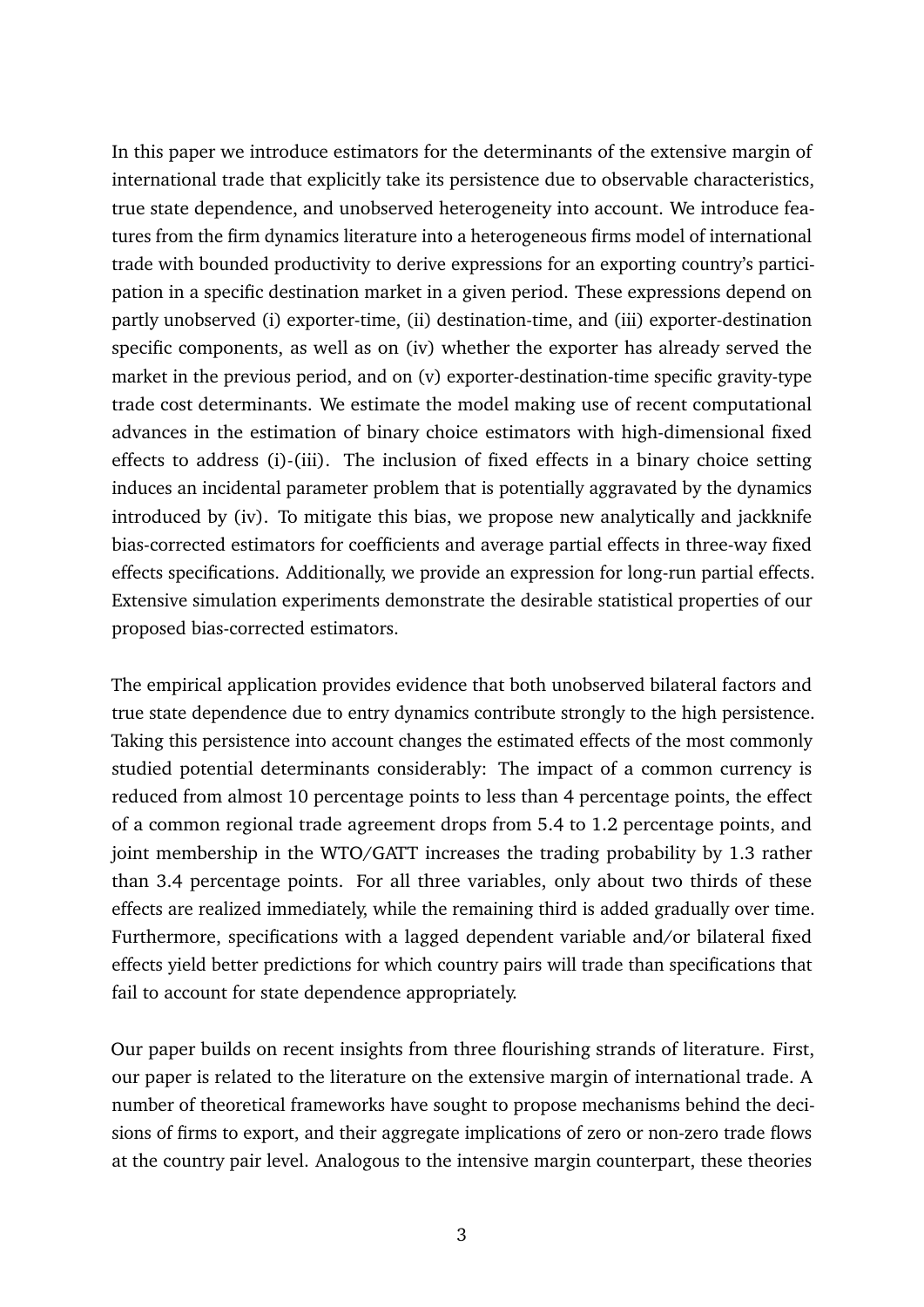In this paper we introduce estimators for the determinants of the extensive margin of international trade that explicitly take its persistence due to observable characteristics, true state dependence, and unobserved heterogeneity into account. We introduce features from the firm dynamics literature into a heterogeneous firms model of international trade with bounded productivity to derive expressions for an exporting country's participation in a specific destination market in a given period. These expressions depend on partly unobserved (i) exporter-time, (ii) destination-time, and (iii) exporter-destination specific components, as well as on (iv) whether the exporter has already served the market in the previous period, and on (v) exporter-destination-time specific gravity-type trade cost determinants. We estimate the model making use of recent computational advances in the estimation of binary choice estimators with high-dimensional fixed effects to address (i)-(iii). The inclusion of fixed effects in a binary choice setting induces an incidental parameter problem that is potentially aggravated by the dynamics introduced by (iv). To mitigate this bias, we propose new analytically and jackknife bias-corrected estimators for coefficients and average partial effects in three-way fixed effects specifications. Additionally, we provide an expression for long-run partial effects. Extensive simulation experiments demonstrate the desirable statistical properties of our proposed bias-corrected estimators.

The empirical application provides evidence that both unobserved bilateral factors and true state dependence due to entry dynamics contribute strongly to the high persistence. Taking this persistence into account changes the estimated effects of the most commonly studied potential determinants considerably: The impact of a common currency is reduced from almost 10 percentage points to less than 4 percentage points, the effect of a common regional trade agreement drops from 5.4 to 1.2 percentage points, and joint membership in the WTO/GATT increases the trading probability by 1.3 rather than 3.4 percentage points. For all three variables, only about two thirds of these effects are realized immediately, while the remaining third is added gradually over time. Furthermore, specifications with a lagged dependent variable and/or bilateral fixed effects yield better predictions for which country pairs will trade than specifications that fail to account for state dependence appropriately.

Our paper builds on recent insights from three flourishing strands of literature. First, our paper is related to the literature on the extensive margin of international trade. A number of theoretical frameworks have sought to propose mechanisms behind the decisions of firms to export, and their aggregate implications of zero or non-zero trade flows at the country pair level. Analogous to the intensive margin counterpart, these theories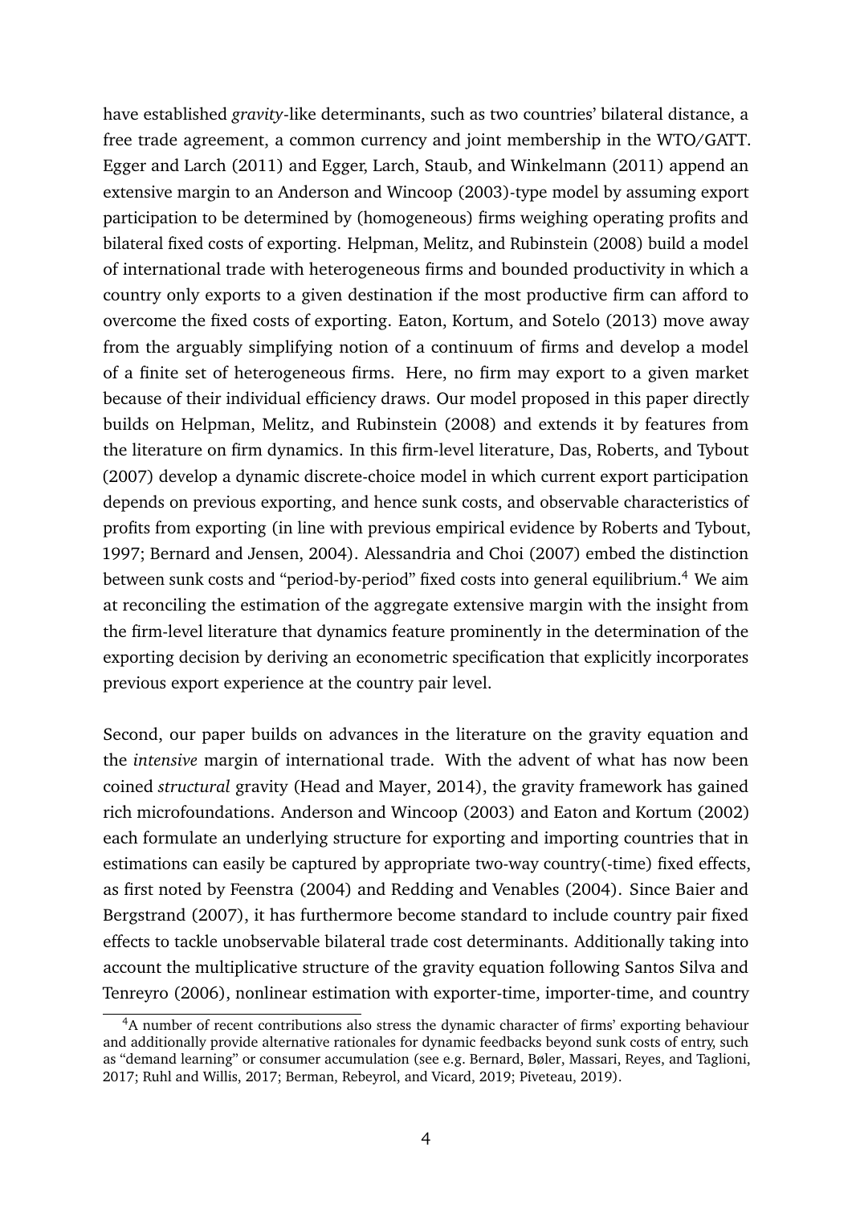have established *gravity*-like determinants, such as two countries' bilateral distance, a free trade agreement, a common currency and joint membership in the WTO/GATT. Egger and Larch (2011) and Egger, Larch, Staub, and Winkelmann (2011) append an extensive margin to an Anderson and Wincoop (2003)-type model by assuming export participation to be determined by (homogeneous) firms weighing operating profits and bilateral fixed costs of exporting. Helpman, Melitz, and Rubinstein (2008) build a model of international trade with heterogeneous firms and bounded productivity in which a country only exports to a given destination if the most productive firm can afford to overcome the fixed costs of exporting. Eaton, Kortum, and Sotelo (2013) move away from the arguably simplifying notion of a continuum of firms and develop a model of a finite set of heterogeneous firms. Here, no firm may export to a given market because of their individual efficiency draws. Our model proposed in this paper directly builds on Helpman, Melitz, and Rubinstein (2008) and extends it by features from the literature on firm dynamics. In this firm-level literature, Das, Roberts, and Tybout (2007) develop a dynamic discrete-choice model in which current export participation depends on previous exporting, and hence sunk costs, and observable characteristics of profits from exporting (in line with previous empirical evidence by Roberts and Tybout, 1997; Bernard and Jensen, 2004). Alessandria and Choi (2007) embed the distinction between sunk costs and "period-by-period" fixed costs into general equilibrium.[4] We aim at reconciling the estimation of the aggregate extensive margin with the insight from the firm-level literature that dynamics feature prominently in the determination of the exporting decision by deriving an econometric specification that explicitly incorporates previous export experience at the country pair level.

Second, our paper builds on advances in the literature on the gravity equation and the *intensive* margin of international trade. With the advent of what has now been coined *structural* gravity (Head and Mayer, 2014), the gravity framework has gained rich microfoundations. Anderson and Wincoop (2003) and Eaton and Kortum (2002) each formulate an underlying structure for exporting and importing countries that in estimations can easily be captured by appropriate two-way country(-time) fixed effects, as first noted by Feenstra (2004) and Redding and Venables (2004). Since Baier and Bergstrand (2007), it has furthermore become standard to include country pair fixed effects to tackle unobservable bilateral trade cost determinants. Additionally taking into account the multiplicative structure of the gravity equation following Santos Silva and Tenreyro (2006), nonlinear estimation with exporter-time, importer-time, and country

[4] A number of recent contributions also stress the dynamic character of firms' exporting behaviour and additionally provide alternative rationales for dynamic feedbacks beyond sunk costs of entry, such as "demand learning" or consumer accumulation (see e.g. Bernard, Bøler, Massari, Reyes, and Taglioni, 2017; Ruhl and Willis, 2017; Berman, Rebeyrol, and Vicard, 2019; Piveteau, 2019).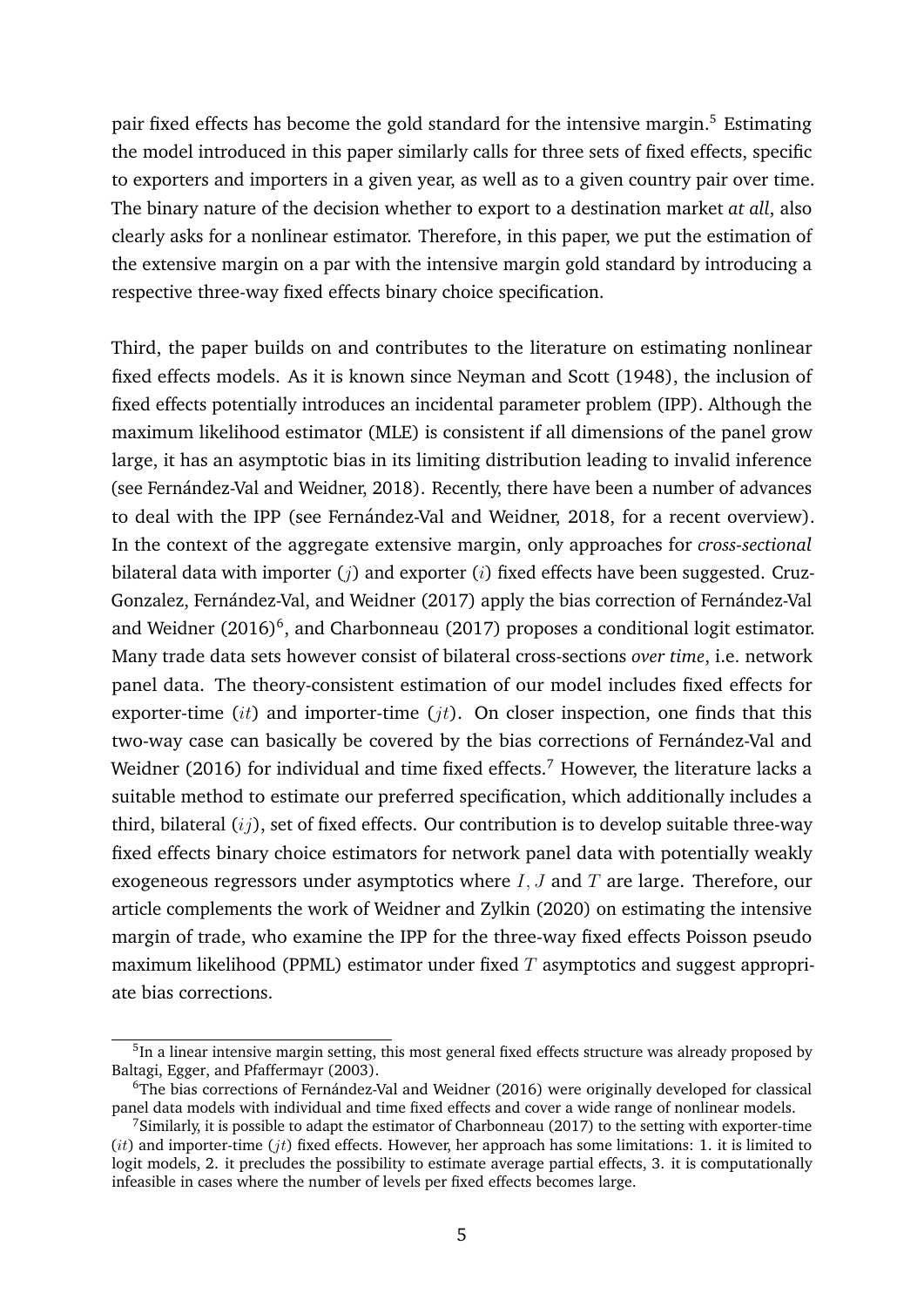pair fixed effects has become the gold standard for the intensive margin.[5] Estimating the model introduced in this paper similarly calls for three sets of fixed effects, specific to exporters and importers in a given year, as well as to a given country pair over time. The binary nature of the decision whether to export to a destination market *at all*, also clearly asks for a nonlinear estimator. Therefore, in this paper, we put the estimation of the extensive margin on a par with the intensive margin gold standard by introducing a respective three-way fixed effects binary choice specification.

Third, the paper builds on and contributes to the literature on estimating nonlinear fixed effects models. As it is known since Neyman and Scott (1948), the inclusion of fixed effects potentially introduces an incidental parameter problem (IPP). Although the maximum likelihood estimator (MLE) is consistent if all dimensions of the panel grow large, it has an asymptotic bias in its limiting distribution leading to invalid inference (see Fernández-Val and Weidner, 2018). Recently, there have been a number of advances to deal with the IPP (see Fernández-Val and Weidner, 2018, for a recent overview). In the context of the aggregate extensive margin, only approaches for *cross-sectional* bilateral data with importer ($j$) and exporter ($i$) fixed effects have been suggested. Cruz-Gonzalez, Fernández-Val, and Weidner (2017) apply the bias correction of Fernández-Val and Weidner (2016)[6], and Charbonneau (2017) proposes a conditional logit estimator. Many trade data sets however consist of bilateral cross-sections *over time*, i.e. network panel data. The theory-consistent estimation of our model includes fixed effects for exporter-time ($it$) and importer-time ($jt$). On closer inspection, one finds that this two-way case can basically be covered by the bias corrections of Fernández-Val and Weidner (2016) for individual and time fixed effects.[7] However, the literature lacks a suitable method to estimate our preferred specification, which additionally includes a third, bilateral ($ij$), set of fixed effects. Our contribution is to develop suitable three-way fixed effects binary choice estimators for network panel data with potentially weakly exogeneous regressors under asymptotics where $I$, $J$ and $T$ are large. Therefore, our article complements the work of Weidner and Zylkin (2020) on estimating the intensive margin of trade, who examine the IPP for the three-way fixed effects Poisson pseudo maximum likelihood (PPML) estimator under fixed $T$ asymptotics and suggest appropriate bias corrections.

[5] In a linear intensive margin setting, this most general fixed effects structure was already proposed by Baltagi, Egger, and Pfaffermayr (2003).

[6] The bias corrections of Fernández-Val and Weidner (2016) were originally developed for classical panel data models with individual and time fixed effects and cover a wide range of nonlinear models.

[7] Similarly, it is possible to adapt the estimator of Charbonneau (2017) to the setting with exporter-time ($it$) and importer-time ($jt$) fixed effects. However, her approach has some limitations: 1. it is limited to logit models, 2. it precludes the possibility to estimate average partial effects, 3. it is computationally infeasible in cases where the number of levels per fixed effects becomes large.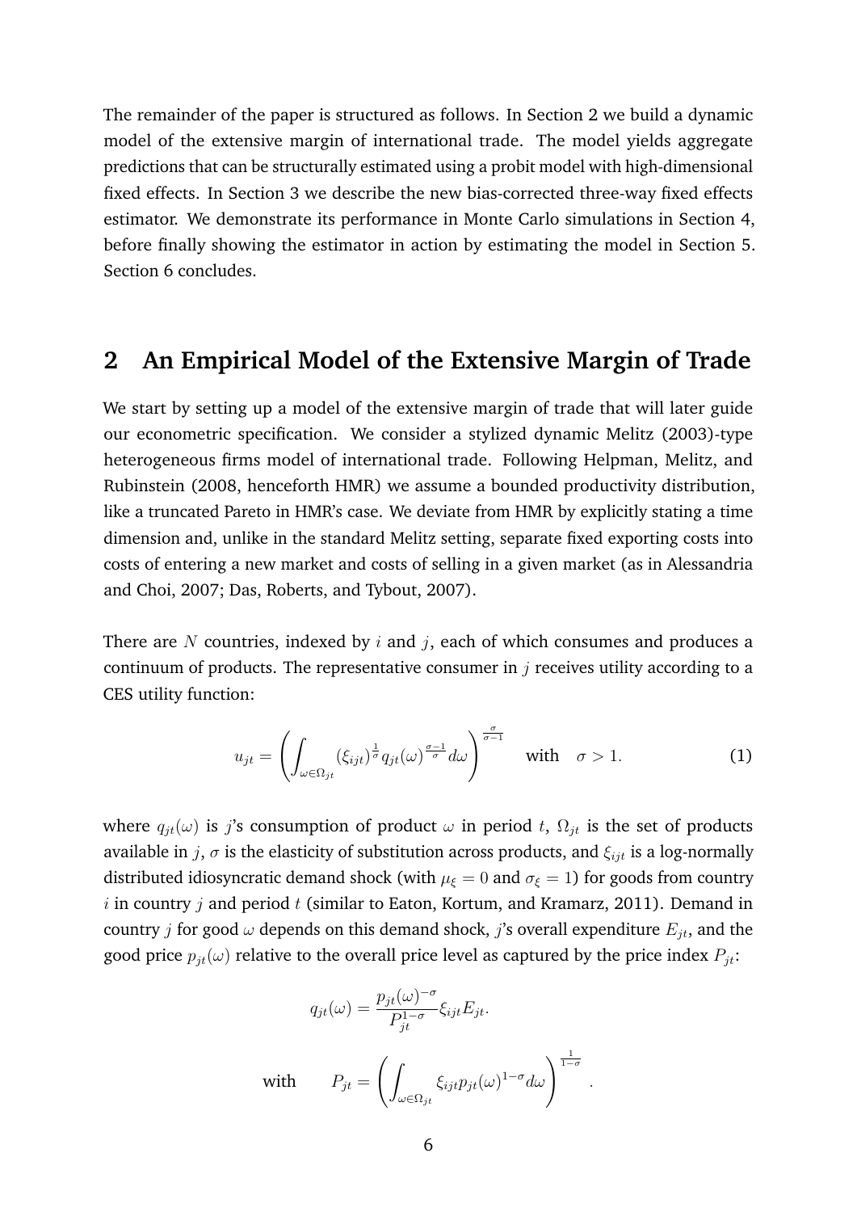The remainder of the paper is structured as follows. In Section 2 we build a dynamic model of the extensive margin of international trade. The model yields aggregate predictions that can be structurally estimated using a probit model with high-dimensional fixed effects. In Section 3 we describe the new bias-corrected three-way fixed effects estimator. We demonstrate its performance in Monte Carlo simulations in Section 4, before finally showing the estimator in action by estimating the model in Section 5. Section 6 concludes.

## 2 An Empirical Model of the Extensive Margin of Trade

We start by setting up a model of the extensive margin of trade that will later guide our econometric specification. We consider a stylized dynamic Melitz (2003)-type heterogeneous firms model of international trade. Following Helpman, Melitz, and Rubinstein (2008, henceforth HMR) we assume a bounded productivity distribution, like a truncated Pareto in HMR's case. We deviate from HMR by explicitly stating a time dimension and, unlike in the standard Melitz setting, separate fixed exporting costs into costs of entering a new market and costs of selling in a given market (as in Alessandria and Choi, 2007; Das, Roberts, and Tybout, 2007).

There are $N$ countries, indexed by $i$ and $j$, each of which consumes and produces a continuum of products. The representative consumer in $j$ receives utility according to a CES utility function:

$$u_{jt} = \left( \int_{\omega \in \Omega_{jt}} (\xi_{ijt})^{\frac{1}{\sigma}} q_{jt}(\omega)^{\frac{\sigma-1}{\sigma}} d\omega \right)^{\frac{\sigma}{\sigma-1}} \quad \text{with} \quad \sigma > 1. \tag{1}$$

where $q_{jt}(\omega)$ is $j$'s consumption of product $\omega$ in period $t$, $\Omega_{jt}$ is the set of products available in $j$, $\sigma$ is the elasticity of substitution across products, and $\xi_{ijt}$ is a log-normally distributed idiosyncratic demand shock (with $\mu_\xi = 0$ and $\sigma_\xi = 1$) for goods from country $i$ in country $j$ and period $t$ (similar to Eaton, Kortum, and Kramarz, 2011). Demand in country $j$ for good $\omega$ depends on this demand shock, $j$'s overall expenditure $E_{jt}$, and the good price $p_{jt}(\omega)$ relative to the overall price level as captured by the price index $P_{jt}$:

$$q_{jt}(\omega) = \frac{p_{jt}(\omega)^{-\sigma}}{P_{jt}^{1-\sigma}} \xi_{ijt} E_{jt}.$$

$$\text{with} \qquad P_{jt} = \left( \int_{\omega \in \Omega_{jt}} \xi_{ijt} p_{jt}(\omega)^{1-\sigma} d\omega \right)^{\frac{1}{1-\sigma}}.$$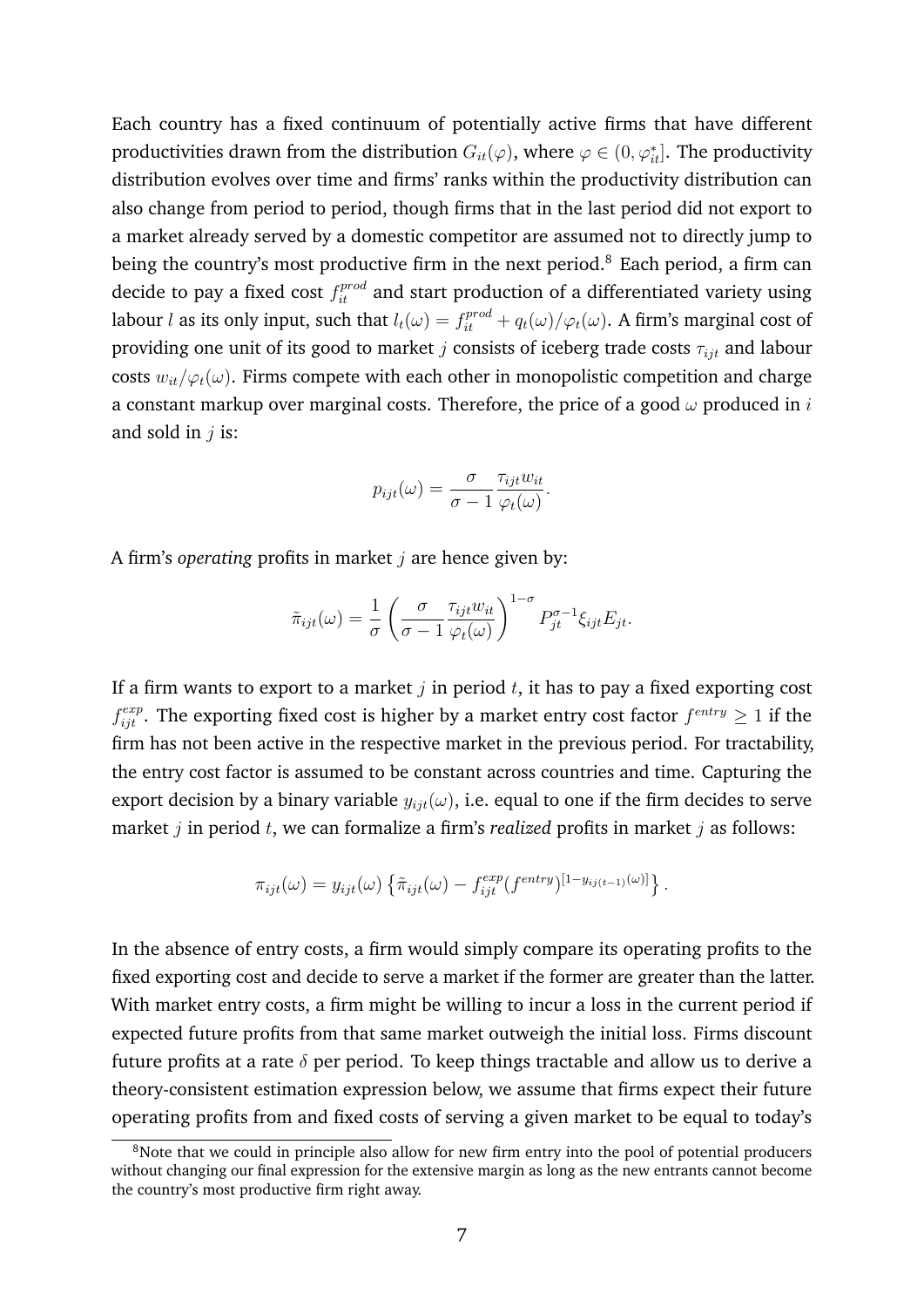Each country has a fixed continuum of potentially active firms that have different productivities drawn from the distribution $G_{it}(\varphi)$, where $\varphi \in (0, \varphi^*_{it}]$. The productivity distribution evolves over time and firms' ranks within the productivity distribution can also change from period to period, though firms that in the last period did not export to a market already served by a domestic competitor are assumed not to directly jump to being the country's most productive firm in the next period.[8] Each period, a firm can decide to pay a fixed cost $f^{prod}_{it}$ and start production of a differentiated variety using labour $l$ as its only input, such that $l_t(\omega) = f^{prod}_{it} + q_t(\omega)/\varphi_t(\omega)$. A firm's marginal cost of providing one unit of its good to market $j$ consists of iceberg trade costs $\tau_{ijt}$ and labour costs $w_{it}/\varphi_t(\omega)$. Firms compete with each other in monopolistic competition and charge a constant markup over marginal costs. Therefore, the price of a good $\omega$ produced in $i$ and sold in $j$ is:

$$p_{ijt}(\omega) = \frac{\sigma}{\sigma - 1} \frac{\tau_{ijt} w_{it}}{\varphi_t(\omega)}.$$

A firm's *operating* profits in market $j$ are hence given by:

$$\tilde{\pi}_{ijt}(\omega) = \frac{1}{\sigma} \left( \frac{\sigma}{\sigma - 1} \frac{\tau_{ijt} w_{it}}{\varphi_t(\omega)} \right)^{1-\sigma} P^{\sigma-1}_{jt} \xi_{ijt} E_{jt}.$$

If a firm wants to export to a market $j$ in period $t$, it has to pay a fixed exporting cost $f^{exp}_{ijt}$. The exporting fixed cost is higher by a market entry cost factor $f^{entry} \geq 1$ if the firm has not been active in the respective market in the previous period. For tractability, the entry cost factor is assumed to be constant across countries and time. Capturing the export decision by a binary variable $y_{ijt}(\omega)$, i.e. equal to one if the firm decides to serve market $j$ in period $t$, we can formalize a firm's *realized* profits in market $j$ as follows:

$$\pi_{ijt}(\omega) = y_{ijt}(\omega) \left\{ \tilde{\pi}_{ijt}(\omega) - f^{exp}_{ijt} (f^{entry})^{[1 - y_{ij(t-1)}(\omega)]} \right\}.$$

In the absence of entry costs, a firm would simply compare its operating profits to the fixed exporting cost and decide to serve a market if the former are greater than the latter. With market entry costs, a firm might be willing to incur a loss in the current period if expected future profits from that same market outweigh the initial loss. Firms discount future profits at a rate $\delta$ per period. To keep things tractable and allow us to derive a theory-consistent estimation expression below, we assume that firms expect their future operating profits from and fixed costs of serving a given market to be equal to today's

[8] Note that we could in principle also allow for new firm entry into the pool of potential producers without changing our final expression for the extensive margin as long as the new entrants cannot become the country's most productive firm right away.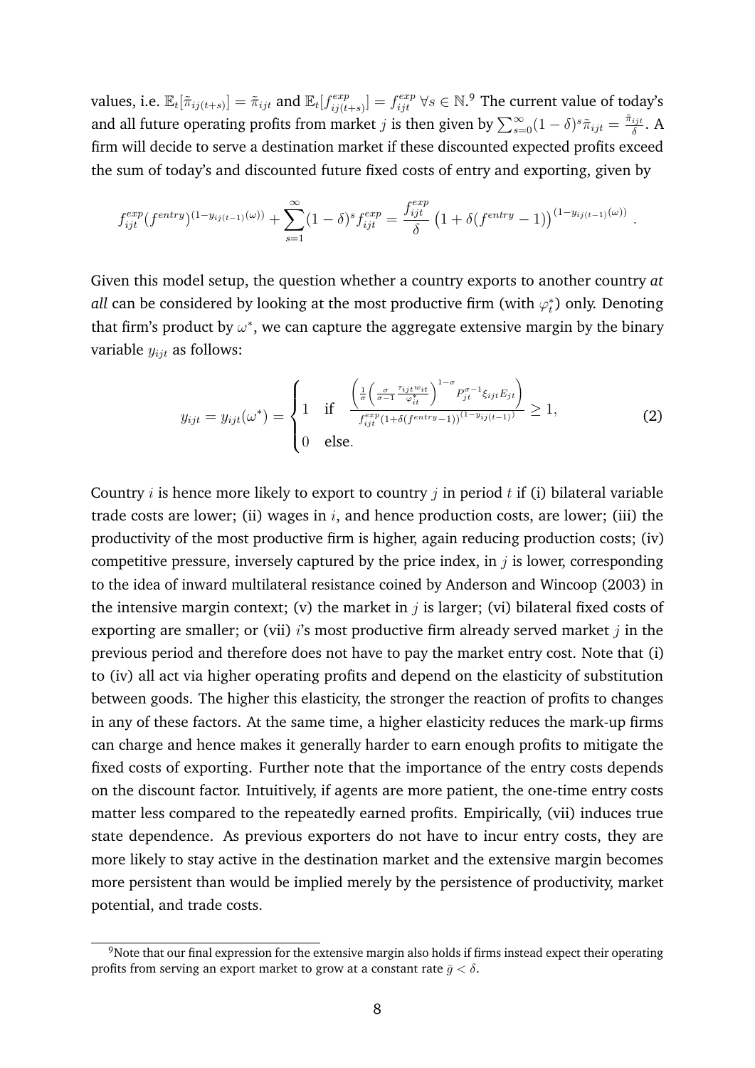values, i.e. $\mathbb{E}_t[\tilde{\pi}_{ij(t+s)}] = \tilde{\pi}_{ijt}$ and $\mathbb{E}_t[f^{exp}_{ij(t+s)}] = f^{exp}_{ijt} \; \forall s \in \mathbb{N}$.[9] The current value of today's and all future operating profits from market $j$ is then given by $\sum_{s=0}^{\infty}(1-\delta)^s \tilde{\pi}_{ijt} = \frac{\tilde{\pi}_{ijt}}{\delta}$. A firm will decide to serve a destination market if these discounted expected profits exceed the sum of today's and discounted future fixed costs of entry and exporting, given by

$$f^{exp}_{ijt}(f^{entry})^{(1-y_{ij(t-1)}(\omega))} + \sum_{s=1}^{\infty}(1-\delta)^s f^{exp}_{ijt} = \frac{f^{exp}_{ijt}}{\delta}\left(1+\delta(f^{entry}-1)\right)^{(1-y_{ij(t-1)}(\omega))}.$$

Given this model setup, the question whether a country exports to another country *at all* can be considered by looking at the most productive firm (with $\varphi^*_t$) only. Denoting that firm's product by $\omega^*$, we can capture the aggregate extensive margin by the binary variable $y_{ijt}$ as follows:

$$y_{ijt} = y_{ijt}(\omega^*) = \begin{cases} 1 & \text{if} \quad \dfrac{\left(\frac{1}{\sigma}\left(\frac{\sigma}{\sigma-1}\frac{\tau_{ijt}w_{it}}{\varphi^*_{it}}\right)^{1-\sigma} P^{\sigma-1}_{jt}\xi_{ijt}E_{jt}\right)}{f^{exp}_{ijt}(1+\delta(f^{entry}-1))^{(1-y_{ij(t-1)})}} \geq 1, \\ 0 & \text{else.} \end{cases} \tag{2}$$

Country $i$ is hence more likely to export to country $j$ in period $t$ if (i) bilateral variable trade costs are lower; (ii) wages in $i$, and hence production costs, are lower; (iii) the productivity of the most productive firm is higher, again reducing production costs; (iv) competitive pressure, inversely captured by the price index, in $j$ is lower, corresponding to the idea of inward multilateral resistance coined by Anderson and Wincoop (2003) in the intensive margin context; (v) the market in $j$ is larger; (vi) bilateral fixed costs of exporting are smaller; or (vii) $i$'s most productive firm already served market $j$ in the previous period and therefore does not have to pay the market entry cost. Note that (i) to (iv) all act via higher operating profits and depend on the elasticity of substitution between goods. The higher this elasticity, the stronger the reaction of profits to changes in any of these factors. At the same time, a higher elasticity reduces the mark-up firms can charge and hence makes it generally harder to earn enough profits to mitigate the fixed costs of exporting. Further note that the importance of the entry costs depends on the discount factor. Intuitively, if agents are more patient, the one-time entry costs matter less compared to the repeatedly earned profits. Empirically, (vii) induces true state dependence. As previous exporters do not have to incur entry costs, they are more likely to stay active in the destination market and the extensive margin becomes more persistent than would be implied merely by the persistence of productivity, market potential, and trade costs.

[9] Note that our final expression for the extensive margin also holds if firms instead expect their operating profits from serving an export market to grow at a constant rate $\bar{g} < \delta$.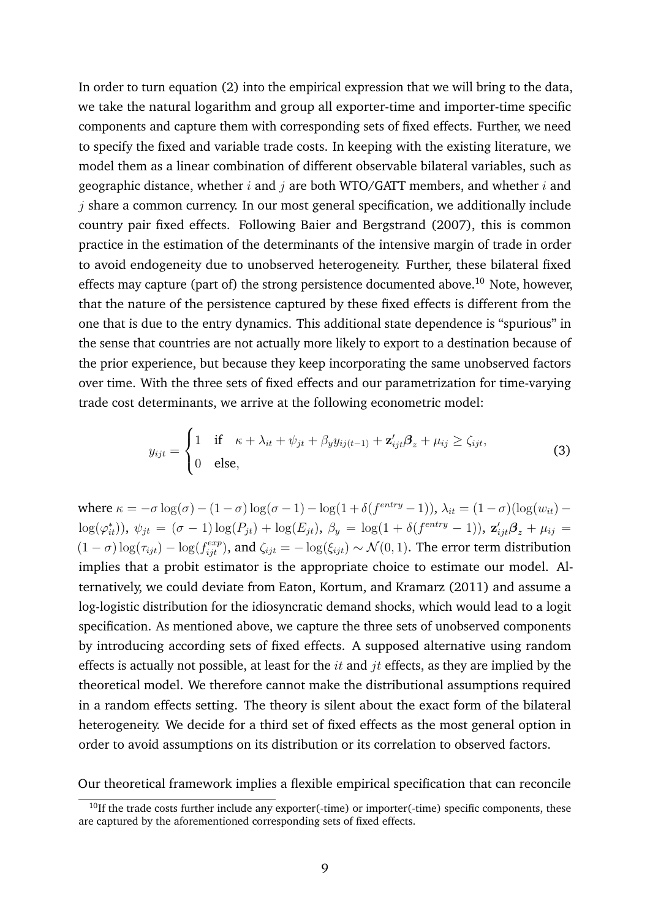In order to turn equation (2) into the empirical expression that we will bring to the data, we take the natural logarithm and group all exporter-time and importer-time specific components and capture them with corresponding sets of fixed effects. Further, we need to specify the fixed and variable trade costs. In keeping with the existing literature, we model them as a linear combination of different observable bilateral variables, such as geographic distance, whether $i$ and $j$ are both WTO/GATT members, and whether $i$ and $j$ share a common currency. In our most general specification, we additionally include country pair fixed effects. Following Baier and Bergstrand (2007), this is common practice in the estimation of the determinants of the intensive margin of trade in order to avoid endogeneity due to unobserved heterogeneity. Further, these bilateral fixed effects may capture (part of) the strong persistence documented above.[10] Note, however, that the nature of the persistence captured by these fixed effects is different from the one that is due to the entry dynamics. This additional state dependence is "spurious" in the sense that countries are not actually more likely to export to a destination because of the prior experience, but because they keep incorporating the same unobserved factors over time. With the three sets of fixed effects and our parametrization for time-varying trade cost determinants, we arrive at the following econometric model:

$$y_{ijt} = \begin{cases} 1 & \text{if} \quad \kappa + \lambda_{it} + \psi_{jt} + \beta_y y_{ij(t-1)} + \mathbf{z}'_{ijt}\boldsymbol{\beta}_z + \mu_{ij} \geq \zeta_{ijt}, \\ 0 & \text{else}, \end{cases} \tag{3}$$

where $\kappa = -\sigma \log(\sigma) - (1-\sigma)\log(\sigma - 1) - \log(1 + \delta(f^{entry} - 1))$, $\lambda_{it} = (1-\sigma)(\log(w_{it}) - \log(\varphi^*_{it}))$, $\psi_{jt} = (\sigma - 1)\log(P_{jt}) + \log(E_{jt})$, $\beta_y = \log(1 + \delta(f^{entry} - 1))$, $\mathbf{z}'_{ijt}\boldsymbol{\beta}_z + \mu_{ij} = (1-\sigma)\log(\tau_{ijt}) - \log(f^{exp}_{ijt})$, and $\zeta_{ijt} = -\log(\xi_{ijt}) \sim \mathcal{N}(0,1)$. The error term distribution implies that a probit estimator is the appropriate choice to estimate our model. Alternatively, we could deviate from Eaton, Kortum, and Kramarz (2011) and assume a log-logistic distribution for the idiosyncratic demand shocks, which would lead to a logit specification. As mentioned above, we capture the three sets of unobserved components by introducing according sets of fixed effects. A supposed alternative using random effects is actually not possible, at least for the $it$ and $jt$ effects, as they are implied by the theoretical model. We therefore cannot make the distributional assumptions required in a random effects setting. The theory is silent about the exact form of the bilateral heterogeneity. We decide for a third set of fixed effects as the most general option in order to avoid assumptions on its distribution or its correlation to observed factors.

Our theoretical framework implies a flexible empirical specification that can reconcile

[10] If the trade costs further include any exporter(-time) or importer(-time) specific components, these are captured by the aforementioned corresponding sets of fixed effects.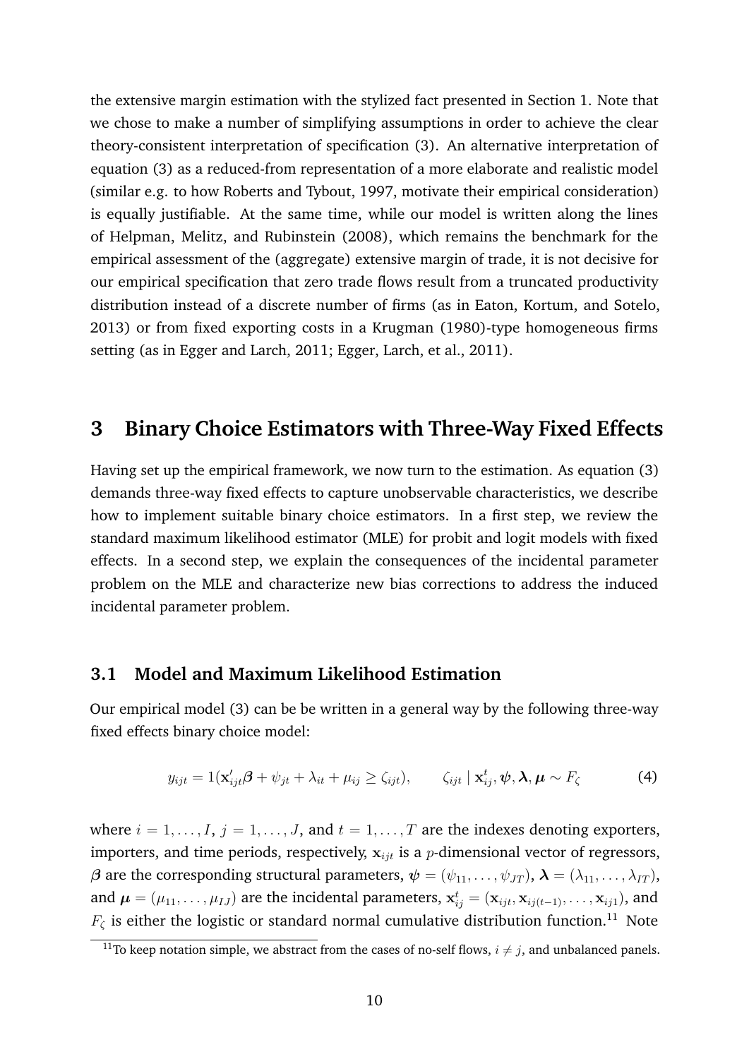the extensive margin estimation with the stylized fact presented in Section 1. Note that we chose to make a number of simplifying assumptions in order to achieve the clear theory-consistent interpretation of specification (3). An alternative interpretation of equation (3) as a reduced-from representation of a more elaborate and realistic model (similar e.g. to how Roberts and Tybout, 1997, motivate their empirical consideration) is equally justifiable. At the same time, while our model is written along the lines of Helpman, Melitz, and Rubinstein (2008), which remains the benchmark for the empirical assessment of the (aggregate) extensive margin of trade, it is not decisive for our empirical specification that zero trade flows result from a truncated productivity distribution instead of a discrete number of firms (as in Eaton, Kortum, and Sotelo, 2013) or from fixed exporting costs in a Krugman (1980)-type homogeneous firms setting (as in Egger and Larch, 2011; Egger, Larch, et al., 2011).

## 3 Binary Choice Estimators with Three-Way Fixed Effects

Having set up the empirical framework, we now turn to the estimation. As equation (3) demands three-way fixed effects to capture unobservable characteristics, we describe how to implement suitable binary choice estimators. In a first step, we review the standard maximum likelihood estimator (MLE) for probit and logit models with fixed effects. In a second step, we explain the consequences of the incidental parameter problem on the MLE and characterize new bias corrections to address the induced incidental parameter problem.

### 3.1 Model and Maximum Likelihood Estimation

Our empirical model (3) can be be written in a general way by the following three-way fixed effects binary choice model:

$$y_{ijt} = 1(\mathbf{x}_{ijt}'\boldsymbol{\beta} + \psi_{jt} + \lambda_{it} + \mu_{ij} \geq \zeta_{ijt}), \qquad \zeta_{ijt} \mid \mathbf{x}_{ij}^{t}, \boldsymbol{\psi}, \boldsymbol{\lambda}, \boldsymbol{\mu} \sim F_{\zeta} \tag{4}$$

where $i = 1, \ldots, I$, $j = 1, \ldots, J$, and $t = 1, \ldots, T$ are the indexes denoting exporters, importers, and time periods, respectively, $\mathbf{x}_{ijt}$ is a $p$-dimensional vector of regressors, $\boldsymbol{\beta}$ are the corresponding structural parameters, $\boldsymbol{\psi} = (\psi_{11}, \ldots, \psi_{JT})$, $\boldsymbol{\lambda} = (\lambda_{11}, \ldots, \lambda_{IT})$, and $\boldsymbol{\mu} = (\mu_{11}, \ldots, \mu_{IJ})$ are the incidental parameters, $\mathbf{x}_{ij}^{t} = (\mathbf{x}_{ijt}, \mathbf{x}_{ij(t-1)}, \ldots, \mathbf{x}_{ij1})$, and $F_{\zeta}$ is either the logistic or standard normal cumulative distribution function.[11] Note

[11]To keep notation simple, we abstract from the cases of no-self flows, $i \neq j$, and unbalanced panels.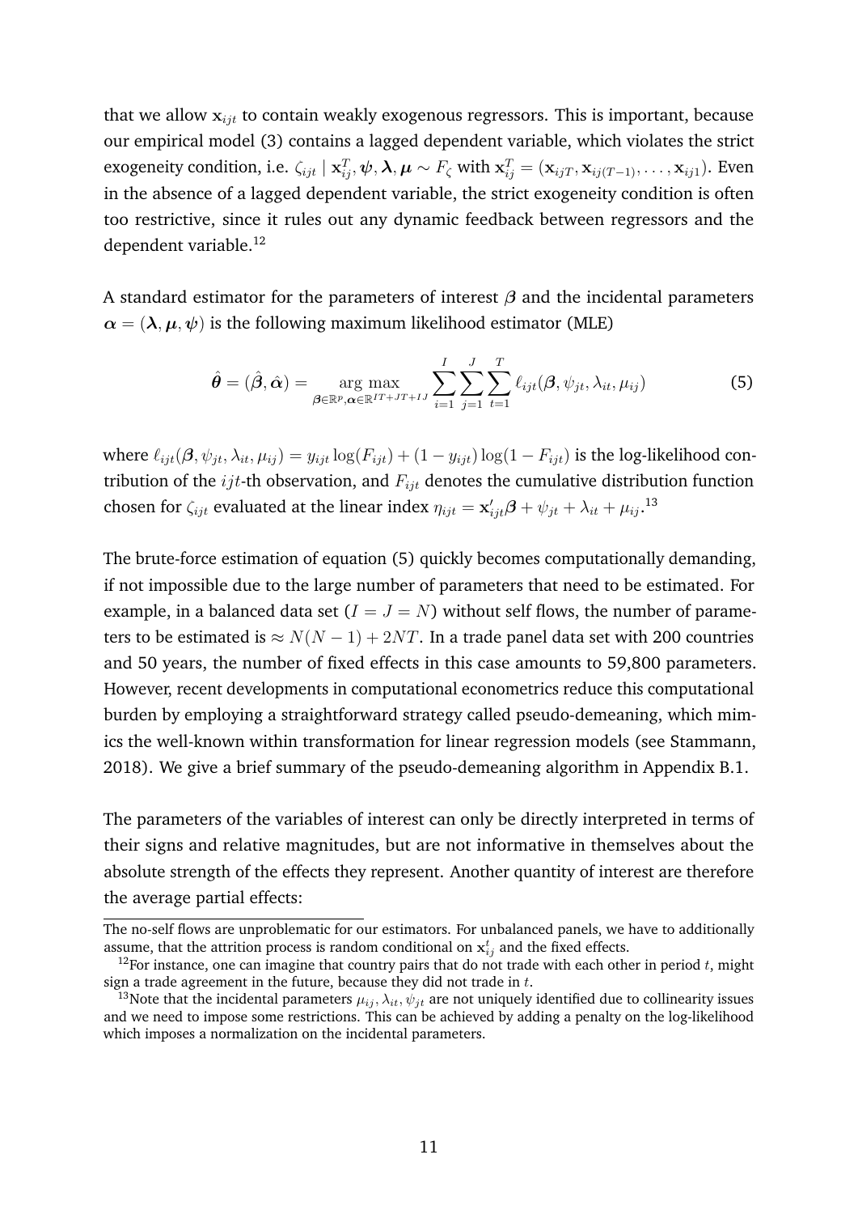that we allow $\mathbf{x}_{ijt}$ to contain weakly exogenous regressors. This is important, because our empirical model (3) contains a lagged dependent variable, which violates the strict exogeneity condition, i.e. $\zeta_{ijt} \mid \mathbf{x}_{ij}^T, \boldsymbol{\psi}, \boldsymbol{\lambda}, \boldsymbol{\mu} \sim F_\zeta$ with $\mathbf{x}_{ij}^T = (\mathbf{x}_{ijT}, \mathbf{x}_{ij(T-1)}, \ldots, \mathbf{x}_{ij1})$. Even in the absence of a lagged dependent variable, the strict exogeneity condition is often too restrictive, since it rules out any dynamic feedback between regressors and the dependent variable.[12]

A standard estimator for the parameters of interest $\boldsymbol{\beta}$ and the incidental parameters $\boldsymbol{\alpha} = (\boldsymbol{\lambda}, \boldsymbol{\mu}, \boldsymbol{\psi})$ is the following maximum likelihood estimator (MLE)

$$\hat{\boldsymbol{\theta}} = (\hat{\boldsymbol{\beta}}, \hat{\boldsymbol{\alpha}}) = \underset{\boldsymbol{\beta} \in \mathbb{R}^p, \boldsymbol{\alpha} \in \mathbb{R}^{IT+JT+IJ}}{\arg\max} \sum_{i=1}^{I} \sum_{j=1}^{J} \sum_{t=1}^{T} \ell_{ijt}(\boldsymbol{\beta}, \psi_{jt}, \lambda_{it}, \mu_{ij}) \tag{5}$$

where $\ell_{ijt}(\boldsymbol{\beta}, \psi_{jt}, \lambda_{it}, \mu_{ij}) = y_{ijt} \log(F_{ijt}) + (1 - y_{ijt}) \log(1 - F_{ijt})$ is the log-likelihood contribution of the $ijt$-th observation, and $F_{ijt}$ denotes the cumulative distribution function chosen for $\zeta_{ijt}$ evaluated at the linear index $\eta_{ijt} = \mathbf{x}_{ijt}'\boldsymbol{\beta} + \psi_{jt} + \lambda_{it} + \mu_{ij}$.[13]

The brute-force estimation of equation (5) quickly becomes computationally demanding, if not impossible due to the large number of parameters that need to be estimated. For example, in a balanced data set ($I = J = N$) without self flows, the number of parameters to be estimated is $\approx N(N-1) + 2NT$. In a trade panel data set with 200 countries and 50 years, the number of fixed effects in this case amounts to 59,800 parameters. However, recent developments in computational econometrics reduce this computational burden by employing a straightforward strategy called pseudo-demeaning, which mimics the well-known within transformation for linear regression models (see Stammann, 2018). We give a brief summary of the pseudo-demeaning algorithm in Appendix B.1.

The parameters of the variables of interest can only be directly interpreted in terms of their signs and relative magnitudes, but are not informative in themselves about the absolute strength of the effects they represent. Another quantity of interest are therefore the average partial effects:

---

The no-self flows are unproblematic for our estimators. For unbalanced panels, we have to additionally assume, that the attrition process is random conditional on $\mathbf{x}_{ij}^t$ and the fixed effects.

[12] For instance, one can imagine that country pairs that do not trade with each other in period $t$, might sign a trade agreement in the future, because they did not trade in $t$.

[13] Note that the incidental parameters $\mu_{ij}, \lambda_{it}, \psi_{jt}$ are not uniquely identified due to collinearity issues and we need to impose some restrictions. This can be achieved by adding a penalty on the log-likelihood which imposes a normalization on the incidental parameters.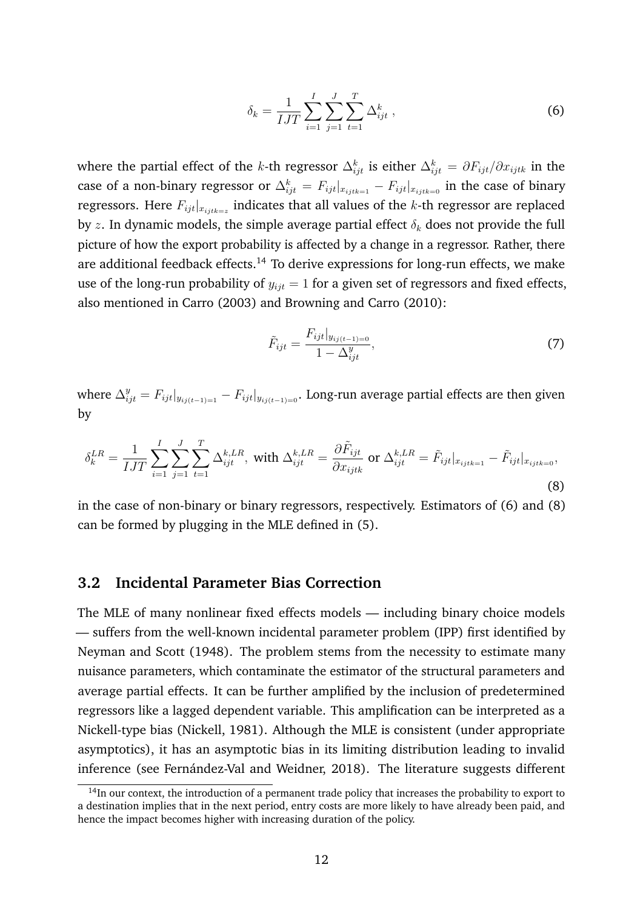$$\delta_k = \frac{1}{IJT} \sum_{i=1}^{I} \sum_{j=1}^{J} \sum_{t=1}^{T} \Delta_{ijt}^{k} \ , \tag{6}$$

where the partial effect of the $k$-th regressor $\Delta_{ijt}^{k}$ is either $\Delta_{ijt}^{k} = \partial F_{ijt} / \partial x_{ijtk}$ in the case of a non-binary regressor or $\Delta_{ijt}^{k} = F_{ijt}|_{x_{ijtk=1}} - F_{ijt}|_{x_{ijtk=0}}$ in the case of binary regressors. Here $F_{ijt}|_{x_{ijtk=z}}$ indicates that all values of the $k$-th regressor are replaced by $z$. In dynamic models, the simple average partial effect $\delta_k$ does not provide the full picture of how the export probability is affected by a change in a regressor. Rather, there are additional feedback effects.[14] To derive expressions for long-run effects, we make use of the long-run probability of $y_{ijt} = 1$ for a given set of regressors and fixed effects, also mentioned in Carro (2003) and Browning and Carro (2010):

$$\tilde{F}_{ijt} = \frac{F_{ijt}|_{y_{ij(t-1)=0}}}{1 - \Delta_{ijt}^{y}}, \tag{7}$$

where $\Delta_{ijt}^{y} = F_{ijt}|_{y_{ij(t-1)=1}} - F_{ijt}|_{y_{ij(t-1)=0}}$. Long-run average partial effects are then given by

$$\delta_k^{LR} = \frac{1}{IJT} \sum_{i=1}^{I} \sum_{j=1}^{J} \sum_{t=1}^{T} \Delta_{ijt}^{k,LR}, \text{ with } \Delta_{ijt}^{k,LR} = \frac{\partial \tilde{F}_{ijt}}{\partial x_{ijtk}} \text{ or } \Delta_{ijt}^{k,LR} = \tilde{F}_{ijt}|_{x_{ijtk=1}} - \tilde{F}_{ijt}|_{x_{ijtk=0}}, \tag{8}$$

in the case of non-binary or binary regressors, respectively. Estimators of (6) and (8) can be formed by plugging in the MLE defined in (5).

## 3.2 Incidental Parameter Bias Correction

The MLE of many nonlinear fixed effects models — including binary choice models — suffers from the well-known incidental parameter problem (IPP) first identified by Neyman and Scott (1948). The problem stems from the necessity to estimate many nuisance parameters, which contaminate the estimator of the structural parameters and average partial effects. It can be further amplified by the inclusion of predetermined regressors like a lagged dependent variable. This amplification can be interpreted as a Nickell-type bias (Nickell, 1981). Although the MLE is consistent (under appropriate asymptotics), it has an asymptotic bias in its limiting distribution leading to invalid inference (see Fernández-Val and Weidner, 2018). The literature suggests different

[14] In our context, the introduction of a permanent trade policy that increases the probability to export to a destination implies that in the next period, entry costs are more likely to have already been paid, and hence the impact becomes higher with increasing duration of the policy.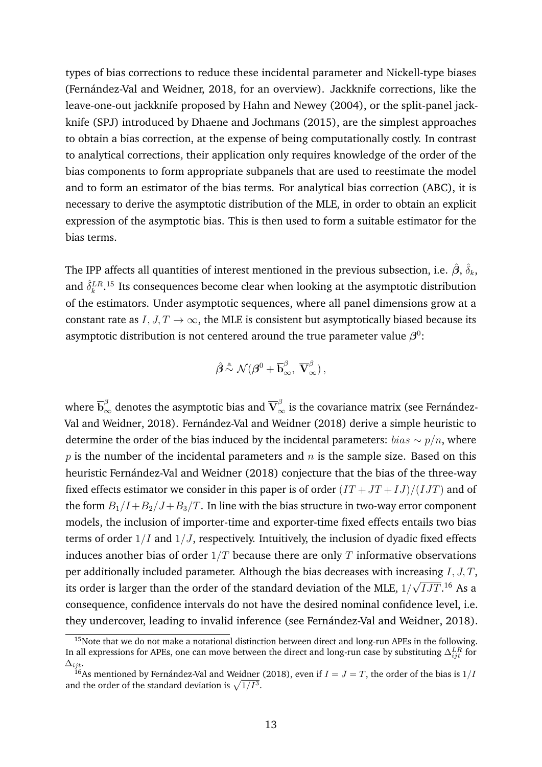types of bias corrections to reduce these incidental parameter and Nickell-type biases (Fernández-Val and Weidner, 2018, for an overview). Jackknife corrections, like the leave-one-out jackknife proposed by Hahn and Newey (2004), or the split-panel jackknife (SPJ) introduced by Dhaene and Jochmans (2015), are the simplest approaches to obtain a bias correction, at the expense of being computationally costly. In contrast to analytical corrections, their application only requires knowledge of the order of the bias components to form appropriate subpanels that are used to reestimate the model and to form an estimator of the bias terms. For analytical bias correction (ABC), it is necessary to derive the asymptotic distribution of the MLE, in order to obtain an explicit expression of the asymptotic bias. This is then used to form a suitable estimator for the bias terms.

The IPP affects all quantities of interest mentioned in the previous subsection, i.e. $\hat{\boldsymbol{\beta}}$, $\hat{\delta}_k$, and $\hat{\delta}_k^{LR}$.[15] Its consequences become clear when looking at the asymptotic distribution of the estimators. Under asymptotic sequences, where all panel dimensions grow at a constant rate as $I, J, T \to \infty$, the MLE is consistent but asymptotically biased because its asymptotic distribution is not centered around the true parameter value $\boldsymbol{\beta}^0$:

$$\hat{\boldsymbol{\beta}} \overset{\text{a}}{\sim} \mathcal{N}(\boldsymbol{\beta}^0 + \overline{\mathbf{b}}_{\infty}^{\beta},\ \overline{\mathbf{V}}_{\infty}^{\beta}),$$

where $\overline{\mathbf{b}}_{\infty}^{\beta}$ denotes the asymptotic bias and $\overline{\mathbf{V}}_{\infty}^{\beta}$ is the covariance matrix (see Fernández-Val and Weidner, 2018). Fernández-Val and Weidner (2018) derive a simple heuristic to determine the order of the bias induced by the incidental parameters: $bias \sim p/n$, where $p$ is the number of the incidental parameters and $n$ is the sample size. Based on this heuristic Fernández-Val and Weidner (2018) conjecture that the bias of the three-way fixed effects estimator we consider in this paper is of order $(IT + JT + IJ)/(IJT)$ and of the form $B_1/I + B_2/J + B_3/T$. In line with the bias structure in two-way error component models, the inclusion of importer-time and exporter-time fixed effects entails two bias terms of order $1/I$ and $1/J$, respectively. Intuitively, the inclusion of dyadic fixed effects induces another bias of order $1/T$ because there are only $T$ informative observations per additionally included parameter. Although the bias decreases with increasing $I, J, T$, its order is larger than the order of the standard deviation of the MLE, $1/\sqrt{IJT}$.[16] As a consequence, confidence intervals do not have the desired nominal confidence level, i.e. they undercover, leading to invalid inference (see Fernández-Val and Weidner, 2018).

[15] Note that we do not make a notational distinction between direct and long-run APEs in the following. In all expressions for APEs, one can move between the direct and long-run case by substituting $\Delta_{ijt}^{LR}$ for $\Delta_{ijt}$.

[16] As mentioned by Fernández-Val and Weidner (2018), even if $I = J = T$, the order of the bias is $1/I$ and the order of the standard deviation is $\sqrt{1/I^3}$.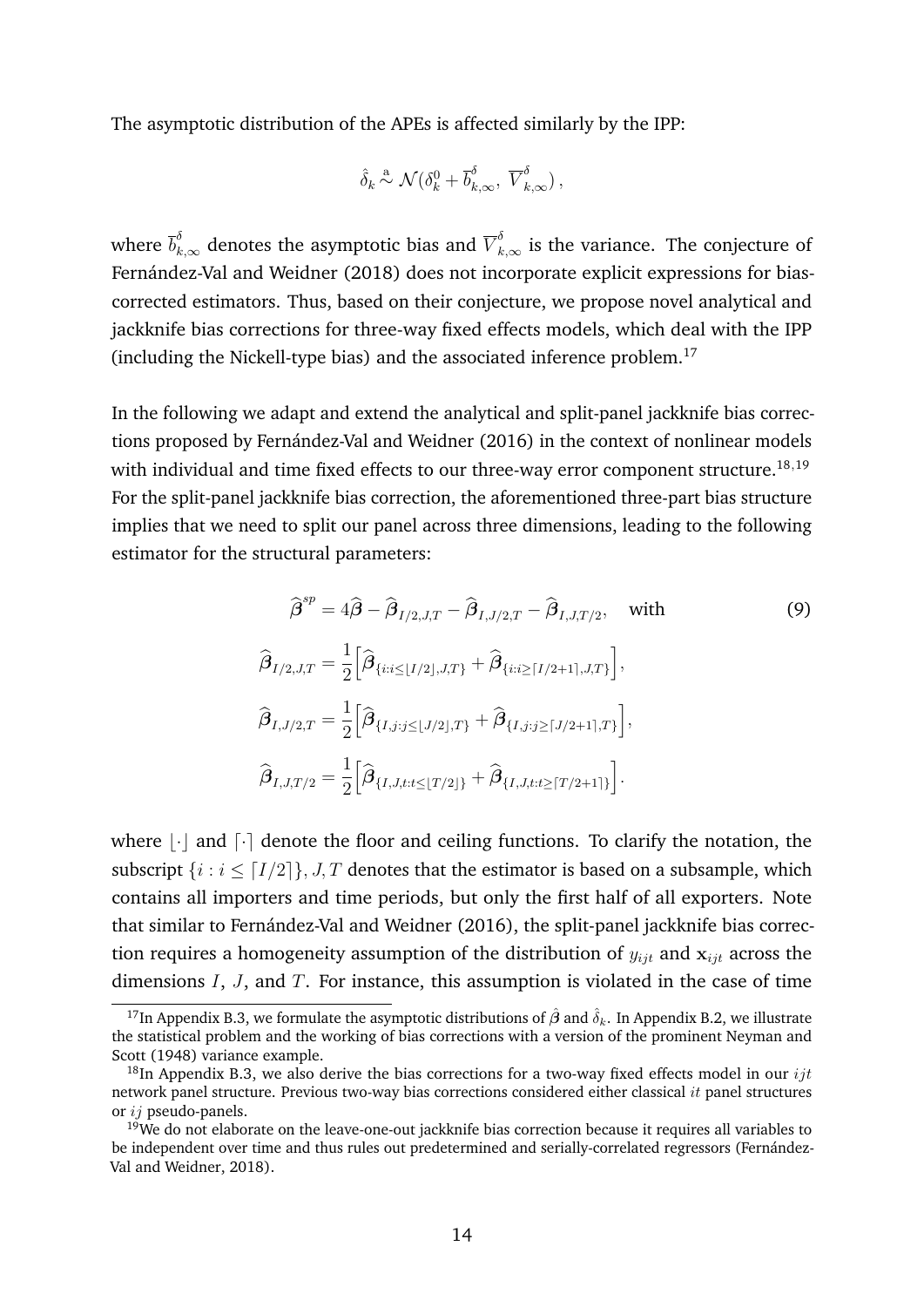The asymptotic distribution of the APEs is affected similarly by the IPP:

$$\hat{\delta}_k \overset{a}{\sim} \mathcal{N}(\delta_k^0 + \overline{b}^{\delta}_{k,\infty},\, \overline{V}^{\delta}_{k,\infty})\,,$$

where $\overline{b}^{\delta}_{k,\infty}$ denotes the asymptotic bias and $\overline{V}^{\delta}_{k,\infty}$ is the variance. The conjecture of Fernández-Val and Weidner (2018) does not incorporate explicit expressions for bias-corrected estimators. Thus, based on their conjecture, we propose novel analytical and jackknife bias corrections for three-way fixed effects models, which deal with the IPP (including the Nickell-type bias) and the associated inference problem.[17]

In the following we adapt and extend the analytical and split-panel jackknife bias corrections proposed by Fernández-Val and Weidner (2016) in the context of nonlinear models with individual and time fixed effects to our three-way error component structure.[18,19] For the split-panel jackknife bias correction, the aforementioned three-part bias structure implies that we need to split our panel across three dimensions, leading to the following estimator for the structural parameters:

$$\widehat{\boldsymbol{\beta}}^{sp} = 4\widehat{\boldsymbol{\beta}} - \widehat{\boldsymbol{\beta}}_{I/2,J,T} - \widehat{\boldsymbol{\beta}}_{I,J/2,T} - \widehat{\boldsymbol{\beta}}_{I,J,T/2}, \quad \text{with} \tag{9}$$

$$\widehat{\boldsymbol{\beta}}_{I/2,J,T} = \frac{1}{2}\Big[\widehat{\boldsymbol{\beta}}_{\{i:i\leq\lfloor I/2\rfloor,J,T\}} + \widehat{\boldsymbol{\beta}}_{\{i:i\geq\lceil I/2+1\rceil,J,T\}}\Big],$$

$$\widehat{\boldsymbol{\beta}}_{I,J/2,T} = \frac{1}{2}\Big[\widehat{\boldsymbol{\beta}}_{\{I,j:j\leq\lfloor J/2\rfloor,T\}} + \widehat{\boldsymbol{\beta}}_{\{I,j:j\geq\lceil J/2+1\rceil,T\}}\Big],$$

$$\widehat{\boldsymbol{\beta}}_{I,J,T/2} = \frac{1}{2}\Big[\widehat{\boldsymbol{\beta}}_{\{I,J,t:t\leq\lfloor T/2\rfloor\}} + \widehat{\boldsymbol{\beta}}_{\{I,J,t:t\geq\lceil T/2+1\rceil\}}\Big].$$

where $\lfloor\cdot\rfloor$ and $\lceil\cdot\rceil$ denote the floor and ceiling functions. To clarify the notation, the subscript $\{i : i \leq \lceil I/2\rceil\}, J, T$ denotes that the estimator is based on a subsample, which contains all importers and time periods, but only the first half of all exporters. Note that similar to Fernández-Val and Weidner (2016), the split-panel jackknife bias correction requires a homogeneity assumption of the distribution of $y_{ijt}$ and $\mathbf{x}_{ijt}$ across the dimensions $I$, $J$, and $T$. For instance, this assumption is violated in the case of time

[17] In Appendix B.3, we formulate the asymptotic distributions of $\hat{\beta}$ and $\hat{\delta}_k$. In Appendix B.2, we illustrate the statistical problem and the working of bias corrections with a version of the prominent Neyman and Scott (1948) variance example.

[18] In Appendix B.3, we also derive the bias corrections for a two-way fixed effects model in our $ijt$ network panel structure. Previous two-way bias corrections considered either classical $it$ panel structures or $ij$ pseudo-panels.

[19] We do not elaborate on the leave-one-out jackknife bias correction because it requires all variables to be independent over time and thus rules out predetermined and serially-correlated regressors (Fernández-Val and Weidner, 2018).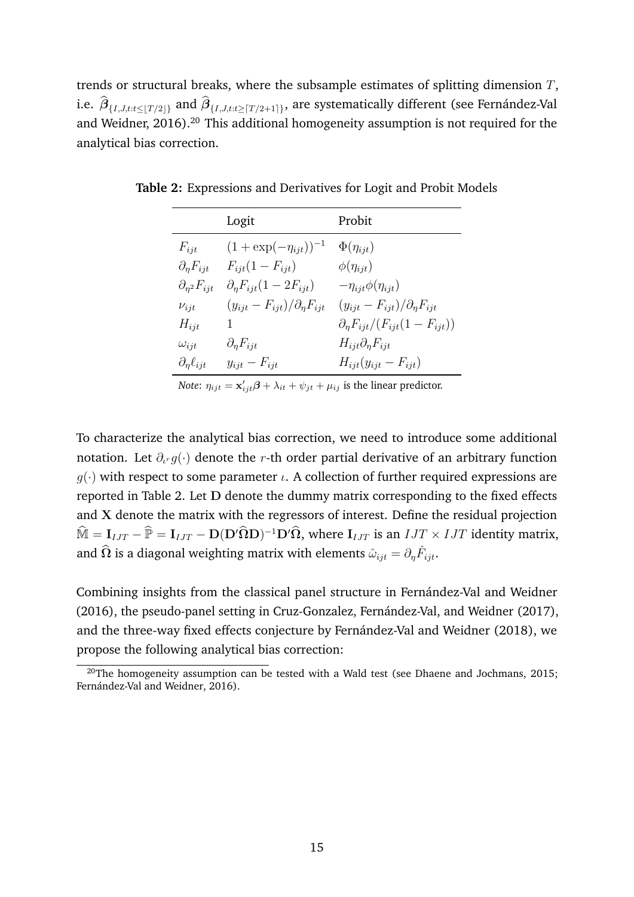trends or structural breaks, where the subsample estimates of splitting dimension $T$, i.e. $\widehat{\boldsymbol{\beta}}_{\{I,J,t:t\leq\lfloor T/2\rfloor\}}$ and $\widehat{\boldsymbol{\beta}}_{\{I,J,t:t\geq\lceil T/2+1\rceil\}}$, are systematically different (see Fernández-Val and Weidner, 2016).[20] This additional homogeneity assumption is not required for the analytical bias correction.

**Table 2:** Expressions and Derivatives for Logit and Probit Models

| | Logit | Probit |
|---|---|---|
| $F_{ijt}$ | $(1+\exp(-\eta_{ijt}))^{-1}$ | $\Phi(\eta_{ijt})$ |
| $\partial_{\eta} F_{ijt}$ | $F_{ijt}(1-F_{ijt})$ | $\phi(\eta_{ijt})$ |
| $\partial_{\eta^2} F_{ijt}$ | $\partial_{\eta} F_{ijt}(1-2F_{ijt})$ | $-\eta_{ijt}\phi(\eta_{ijt})$ |
| $\nu_{ijt}$ | $(y_{ijt}-F_{ijt})/\partial_{\eta} F_{ijt}$ | $(y_{ijt}-F_{ijt})/\partial_{\eta} F_{ijt}$ |
| $H_{ijt}$ | $1$ | $\partial_{\eta} F_{ijt}/(F_{ijt}(1-F_{ijt}))$ |
| $\omega_{ijt}$ | $\partial_{\eta} F_{ijt}$ | $H_{ijt}\partial_{\eta} F_{ijt}$ |
| $\partial_{\eta} \ell_{ijt}$ | $y_{ijt}-F_{ijt}$ | $H_{ijt}(y_{ijt}-F_{ijt})$ |

*Note*: $\eta_{ijt} = \mathbf{x}_{ijt}'\boldsymbol{\beta} + \lambda_{it} + \psi_{jt} + \mu_{ij}$ is the linear predictor.

To characterize the analytical bias correction, we need to introduce some additional notation. Let $\partial_{\iota^r} g(\cdot)$ denote the $r$-th order partial derivative of an arbitrary function $g(\cdot)$ with respect to some parameter $\iota$. A collection of further required expressions are reported in Table 2. Let $\mathbf{D}$ denote the dummy matrix corresponding to the fixed effects and $\mathbf{X}$ denote the matrix with the regressors of interest. Define the residual projection $\widehat{\mathbb{M}} = \mathbf{I}_{IJT} - \widehat{\mathbb{P}} = \mathbf{I}_{IJT} - \mathbf{D}(\mathbf{D}'\widehat{\boldsymbol{\Omega}}\mathbf{D})^{-1}\mathbf{D}'\widehat{\boldsymbol{\Omega}}$, where $\mathbf{I}_{IJT}$ is an $IJT \times IJT$ identity matrix, and $\widehat{\boldsymbol{\Omega}}$ is a diagonal weighting matrix with elements $\hat{\omega}_{ijt} = \partial_{\eta}\hat{F}_{ijt}$.

Combining insights from the classical panel structure in Fernández-Val and Weidner (2016), the pseudo-panel setting in Cruz-Gonzalez, Fernández-Val, and Weidner (2017), and the three-way fixed effects conjecture by Fernández-Val and Weidner (2018), we propose the following analytical bias correction:

[20] The homogeneity assumption can be tested with a Wald test (see Dhaene and Jochmans, 2015; Fernández-Val and Weidner, 2016).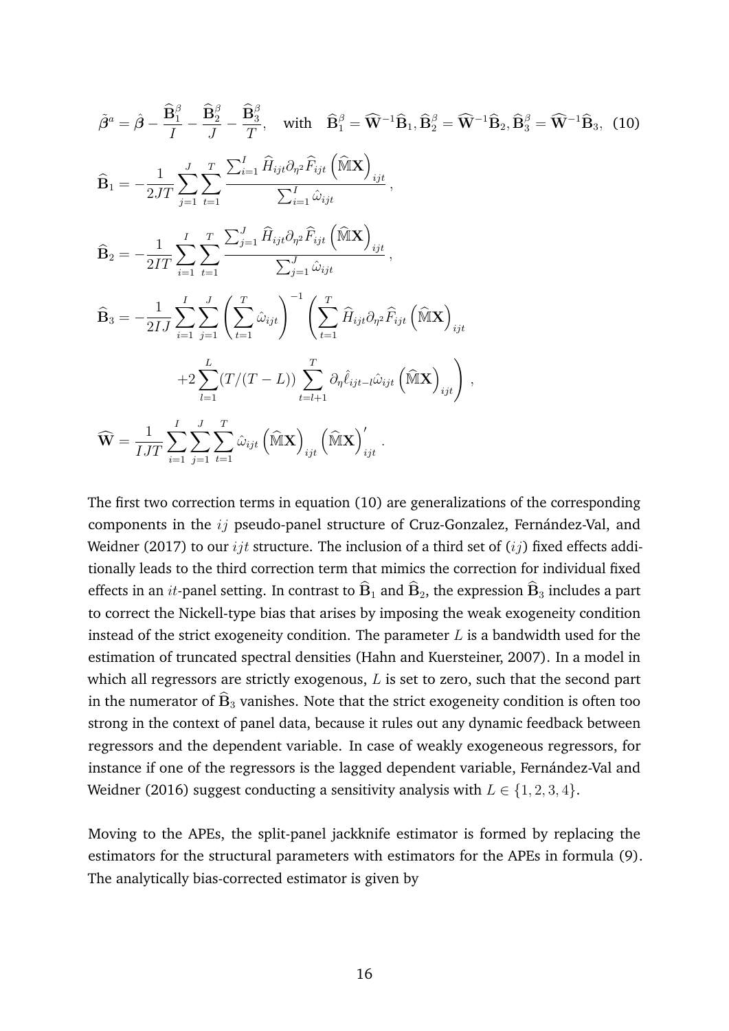$$\tilde{\boldsymbol{\beta}}^{a} = \hat{\boldsymbol{\beta}} - \frac{\widehat{\mathbf{B}}_1^{\beta}}{I} - \frac{\widehat{\mathbf{B}}_2^{\beta}}{J} - \frac{\widehat{\mathbf{B}}_3^{\beta}}{T}, \quad \text{with} \quad \widehat{\mathbf{B}}_1^{\beta} = \widehat{\mathbf{W}}^{-1}\widehat{\mathbf{B}}_1, \widehat{\mathbf{B}}_2^{\beta} = \widehat{\mathbf{W}}^{-1}\widehat{\mathbf{B}}_2, \widehat{\mathbf{B}}_3^{\beta} = \widehat{\mathbf{W}}^{-1}\widehat{\mathbf{B}}_3, \quad (10)$$

$$\widehat{\mathbf{B}}_1 = -\frac{1}{2JT}\sum_{j=1}^{J}\sum_{t=1}^{T}\frac{\sum_{i=1}^{I}\widehat{H}_{ijt}\partial_{\eta^2}\widehat{F}_{ijt}\left(\widehat{\mathbb{M}}\mathbf{X}\right)_{ijt}}{\sum_{i=1}^{I}\hat{\omega}_{ijt}},$$

$$\widehat{\mathbf{B}}_2 = -\frac{1}{2IT}\sum_{i=1}^{I}\sum_{t=1}^{T}\frac{\sum_{j=1}^{J}\widehat{H}_{ijt}\partial_{\eta^2}\widehat{F}_{ijt}\left(\widehat{\mathbb{M}}\mathbf{X}\right)_{ijt}}{\sum_{j=1}^{J}\hat{\omega}_{ijt}},$$

$$\widehat{\mathbf{B}}_3 = -\frac{1}{2IJ}\sum_{i=1}^{I}\sum_{j=1}^{J}\left(\sum_{t=1}^{T}\hat{\omega}_{ijt}\right)^{-1}\left(\sum_{t=1}^{T}\widehat{H}_{ijt}\partial_{\eta^2}\widehat{F}_{ijt}\left(\widehat{\mathbb{M}}\mathbf{X}\right)_{ijt}\right.$$
$$\left. +2\sum_{l=1}^{L}(T/(T-L))\sum_{t=l+1}^{T}\partial_{\eta}\hat{\ell}_{ijt-l}\hat{\omega}_{ijt}\left(\widehat{\mathbb{M}}\mathbf{X}\right)_{ijt}\right),$$

$$\widehat{\mathbf{W}} = \frac{1}{IJT}\sum_{i=1}^{I}\sum_{j=1}^{J}\sum_{t=1}^{T}\hat{\omega}_{ijt}\left(\widehat{\mathbb{M}}\mathbf{X}\right)_{ijt}\left(\widehat{\mathbb{M}}\mathbf{X}\right)_{ijt}'.$$

The first two correction terms in equation (10) are generalizations of the corresponding components in the $ij$ pseudo-panel structure of Cruz-Gonzalez, Fernández-Val, and Weidner (2017) to our $ijt$ structure. The inclusion of a third set of $(ij)$ fixed effects additionally leads to the third correction term that mimics the correction for individual fixed effects in an $it$-panel setting. In contrast to $\widehat{\mathbf{B}}_1$ and $\widehat{\mathbf{B}}_2$, the expression $\widehat{\mathbf{B}}_3$ includes a part to correct the Nickell-type bias that arises by imposing the weak exogeneity condition instead of the strict exogeneity condition. The parameter $L$ is a bandwidth used for the estimation of truncated spectral densities (Hahn and Kuersteiner, 2007). In a model in which all regressors are strictly exogenous, $L$ is set to zero, such that the second part in the numerator of $\widehat{\mathbf{B}}_3$ vanishes. Note that the strict exogeneity condition is often too strong in the context of panel data, because it rules out any dynamic feedback between regressors and the dependent variable. In case of weakly exogeneous regressors, for instance if one of the regressors is the lagged dependent variable, Fernández-Val and Weidner (2016) suggest conducting a sensitivity analysis with $L \in \{1, 2, 3, 4\}$.

Moving to the APEs, the split-panel jackknife estimator is formed by replacing the estimators for the structural parameters with estimators for the APEs in formula (9). The analytically bias-corrected estimator is given by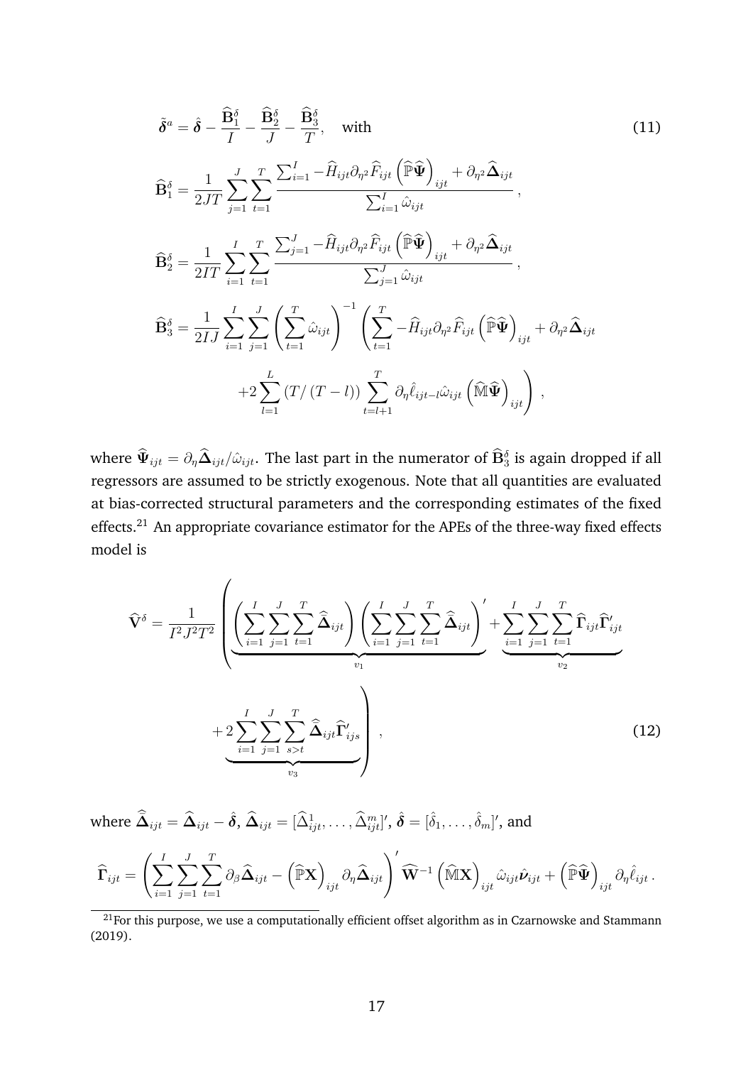$$
\tilde{\boldsymbol{\delta}}^{a} = \hat{\boldsymbol{\delta}} - \frac{\widehat{\mathbf{B}}_{1}^{\delta}}{I} - \frac{\widehat{\mathbf{B}}_{2}^{\delta}}{J} - \frac{\widehat{\mathbf{B}}_{3}^{\delta}}{T}, \quad \text{with} \tag{11}
$$

$$
\widehat{\mathbf{B}}_{1}^{\delta} = \frac{1}{2JT} \sum_{j=1}^{J} \sum_{t=1}^{T} \frac{\sum_{i=1}^{I} -\widehat{H}_{ijt} \partial_{\eta^2} \widehat{F}_{ijt} \left(\widehat{\mathbb{P}} \widehat{\boldsymbol{\Psi}}\right)_{ijt} + \partial_{\eta^2} \widehat{\boldsymbol{\Delta}}_{ijt}}{\sum_{i=1}^{I} \hat{\omega}_{ijt}} \, ,
$$

$$
\widehat{\mathbf{B}}_{2}^{\delta} = \frac{1}{2IT} \sum_{i=1}^{I} \sum_{t=1}^{T} \frac{\sum_{j=1}^{J} -\widehat{H}_{ijt} \partial_{\eta^2} \widehat{F}_{ijt} \left(\widehat{\mathbb{P}} \widehat{\boldsymbol{\Psi}}\right)_{ijt} + \partial_{\eta^2} \widehat{\boldsymbol{\Delta}}_{ijt}}{\sum_{j=1}^{J} \hat{\omega}_{ijt}} \, ,
$$

$$
\begin{aligned}
\widehat{\mathbf{B}}_{3}^{\delta} = \frac{1}{2IJ} \sum_{i=1}^{I} \sum_{j=1}^{J} \left( \sum_{t=1}^{T} \hat{\omega}_{ijt} \right)^{-1} \Bigg( & \sum_{t=1}^{T} -\widehat{H}_{ijt} \partial_{\eta^2} \widehat{F}_{ijt} \left(\widehat{\mathbb{P}} \widehat{\boldsymbol{\Psi}}\right)_{ijt} + \partial_{\eta^2} \widehat{\boldsymbol{\Delta}}_{ijt} \\
& + 2 \sum_{l=1}^{L} \left(T / \left(T - l\right)\right) \sum_{t=l+1}^{T} \partial_{\eta} \hat{\ell}_{ijt-l} \hat{\omega}_{ijt} \left(\widehat{\mathbb{M}} \widehat{\boldsymbol{\Psi}}\right)_{ijt} \Bigg) \, ,
\end{aligned}
$$

where $\widehat{\boldsymbol{\Psi}}_{ijt} = \partial_{\eta} \widehat{\boldsymbol{\Delta}}_{ijt} / \hat{\omega}_{ijt}$. The last part in the numerator of $\widehat{\mathbf{B}}_{3}^{\delta}$ is again dropped if all regressors are assumed to be strictly exogenous. Note that all quantities are evaluated at bias-corrected structural parameters and the corresponding estimates of the fixed effects.[21] An appropriate covariance estimator for the APEs of the three-way fixed effects model is

$$
\begin{aligned}
\widehat{\mathbf{V}}^{\delta} = \frac{1}{I^2 J^2 T^2} \Bigg( & \underbrace{\left( \sum_{i=1}^{I} \sum_{j=1}^{J} \sum_{t=1}^{T} \widehat{\overline{\boldsymbol{\Delta}}}_{ijt} \right) \left( \sum_{i=1}^{I} \sum_{j=1}^{J} \sum_{t=1}^{T} \widehat{\overline{\boldsymbol{\Delta}}}_{ijt} \right)^{\prime}}_{v_1} + \underbrace{\sum_{i=1}^{I} \sum_{j=1}^{J} \sum_{t=1}^{T} \widehat{\boldsymbol{\Gamma}}_{ijt} \widehat{\boldsymbol{\Gamma}}_{ijt}^{\prime}}_{v_2} \\
& + \underbrace{2 \sum_{i=1}^{I} \sum_{j=1}^{J} \sum_{s>t} \widehat{\overline{\boldsymbol{\Delta}}}_{ijt} \widehat{\boldsymbol{\Gamma}}_{ijs}^{\prime}}_{v_3} \Bigg) \, ,
\end{aligned} \tag{12}
$$

where $\widehat{\overline{\boldsymbol{\Delta}}}_{ijt} = \widehat{\boldsymbol{\Delta}}_{ijt} - \hat{\boldsymbol{\delta}}$, $\widehat{\boldsymbol{\Delta}}_{ijt} = [\widehat{\Delta}_{ijt}^{1}, \ldots, \widehat{\Delta}_{ijt}^{m}]^{\prime}$, $\hat{\boldsymbol{\delta}} = [\hat{\delta}_1, \ldots, \hat{\delta}_m]^{\prime}$, and

$$
\widehat{\boldsymbol{\Gamma}}_{ijt} = \left( \sum_{i=1}^{I} \sum_{j=1}^{J} \sum_{t=1}^{T} \partial_{\beta} \widehat{\boldsymbol{\Delta}}_{ijt} - \left(\widehat{\mathbb{P}} \mathbf{X}\right)_{ijt} \partial_{\eta} \widehat{\boldsymbol{\Delta}}_{ijt} \right)^{\prime} \widehat{\mathbf{W}}^{-1} \left(\widehat{\mathbb{M}} \mathbf{X}\right)_{ijt} \hat{\omega}_{ijt} \hat{\boldsymbol{\nu}}_{ijt} + \left(\widehat{\mathbb{P}} \widehat{\boldsymbol{\Psi}}\right)_{ijt} \partial_{\eta} \hat{\ell}_{ijt} \, .
$$

[21] For this purpose, we use a computationally efficient offset algorithm as in Czarnowske and Stammann (2019).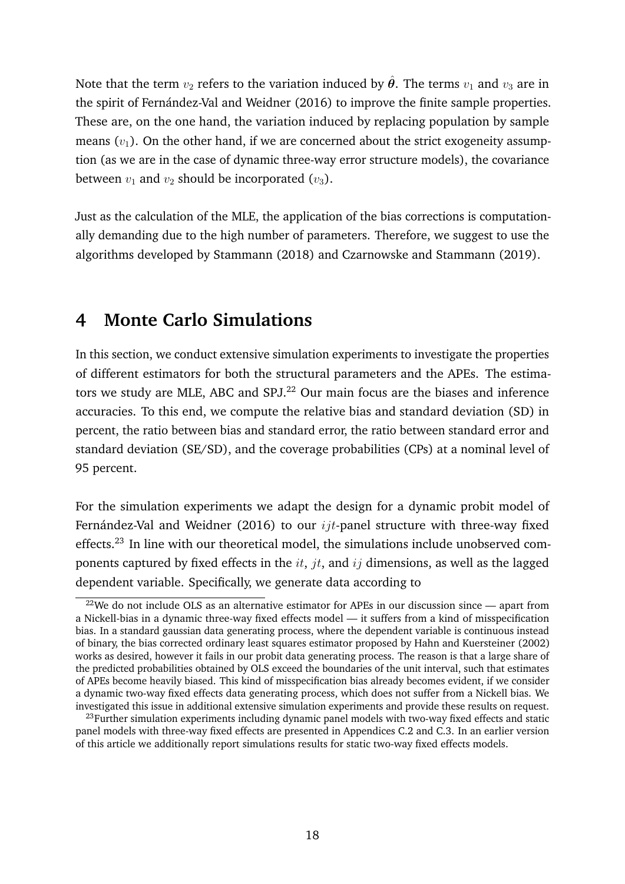Note that the term $v_2$ refers to the variation induced by $\hat{\boldsymbol{\theta}}$. The terms $v_1$ and $v_3$ are in the spirit of Fernández-Val and Weidner (2016) to improve the finite sample properties. These are, on the one hand, the variation induced by replacing population by sample means ($v_1$). On the other hand, if we are concerned about the strict exogeneity assumption (as we are in the case of dynamic three-way error structure models), the covariance between $v_1$ and $v_2$ should be incorporated ($v_3$).

Just as the calculation of the MLE, the application of the bias corrections is computationally demanding due to the high number of parameters. Therefore, we suggest to use the algorithms developed by Stammann (2018) and Czarnowske and Stammann (2019).

# 4 Monte Carlo Simulations

In this section, we conduct extensive simulation experiments to investigate the properties of different estimators for both the structural parameters and the APEs. The estimators we study are MLE, ABC and SPJ.[22] Our main focus are the biases and inference accuracies. To this end, we compute the relative bias and standard deviation (SD) in percent, the ratio between bias and standard error, the ratio between standard error and standard deviation (SE/SD), and the coverage probabilities (CPs) at a nominal level of 95 percent.

For the simulation experiments we adapt the design for a dynamic probit model of Fernández-Val and Weidner (2016) to our $ijt$-panel structure with three-way fixed effects.[23] In line with our theoretical model, the simulations include unobserved components captured by fixed effects in the $it$, $jt$, and $ij$ dimensions, as well as the lagged dependent variable. Specifically, we generate data according to

[22] We do not include OLS as an alternative estimator for APEs in our discussion since — apart from a Nickell-bias in a dynamic three-way fixed effects model — it suffers from a kind of misspecification bias. In a standard gaussian data generating process, where the dependent variable is continuous instead of binary, the bias corrected ordinary least squares estimator proposed by Hahn and Kuersteiner (2002) works as desired, however it fails in our probit data generating process. The reason is that a large share of the predicted probabilities obtained by OLS exceed the boundaries of the unit interval, such that estimates of APEs become heavily biased. This kind of misspecification bias already becomes evident, if we consider a dynamic two-way fixed effects data generating process, which does not suffer from a Nickell bias. We investigated this issue in additional extensive simulation experiments and provide these results on request.

[23] Further simulation experiments including dynamic panel models with two-way fixed effects and static panel models with three-way fixed effects are presented in Appendices C.2 and C.3. In an earlier version of this article we additionally report simulations results for static two-way fixed effects models.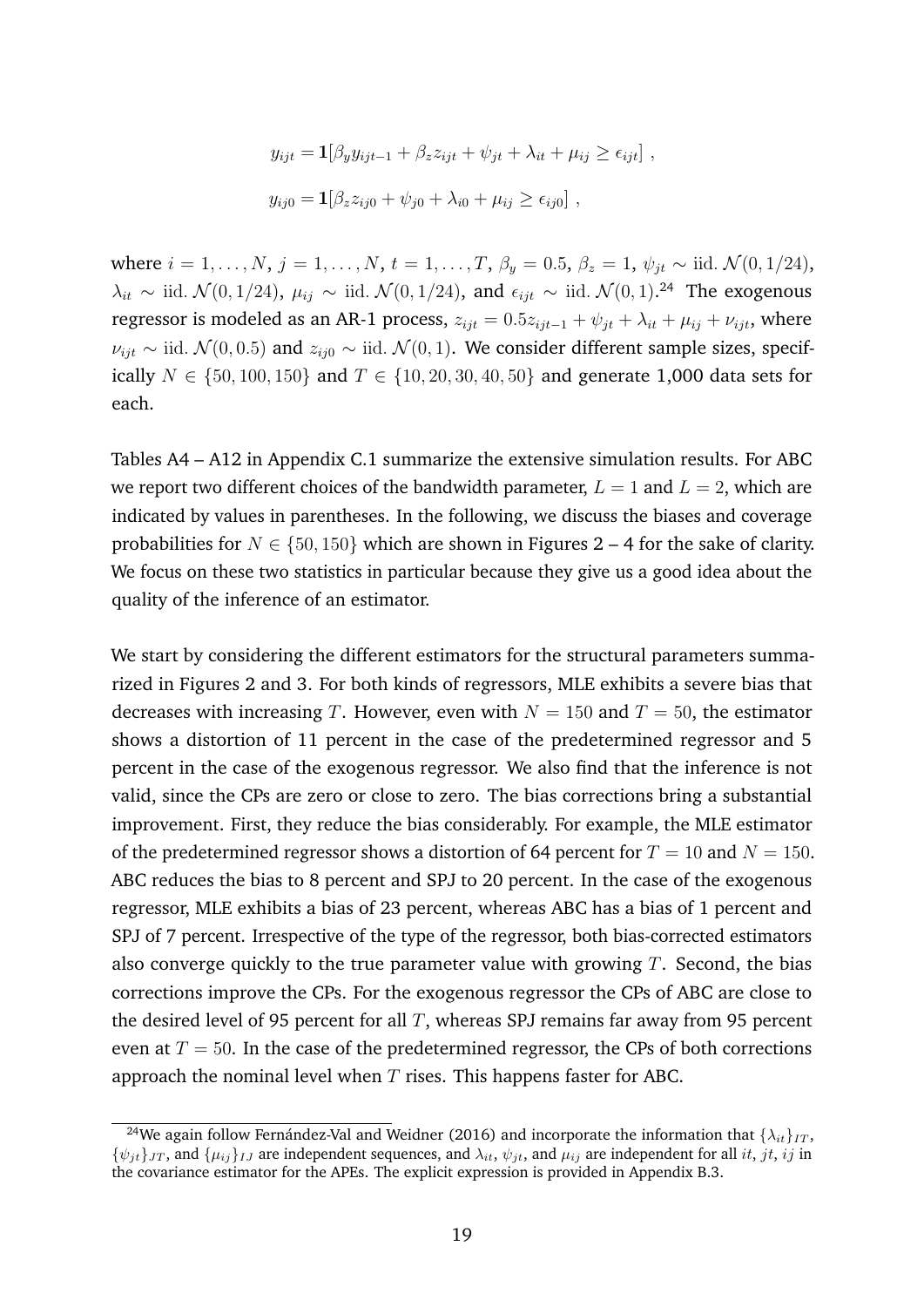$$y_{ijt} = \mathbf{1}[\beta_y y_{ijt-1} + \beta_z z_{ijt} + \psi_{jt} + \lambda_{it} + \mu_{ij} \geq \epsilon_{ijt}] \ ,$$

$$y_{ij0} = \mathbf{1}[\beta_z z_{ij0} + \psi_{j0} + \lambda_{i0} + \mu_{ij} \geq \epsilon_{ij0}] \ ,$$

where $i = 1, \ldots, N$, $j = 1, \ldots, N$, $t = 1, \ldots, T$, $\beta_y = 0.5$, $\beta_z = 1$, $\psi_{jt} \sim \text{iid. } \mathcal{N}(0, 1/24)$, $\lambda_{it} \sim \text{iid. } \mathcal{N}(0, 1/24)$, $\mu_{ij} \sim \text{iid. } \mathcal{N}(0, 1/24)$, and $\epsilon_{ijt} \sim \text{iid. } \mathcal{N}(0, 1)$.[24] The exogenous regressor is modeled as an AR-1 process, $z_{ijt} = 0.5 z_{ijt-1} + \psi_{jt} + \lambda_{it} + \mu_{ij} + \nu_{ijt}$, where $\nu_{ijt} \sim \text{iid. } \mathcal{N}(0, 0.5)$ and $z_{ij0} \sim \text{iid. } \mathcal{N}(0, 1)$. We consider different sample sizes, specifically $N \in \{50, 100, 150\}$ and $T \in \{10, 20, 30, 40, 50\}$ and generate 1,000 data sets for each.

Tables A4 – A12 in Appendix C.1 summarize the extensive simulation results. For ABC we report two different choices of the bandwidth parameter, $L = 1$ and $L = 2$, which are indicated by values in parentheses. In the following, we discuss the biases and coverage probabilities for $N \in \{50, 150\}$ which are shown in Figures 2 – 4 for the sake of clarity. We focus on these two statistics in particular because they give us a good idea about the quality of the inference of an estimator.

We start by considering the different estimators for the structural parameters summarized in Figures 2 and 3. For both kinds of regressors, MLE exhibits a severe bias that decreases with increasing $T$. However, even with $N = 150$ and $T = 50$, the estimator shows a distortion of 11 percent in the case of the predetermined regressor and 5 percent in the case of the exogenous regressor. We also find that the inference is not valid, since the CPs are zero or close to zero. The bias corrections bring a substantial improvement. First, they reduce the bias considerably. For example, the MLE estimator of the predetermined regressor shows a distortion of 64 percent for $T = 10$ and $N = 150$. ABC reduces the bias to 8 percent and SPJ to 20 percent. In the case of the exogenous regressor, MLE exhibits a bias of 23 percent, whereas ABC has a bias of 1 percent and SPJ of 7 percent. Irrespective of the type of the regressor, both bias-corrected estimators also converge quickly to the true parameter value with growing $T$. Second, the bias corrections improve the CPs. For the exogenous regressor the CPs of ABC are close to the desired level of 95 percent for all $T$, whereas SPJ remains far away from 95 percent even at $T = 50$. In the case of the predetermined regressor, the CPs of both corrections approach the nominal level when $T$ rises. This happens faster for ABC.

[24] We again follow Fernández-Val and Weidner (2016) and incorporate the information that $\{\lambda_{it}\}_{IT}$, $\{\psi_{jt}\}_{JT}$, and $\{\mu_{ij}\}_{IJ}$ are independent sequences, and $\lambda_{it}$, $\psi_{jt}$, and $\mu_{ij}$ are independent for all $it$, $jt$, $ij$ in the covariance estimator for the APEs. The explicit expression is provided in Appendix B.3.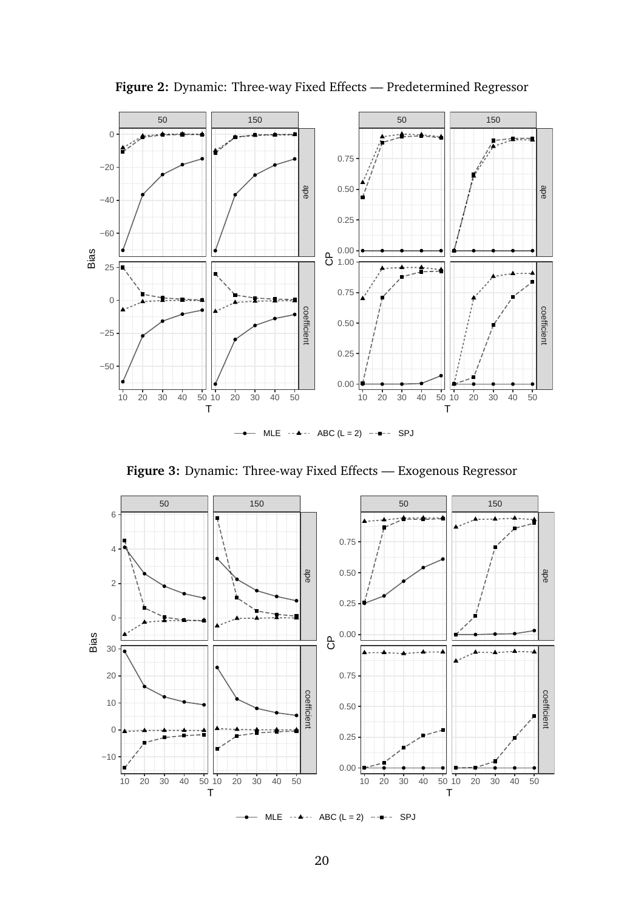**Figure 2:** Dynamic: Three-way Fixed Effects — Predetermined Regressor

**Figure 3:** Dynamic: Three-way Fixed Effects — Exogenous Regressor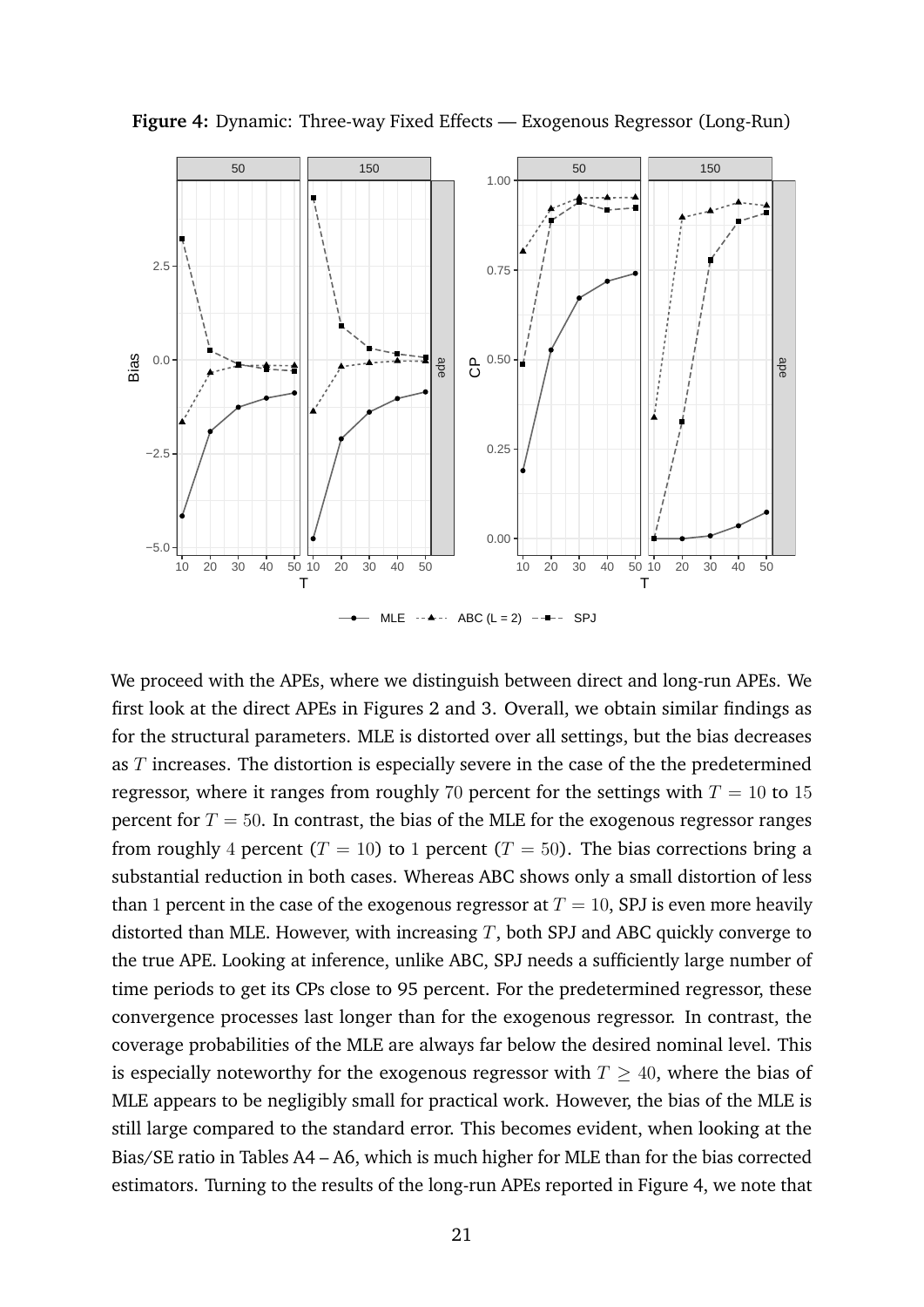**Figure 4:** Dynamic: Three-way Fixed Effects — Exogenous Regressor (Long-Run)

We proceed with the APEs, where we distinguish between direct and long-run APEs. We first look at the direct APEs in Figures 2 and 3. Overall, we obtain similar findings as for the structural parameters. MLE is distorted over all settings, but the bias decreases as $T$ increases. The distortion is especially severe in the case of the the predetermined regressor, where it ranges from roughly $70$ percent for the settings with $T = 10$ to $15$ percent for $T = 50$. In contrast, the bias of the MLE for the exogenous regressor ranges from roughly $4$ percent ($T = 10$) to $1$ percent ($T = 50$). The bias corrections bring a substantial reduction in both cases. Whereas ABC shows only a small distortion of less than $1$ percent in the case of the exogenous regressor at $T = 10$, SPJ is even more heavily distorted than MLE. However, with increasing $T$, both SPJ and ABC quickly converge to the true APE. Looking at inference, unlike ABC, SPJ needs a sufficiently large number of time periods to get its CPs close to 95 percent. For the predetermined regressor, these convergence processes last longer than for the exogenous regressor. In contrast, the coverage probabilities of the MLE are always far below the desired nominal level. This is especially noteworthy for the exogenous regressor with $T \geq 40$, where the bias of MLE appears to be negligibly small for practical work. However, the bias of the MLE is still large compared to the standard error. This becomes evident, when looking at the Bias/SE ratio in Tables A4 – A6, which is much higher for MLE than for the bias corrected estimators. Turning to the results of the long-run APEs reported in Figure 4, we note that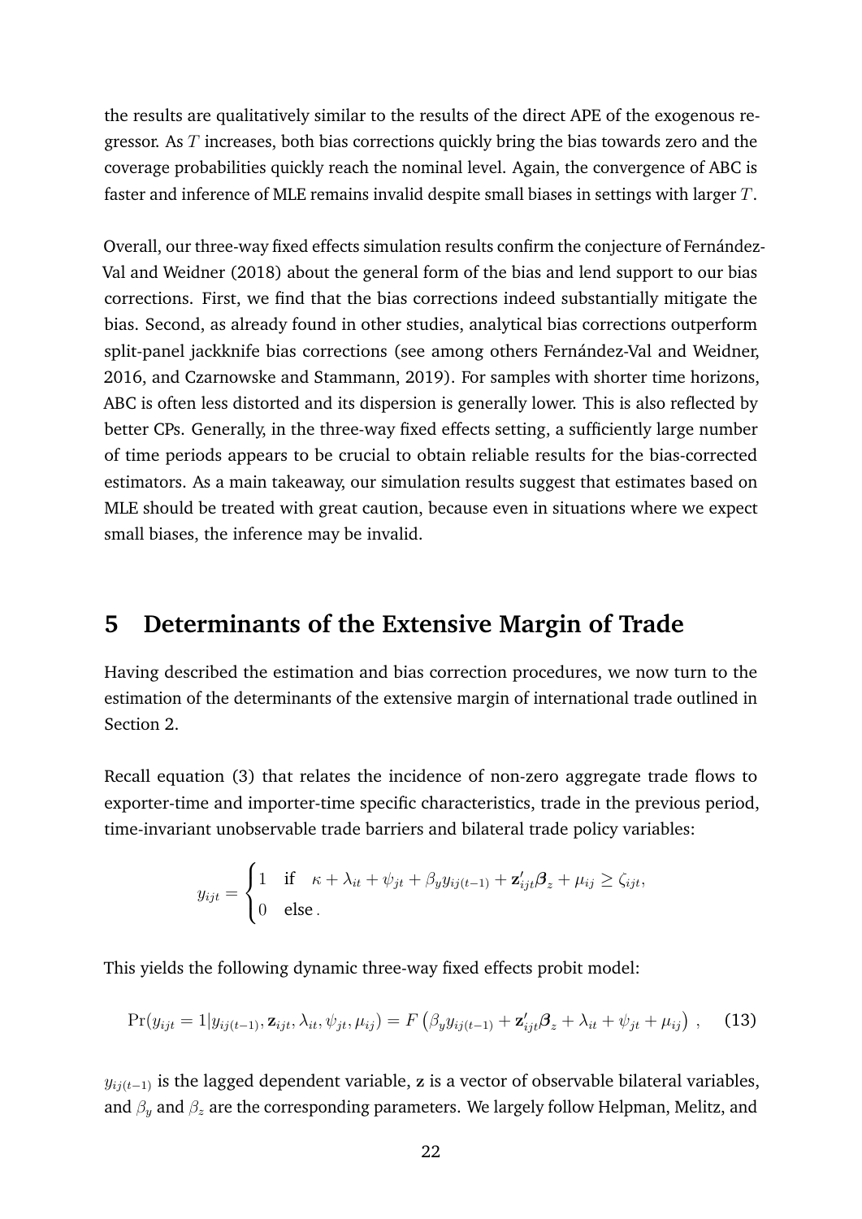the results are qualitatively similar to the results of the direct APE of the exogenous regressor. As $T$ increases, both bias corrections quickly bring the bias towards zero and the coverage probabilities quickly reach the nominal level. Again, the convergence of ABC is faster and inference of MLE remains invalid despite small biases in settings with larger $T$.

Overall, our three-way fixed effects simulation results confirm the conjecture of Fernández-Val and Weidner (2018) about the general form of the bias and lend support to our bias corrections. First, we find that the bias corrections indeed substantially mitigate the bias. Second, as already found in other studies, analytical bias corrections outperform split-panel jackknife bias corrections (see among others Fernández-Val and Weidner, 2016, and Czarnowske and Stammann, 2019). For samples with shorter time horizons, ABC is often less distorted and its dispersion is generally lower. This is also reflected by better CPs. Generally, in the three-way fixed effects setting, a sufficiently large number of time periods appears to be crucial to obtain reliable results for the bias-corrected estimators. As a main takeaway, our simulation results suggest that estimates based on MLE should be treated with great caution, because even in situations where we expect small biases, the inference may be invalid.

# 5 Determinants of the Extensive Margin of Trade

Having described the estimation and bias correction procedures, we now turn to the estimation of the determinants of the extensive margin of international trade outlined in Section 2.

Recall equation (3) that relates the incidence of non-zero aggregate trade flows to exporter-time and importer-time specific characteristics, trade in the previous period, time-invariant unobservable trade barriers and bilateral trade policy variables:

$$
y_{ijt} = \begin{cases} 1 & \text{if} \quad \kappa + \lambda_{it} + \psi_{jt} + \beta_y y_{ij(t-1)} + \mathbf{z}'_{ijt}\boldsymbol{\beta}_z + \mu_{ij} \geq \zeta_{ijt}, \\ 0 & \text{else} . \end{cases}
$$

This yields the following dynamic three-way fixed effects probit model:

$$
\Pr(y_{ijt} = 1 | y_{ij(t-1)}, \mathbf{z}_{ijt}, \lambda_{it}, \psi_{jt}, \mu_{ij}) = F\left(\beta_y y_{ij(t-1)} + \mathbf{z}'_{ijt}\boldsymbol{\beta}_z + \lambda_{it} + \psi_{jt} + \mu_{ij}\right) , \tag{13}
$$

$y_{ij(t-1)}$ is the lagged dependent variable, $\mathbf{z}$ is a vector of observable bilateral variables, and $\beta_y$ and $\beta_z$ are the corresponding parameters. We largely follow Helpman, Melitz, and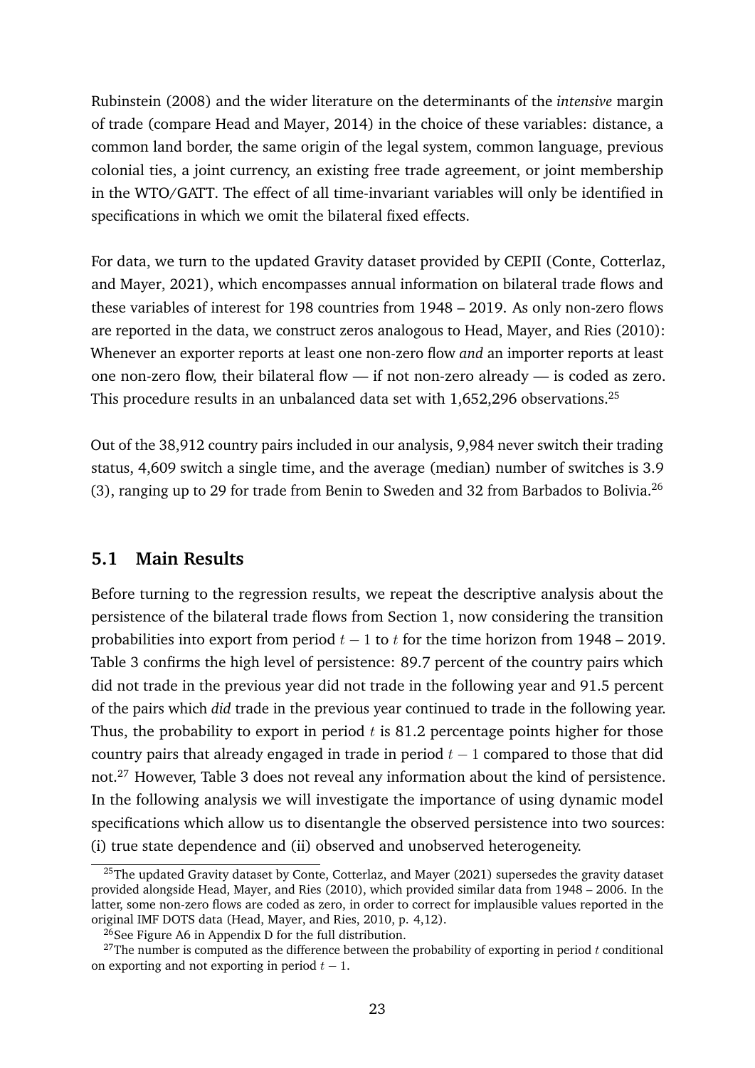Rubinstein (2008) and the wider literature on the determinants of the *intensive* margin of trade (compare Head and Mayer, 2014) in the choice of these variables: distance, a common land border, the same origin of the legal system, common language, previous colonial ties, a joint currency, an existing free trade agreement, or joint membership in the WTO/GATT. The effect of all time-invariant variables will only be identified in specifications in which we omit the bilateral fixed effects.

For data, we turn to the updated Gravity dataset provided by CEPII (Conte, Cotterlaz, and Mayer, 2021), which encompasses annual information on bilateral trade flows and these variables of interest for 198 countries from 1948 – 2019. As only non-zero flows are reported in the data, we construct zeros analogous to Head, Mayer, and Ries (2010): Whenever an exporter reports at least one non-zero flow *and* an importer reports at least one non-zero flow, their bilateral flow — if not non-zero already — is coded as zero. This procedure results in an unbalanced data set with 1,652,296 observations.[25]

Out of the 38,912 country pairs included in our analysis, 9,984 never switch their trading status, 4,609 switch a single time, and the average (median) number of switches is 3.9 (3), ranging up to 29 for trade from Benin to Sweden and 32 from Barbados to Bolivia.[26]

## 5.1 Main Results

Before turning to the regression results, we repeat the descriptive analysis about the persistence of the bilateral trade flows from Section 1, now considering the transition probabilities into export from period $t-1$ to $t$ for the time horizon from 1948 – 2019. Table 3 confirms the high level of persistence: 89.7 percent of the country pairs which did not trade in the previous year did not trade in the following year and 91.5 percent of the pairs which *did* trade in the previous year continued to trade in the following year. Thus, the probability to export in period $t$ is 81.2 percentage points higher for those country pairs that already engaged in trade in period $t-1$ compared to those that did not.[27] However, Table 3 does not reveal any information about the kind of persistence. In the following analysis we will investigate the importance of using dynamic model specifications which allow us to disentangle the observed persistence into two sources: (i) true state dependence and (ii) observed and unobserved heterogeneity.

[25] The updated Gravity dataset by Conte, Cotterlaz, and Mayer (2021) supersedes the gravity dataset provided alongside Head, Mayer, and Ries (2010), which provided similar data from 1948 – 2006. In the latter, some non-zero flows are coded as zero, in order to correct for implausible values reported in the original IMF DOTS data (Head, Mayer, and Ries, 2010, p. 4,12).

[26] See Figure A6 in Appendix D for the full distribution.

[27] The number is computed as the difference between the probability of exporting in period $t$ conditional on exporting and not exporting in period $t-1$.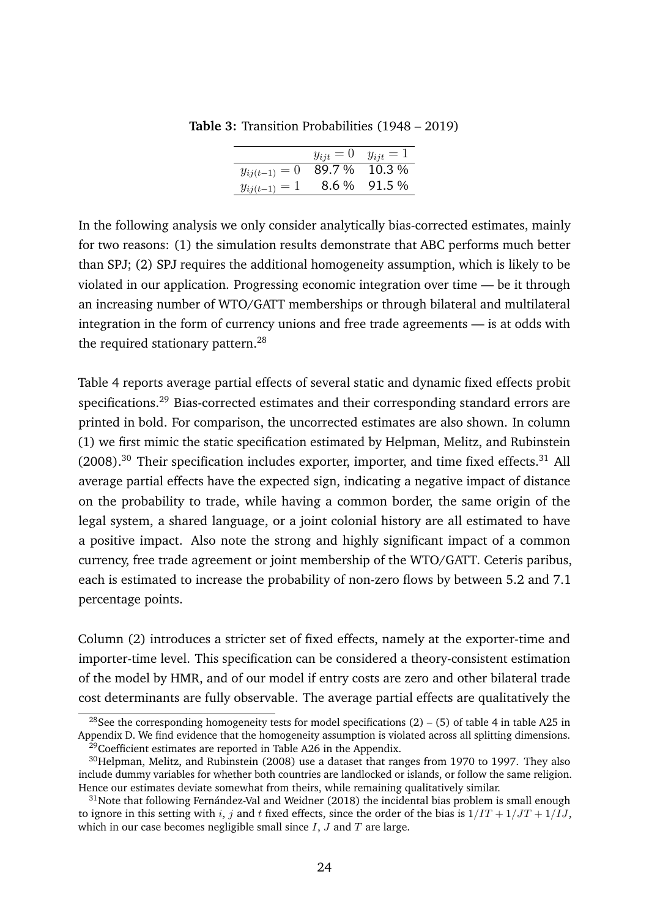**Table 3:** Transition Probabilities (1948 – 2019)

| | $y_{ijt} = 0$ | $y_{ijt} = 1$ |
|---|---|---|
| $y_{ij(t-1)} = 0$ | 89.7 % | 10.3 % |
| $y_{ij(t-1)} = 1$ | 8.6 % | 91.5 % |

In the following analysis we only consider analytically bias-corrected estimates, mainly for two reasons: (1) the simulation results demonstrate that ABC performs much better than SPJ; (2) SPJ requires the additional homogeneity assumption, which is likely to be violated in our application. Progressing economic integration over time — be it through an increasing number of WTO/GATT memberships or through bilateral and multilateral integration in the form of currency unions and free trade agreements — is at odds with the required stationary pattern.[28]

Table 4 reports average partial effects of several static and dynamic fixed effects probit specifications.[29] Bias-corrected estimates and their corresponding standard errors are printed in bold. For comparison, the uncorrected estimates are also shown. In column (1) we first mimic the static specification estimated by Helpman, Melitz, and Rubinstein (2008).[30] Their specification includes exporter, importer, and time fixed effects.[31] All average partial effects have the expected sign, indicating a negative impact of distance on the probability to trade, while having a common border, the same origin of the legal system, a shared language, or a joint colonial history are all estimated to have a positive impact. Also note the strong and highly significant impact of a common currency, free trade agreement or joint membership of the WTO/GATT. Ceteris paribus, each is estimated to increase the probability of non-zero flows by between 5.2 and 7.1 percentage points.

Column (2) introduces a stricter set of fixed effects, namely at the exporter-time and importer-time level. This specification can be considered a theory-consistent estimation of the model by HMR, and of our model if entry costs are zero and other bilateral trade cost determinants are fully observable. The average partial effects are qualitatively the

[28]See the corresponding homogeneity tests for model specifications (2) – (5) of table 4 in table A25 in Appendix D. We find evidence that the homogeneity assumption is violated across all splitting dimensions.

[29]Coefficient estimates are reported in Table A26 in the Appendix.

[30]Helpman, Melitz, and Rubinstein (2008) use a dataset that ranges from 1970 to 1997. They also include dummy variables for whether both countries are landlocked or islands, or follow the same religion. Hence our estimates deviate somewhat from theirs, while remaining qualitatively similar.

[31]Note that following Fernández-Val and Weidner (2018) the incidental bias problem is small enough to ignore in this setting with $i$, $j$ and $t$ fixed effects, since the order of the bias is $1/IT + 1/JT + 1/IJ$, which in our case becomes negligible small since $I$, $J$ and $T$ are large.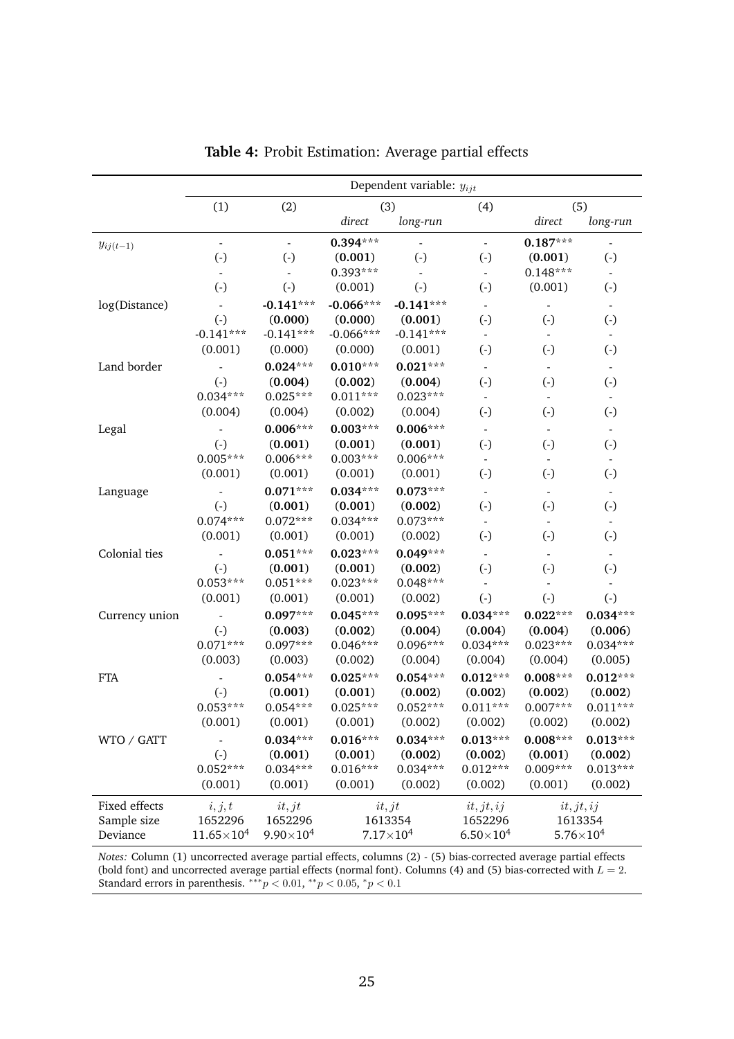**Table 4:** Probit Estimation: Average partial effects

| | Dependent variable: $y_{ijt}$ | | | | | | |
|---|---|---|---|---|---|---|---|
| | (1) | (2) | (3) | | (4) | (5) | |
| | | | *direct* | *long-run* | | *direct* | *long-run* |
| $y_{ij(t-1)}$ | - | - | **0.394*** | - | - | **0.187*** | - |
| | (-) | (-) | **(0.001)** | (-) | (-) | **(0.001)** | (-) |
| | - | - | 0.393*** | - | - | 0.148*** | - |
| | (-) | (-) | (0.001) | (-) | (-) | (0.001) | (-) |
| log(Distance) | - | **-0.141*** | **-0.066*** | **-0.141*** | - | - | - |
| | (-) | **(0.000)** | **(0.000)** | **(0.001)** | (-) | (-) | (-) |
| | -0.141*** | -0.141*** | -0.066*** | -0.141*** | - | - | - |
| | (0.001) | (0.000) | (0.000) | (0.001) | (-) | (-) | (-) |
| Land border | - | **0.024*** | **0.010*** | **0.021*** | - | - | - |
| | (-) | **(0.004)** | **(0.002)** | **(0.004)** | (-) | (-) | (-) |
| | 0.034*** | 0.025*** | 0.011*** | 0.023*** | - | - | - |
| | (0.004) | (0.004) | (0.002) | (0.004) | (-) | (-) | (-) |
| Legal | - | **0.006*** | **0.003*** | **0.006*** | - | - | - |
| | (-) | **(0.001)** | **(0.001)** | **(0.001)** | (-) | (-) | (-) |
| | 0.005*** | 0.006*** | 0.003*** | 0.006*** | - | - | - |
| | (0.001) | (0.001) | (0.001) | (0.001) | (-) | (-) | (-) |
| Language | - | **0.071*** | **0.034*** | **0.073*** | - | - | - |
| | (-) | **(0.001)** | **(0.001)** | **(0.002)** | (-) | (-) | (-) |
| | 0.074*** | 0.072*** | 0.034*** | 0.073*** | - | - | - |
| | (0.001) | (0.001) | (0.001) | (0.002) | (-) | (-) | (-) |
| Colonial ties | - | **0.051*** | **0.023*** | **0.049*** | - | - | - |
| | (-) | **(0.001)** | **(0.001)** | **(0.002)** | (-) | (-) | (-) |
| | 0.053*** | 0.051*** | 0.023*** | 0.048*** | - | - | - |
| | (0.001) | (0.001) | (0.001) | (0.002) | (-) | (-) | (-) |
| Currency union | - | **0.097*** | **0.045*** | **0.095*** | **0.034*** | **0.022*** | **0.034*** |
| | (-) | **(0.003)** | **(0.002)** | **(0.004)** | **(0.004)** | **(0.004)** | **(0.006)** |
| | 0.071*** | 0.097*** | 0.046*** | 0.096*** | 0.034*** | 0.023*** | 0.034*** |
| | (0.003) | (0.003) | (0.002) | (0.004) | (0.004) | (0.004) | (0.005) |
| FTA | - | **0.054*** | **0.025*** | **0.054*** | **0.012*** | **0.008*** | **0.012*** |
| | (-) | **(0.001)** | **(0.001)** | **(0.002)** | **(0.002)** | **(0.002)** | **(0.002)** |
| | 0.053*** | 0.054*** | 0.025*** | 0.052*** | 0.011*** | 0.007*** | 0.011*** |
| | (0.001) | (0.001) | (0.001) | (0.002) | (0.002) | (0.002) | (0.002) |
| WTO / GATT | - | **0.034*** | **0.016*** | **0.034*** | **0.013*** | **0.008*** | **0.013*** |
| | (-) | **(0.001)** | **(0.001)** | **(0.002)** | **(0.002)** | **(0.001)** | **(0.002)** |
| | 0.052*** | 0.034*** | 0.016*** | 0.034*** | 0.012*** | 0.009*** | 0.013*** |
| | (0.001) | (0.001) | (0.001) | (0.002) | (0.002) | (0.001) | (0.002) |
| Fixed effects | $i, j, t$ | $it, jt$ | $it, jt$ | | $it, jt, ij$ | $it, jt, ij$ | |
| Sample size | 1652296 | 1652296 | 1613354 | | 1652296 | 1613354 | |
| Deviance | $11.65\times10^4$ | $9.90\times10^4$ | $7.17\times10^4$ | | $6.50\times10^4$ | $5.76\times10^4$ | |

*Notes:* Column (1) uncorrected average partial effects, columns (2) - (5) bias-corrected average partial effects (bold font) and uncorrected average partial effects (normal font). Columns (4) and (5) bias-corrected with $L = 2$. Standard errors in parenthesis. $^{***}p < 0.01$, $^{**}p < 0.05$, $^{*}p < 0.1$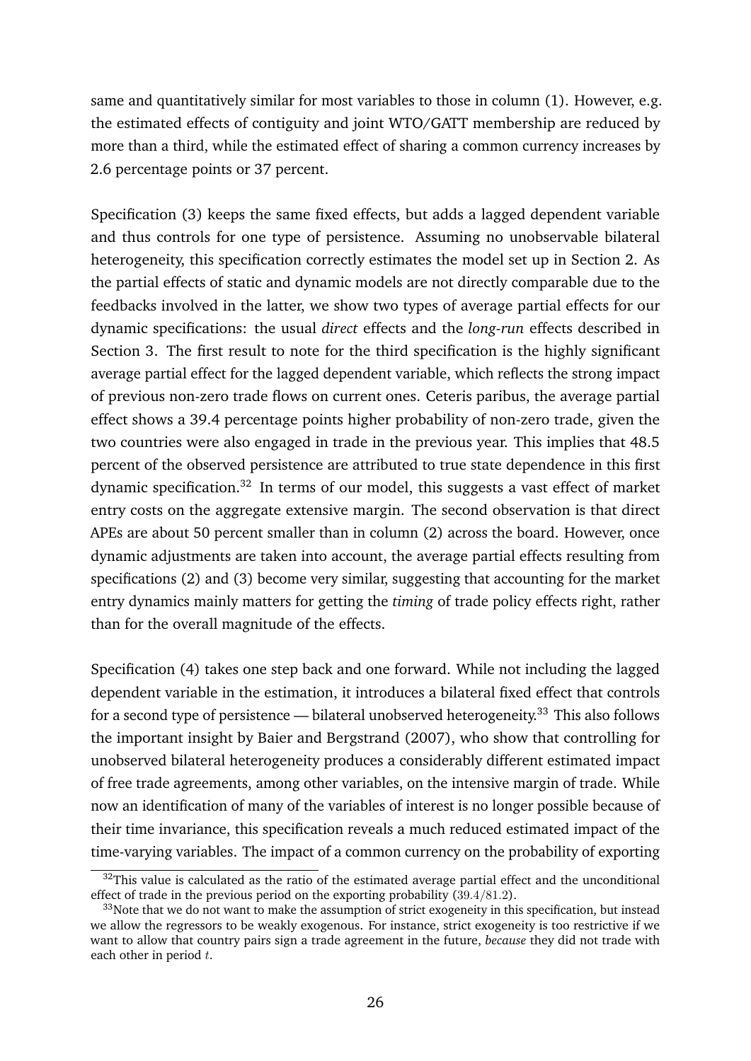same and quantitatively similar for most variables to those in column (1). However, e.g. the estimated effects of contiguity and joint WTO/GATT membership are reduced by more than a third, while the estimated effect of sharing a common currency increases by 2.6 percentage points or 37 percent.

Specification (3) keeps the same fixed effects, but adds a lagged dependent variable and thus controls for one type of persistence. Assuming no unobservable bilateral heterogeneity, this specification correctly estimates the model set up in Section 2. As the partial effects of static and dynamic models are not directly comparable due to the feedbacks involved in the latter, we show two types of average partial effects for our dynamic specifications: the usual *direct* effects and the *long-run* effects described in Section 3. The first result to note for the third specification is the highly significant average partial effect for the lagged dependent variable, which reflects the strong impact of previous non-zero trade flows on current ones. Ceteris paribus, the average partial effect shows a 39.4 percentage points higher probability of non-zero trade, given the two countries were also engaged in trade in the previous year. This implies that 48.5 percent of the observed persistence are attributed to true state dependence in this first dynamic specification.[32] In terms of our model, this suggests a vast effect of market entry costs on the aggregate extensive margin. The second observation is that direct APEs are about 50 percent smaller than in column (2) across the board. However, once dynamic adjustments are taken into account, the average partial effects resulting from specifications (2) and (3) become very similar, suggesting that accounting for the market entry dynamics mainly matters for getting the *timing* of trade policy effects right, rather than for the overall magnitude of the effects.

Specification (4) takes one step back and one forward. While not including the lagged dependent variable in the estimation, it introduces a bilateral fixed effect that controls for a second type of persistence — bilateral unobserved heterogeneity.[33] This also follows the important insight by Baier and Bergstrand (2007), who show that controlling for unobserved bilateral heterogeneity produces a considerably different estimated impact of free trade agreements, among other variables, on the intensive margin of trade. While now an identification of many of the variables of interest is no longer possible because of their time invariance, this specification reveals a much reduced estimated impact of the time-varying variables. The impact of a common currency on the probability of exporting

[32] This value is calculated as the ratio of the estimated average partial effect and the unconditional effect of trade in the previous period on the exporting probability ($39.4/81.2$).

[33] Note that we do not want to make the assumption of strict exogeneity in this specification, but instead we allow the regressors to be weakly exogenous. For instance, strict exogeneity is too restrictive if we want to allow that country pairs sign a trade agreement in the future, *because* they did not trade with each other in period $t$.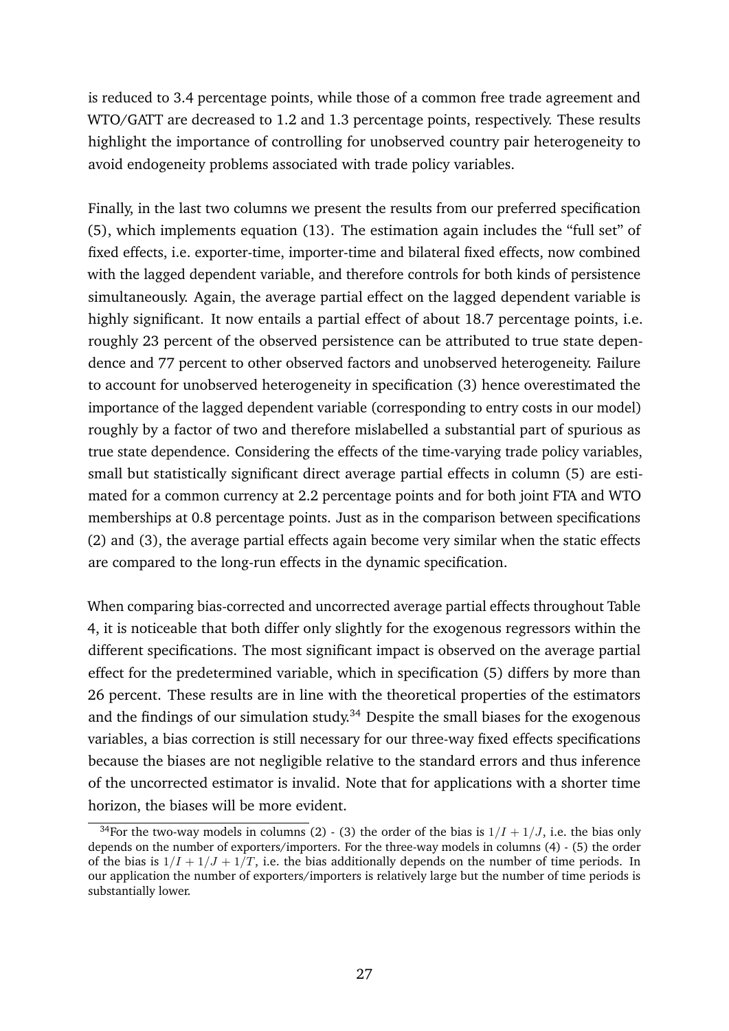is reduced to 3.4 percentage points, while those of a common free trade agreement and WTO/GATT are decreased to 1.2 and 1.3 percentage points, respectively. These results highlight the importance of controlling for unobserved country pair heterogeneity to avoid endogeneity problems associated with trade policy variables.

Finally, in the last two columns we present the results from our preferred specification (5), which implements equation (13). The estimation again includes the "full set" of fixed effects, i.e. exporter-time, importer-time and bilateral fixed effects, now combined with the lagged dependent variable, and therefore controls for both kinds of persistence simultaneously. Again, the average partial effect on the lagged dependent variable is highly significant. It now entails a partial effect of about 18.7 percentage points, i.e. roughly 23 percent of the observed persistence can be attributed to true state dependence and 77 percent to other observed factors and unobserved heterogeneity. Failure to account for unobserved heterogeneity in specification (3) hence overestimated the importance of the lagged dependent variable (corresponding to entry costs in our model) roughly by a factor of two and therefore mislabelled a substantial part of spurious as true state dependence. Considering the effects of the time-varying trade policy variables, small but statistically significant direct average partial effects in column (5) are estimated for a common currency at 2.2 percentage points and for both joint FTA and WTO memberships at 0.8 percentage points. Just as in the comparison between specifications (2) and (3), the average partial effects again become very similar when the static effects are compared to the long-run effects in the dynamic specification.

When comparing bias-corrected and uncorrected average partial effects throughout Table 4, it is noticeable that both differ only slightly for the exogenous regressors within the different specifications. The most significant impact is observed on the average partial effect for the predetermined variable, which in specification (5) differs by more than 26 percent. These results are in line with the theoretical properties of the estimators and the findings of our simulation study.[34] Despite the small biases for the exogenous variables, a bias correction is still necessary for our three-way fixed effects specifications because the biases are not negligible relative to the standard errors and thus inference of the uncorrected estimator is invalid. Note that for applications with a shorter time horizon, the biases will be more evident.

[34] For the two-way models in columns (2) - (3) the order of the bias is $1/I + 1/J$, i.e. the bias only depends on the number of exporters/importers. For the three-way models in columns (4) - (5) the order of the bias is $1/I + 1/J + 1/T$, i.e. the bias additionally depends on the number of time periods. In our application the number of exporters/importers is relatively large but the number of time periods is substantially lower.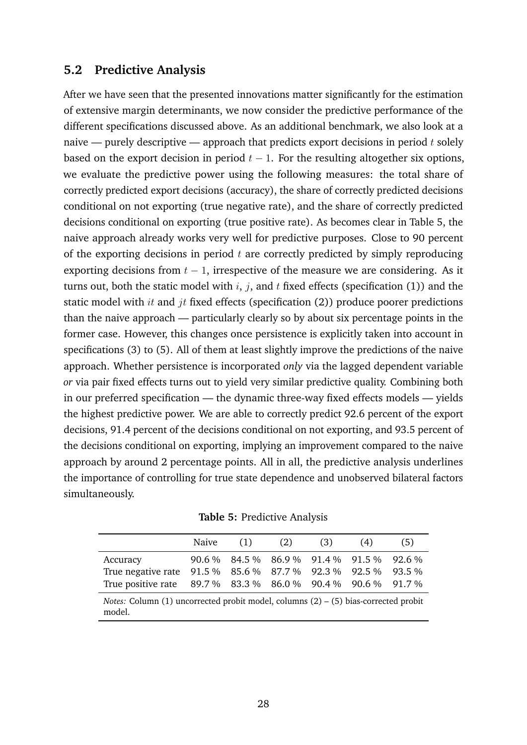## 5.2 Predictive Analysis

After we have seen that the presented innovations matter significantly for the estimation of extensive margin determinants, we now consider the predictive performance of the different specifications discussed above. As an additional benchmark, we also look at a naive — purely descriptive — approach that predicts export decisions in period $t$ solely based on the export decision in period $t-1$. For the resulting altogether six options, we evaluate the predictive power using the following measures: the total share of correctly predicted export decisions (accuracy), the share of correctly predicted decisions conditional on not exporting (true negative rate), and the share of correctly predicted decisions conditional on exporting (true positive rate). As becomes clear in Table 5, the naive approach already works very well for predictive purposes. Close to 90 percent of the exporting decisions in period $t$ are correctly predicted by simply reproducing exporting decisions from $t-1$, irrespective of the measure we are considering. As it turns out, both the static model with $i$, $j$, and $t$ fixed effects (specification (1)) and the static model with $it$ and $jt$ fixed effects (specification (2)) produce poorer predictions than the naive approach — particularly clearly so by about six percentage points in the former case. However, this changes once persistence is explicitly taken into account in specifications (3) to (5). All of them at least slightly improve the predictions of the naive approach. Whether persistence is incorporated *only* via the lagged dependent variable *or* via pair fixed effects turns out to yield very similar predictive quality. Combining both in our preferred specification — the dynamic three-way fixed effects models — yields the highest predictive power. We are able to correctly predict 92.6 percent of the export decisions, 91.4 percent of the decisions conditional on not exporting, and 93.5 percent of the decisions conditional on exporting, implying an improvement compared to the naive approach by around 2 percentage points. All in all, the predictive analysis underlines the importance of controlling for true state dependence and unobserved bilateral factors simultaneously.

**Table 5:** Predictive Analysis

| | Naive | (1) | (2) | (3) | (4) | (5) |
|---|---|---|---|---|---|---|
| Accuracy | 90.6 % | 84.5 % | 86.9 % | 91.4 % | 91.5 % | 92.6 % |
| True negative rate | 91.5 % | 85.6 % | 87.7 % | 92.3 % | 92.5 % | 93.5 % |
| True positive rate | 89.7 % | 83.3 % | 86.0 % | 90.4 % | 90.6 % | 91.7 % |

*Notes:* Column (1) uncorrected probit model, columns (2) – (5) bias-corrected probit model.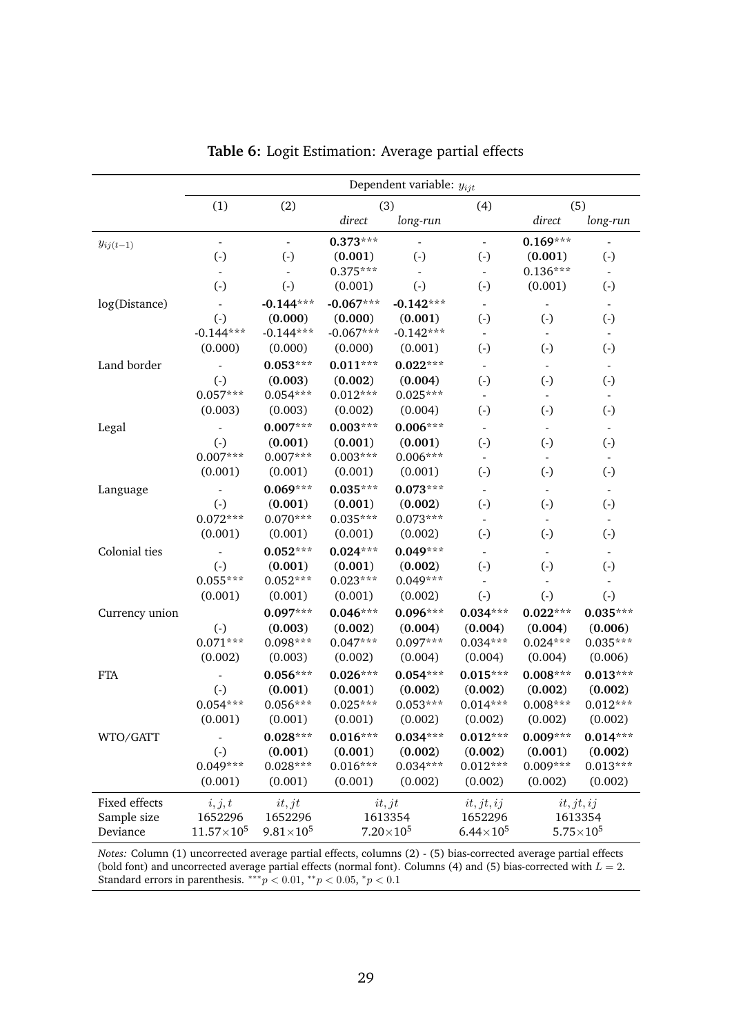**Table 6:** Logit Estimation: Average partial effects

| | Dependent variable: $y_{ijt}$ | | | | | | |
|---|---|---|---|---|---|---|---|
| | (1) | (2) | (3) | | (4) | (5) | |
| | | | *direct* | *long-run* | | *direct* | *long-run* |
| $y_{ij(t-1)}$ | - | - | **0.373***** | - | - | **0.169***** | - |
| | (-) | (-) | **(0.001)** | (-) | (-) | **(0.001)** | (-) |
| | - | - | 0.375*** | - | - | 0.136*** | - |
| | (-) | (-) | (0.001) | (-) | (-) | (0.001) | (-) |
| log(Distance) | - | **-0.144***** | **-0.067***** | **-0.142***** | - | - | - |
| | (-) | **(0.000)** | **(0.000)** | **(0.001)** | (-) | (-) | (-) |
| | -0.144*** | -0.144*** | -0.067*** | -0.142*** | - | - | - |
| | (0.000) | (0.000) | (0.000) | (0.001) | (-) | (-) | (-) |
| Land border | - | **0.053***** | **0.011***** | **0.022***** | - | - | - |
| | (-) | **(0.003)** | **(0.002)** | **(0.004)** | (-) | (-) | (-) |
| | 0.057*** | 0.054*** | 0.012*** | 0.025*** | - | - | - |
| | (0.003) | (0.003) | (0.002) | (0.004) | (-) | (-) | (-) |
| Legal | - | **0.007***** | **0.003***** | **0.006***** | - | - | - |
| | (-) | **(0.001)** | **(0.001)** | **(0.001)** | (-) | (-) | (-) |
| | 0.007*** | 0.007*** | 0.003*** | 0.006*** | - | - | - |
| | (0.001) | (0.001) | (0.001) | (0.001) | (-) | (-) | (-) |
| Language | - | **0.069***** | **0.035***** | **0.073***** | - | - | - |
| | (-) | **(0.001)** | **(0.001)** | **(0.002)** | (-) | (-) | (-) |
| | 0.072*** | 0.070*** | 0.035*** | 0.073*** | - | - | - |
| | (0.001) | (0.001) | (0.001) | (0.002) | (-) | (-) | (-) |
| Colonial ties | - | **0.052***** | **0.024***** | **0.049***** | - | - | - |
| | (-) | **(0.001)** | **(0.001)** | **(0.002)** | (-) | (-) | (-) |
| | 0.055*** | 0.052*** | 0.023*** | 0.049*** | - | - | - |
| | (0.001) | (0.001) | (0.001) | (0.002) | (-) | (-) | (-) |
| Currency union | | **0.097***** | **0.046***** | **0.096***** | **0.034***** | **0.022***** | **0.035***** |
| | (-) | **(0.003)** | **(0.002)** | **(0.004)** | **(0.004)** | **(0.004)** | **(0.006)** |
| | 0.071*** | 0.098*** | 0.047*** | 0.097*** | 0.034*** | 0.024*** | 0.035*** |
| | (0.002) | (0.003) | (0.002) | (0.004) | (0.004) | (0.004) | (0.006) |
| FTA | - | **0.056***** | **0.026***** | **0.054***** | **0.015***** | **0.008***** | **0.013***** |
| | (-) | **(0.001)** | **(0.001)** | **(0.002)** | **(0.002)** | **(0.002)** | **(0.002)** |
| | 0.054*** | 0.056*** | 0.025*** | 0.053*** | 0.014*** | 0.008*** | 0.012*** |
| | (0.001) | (0.001) | (0.001) | (0.002) | (0.002) | (0.002) | (0.002) |
| WTO/GATT | - | **0.028***** | **0.016***** | **0.034***** | **0.012***** | **0.009***** | **0.014***** |
| | (-) | **(0.001)** | **(0.001)** | **(0.002)** | **(0.002)** | **(0.001)** | **(0.002)** |
| | 0.049*** | 0.028*** | 0.016*** | 0.034*** | 0.012*** | 0.009*** | 0.013*** |
| | (0.001) | (0.001) | (0.001) | (0.002) | (0.002) | (0.002) | (0.002) |
| Fixed effects | $i, j, t$ | $it, jt$ | $it, jt$ | | $it, jt, ij$ | $it, jt, ij$ | |
| Sample size | 1652296 | 1652296 | 1613354 | | 1652296 | 1613354 | |
| Deviance | $11.57\times10^5$ | $9.81\times10^5$ | $7.20\times10^5$ | | $6.44\times10^5$ | $5.75\times10^5$ | |

*Notes:* Column (1) uncorrected average partial effects, columns (2) - (5) bias-corrected average partial effects (bold font) and uncorrected average partial effects (normal font). Columns (4) and (5) bias-corrected with $L = 2$. Standard errors in parenthesis. $^{***}p < 0.01$, $^{**}p < 0.05$, $^{*}p < 0.1$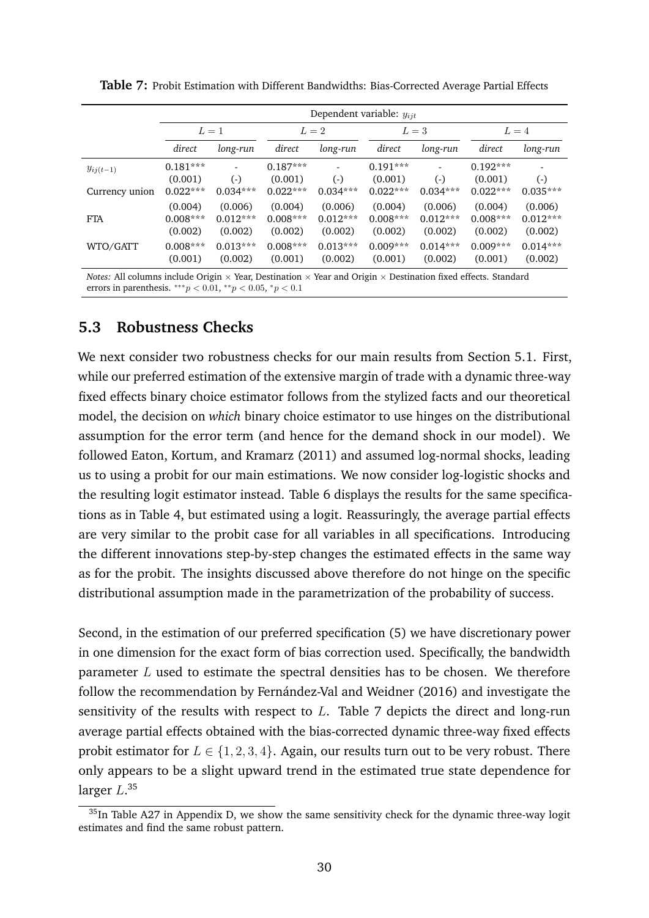**Table 7:** Probit Estimation with Different Bandwidths: Bias-Corrected Average Partial Effects

| | Dependent variable: $y_{ijt}$ | | | | | | | |
|---|---|---|---|---|---|---|---|---|
| | $L=1$ | | $L=2$ | | $L=3$ | | $L=4$ | |
| | *direct* | *long-run* | *direct* | *long-run* | *direct* | *long-run* | *direct* | *long-run* |
| $y_{ij(t-1)}$ | 0.181*** | - | 0.187*** | - | 0.191*** | - | 0.192*** | - |
| | (0.001) | (-) | (0.001) | (-) | (0.001) | (-) | (0.001) | (-) |
| Currency union | 0.022*** | 0.034*** | 0.022*** | 0.034*** | 0.022*** | 0.034*** | 0.022*** | 0.035*** |
| | (0.004) | (0.006) | (0.004) | (0.006) | (0.004) | (0.006) | (0.004) | (0.006) |
| FTA | 0.008*** | 0.012*** | 0.008*** | 0.012*** | 0.008*** | 0.012*** | 0.008*** | 0.012*** |
| | (0.002) | (0.002) | (0.002) | (0.002) | (0.002) | (0.002) | (0.002) | (0.002) |
| WTO/GATT | 0.008*** | 0.013*** | 0.008*** | 0.013*** | 0.009*** | 0.014*** | 0.009*** | 0.014*** |
| | (0.001) | (0.002) | (0.001) | (0.002) | (0.001) | (0.002) | (0.001) | (0.002) |

*Notes:* All columns include Origin × Year, Destination × Year and Origin × Destination fixed effects. Standard errors in parenthesis. $^{***}p < 0.01$, $^{**}p < 0.05$, $^{*}p < 0.1$

## 5.3 Robustness Checks

We next consider two robustness checks for our main results from Section 5.1. First, while our preferred estimation of the extensive margin of trade with a dynamic three-way fixed effects binary choice estimator follows from the stylized facts and our theoretical model, the decision on *which* binary choice estimator to use hinges on the distributional assumption for the error term (and hence for the demand shock in our model). We followed Eaton, Kortum, and Kramarz (2011) and assumed log-normal shocks, leading us to using a probit for our main estimations. We now consider log-logistic shocks and the resulting logit estimator instead. Table 6 displays the results for the same specifications as in Table 4, but estimated using a logit. Reassuringly, the average partial effects are very similar to the probit case for all variables in all specifications. Introducing the different innovations step-by-step changes the estimated effects in the same way as for the probit. The insights discussed above therefore do not hinge on the specific distributional assumption made in the parametrization of the probability of success.

Second, in the estimation of our preferred specification (5) we have discretionary power in one dimension for the exact form of bias correction used. Specifically, the bandwidth parameter $L$ used to estimate the spectral densities has to be chosen. We therefore follow the recommendation by Fernández-Val and Weidner (2016) and investigate the sensitivity of the results with respect to $L$. Table 7 depicts the direct and long-run average partial effects obtained with the bias-corrected dynamic three-way fixed effects probit estimator for $L \in \{1, 2, 3, 4\}$. Again, our results turn out to be very robust. There only appears to be a slight upward trend in the estimated true state dependence for larger $L$.[35]

[35] In Table A27 in Appendix D, we show the same sensitivity check for the dynamic three-way logit estimates and find the same robust pattern.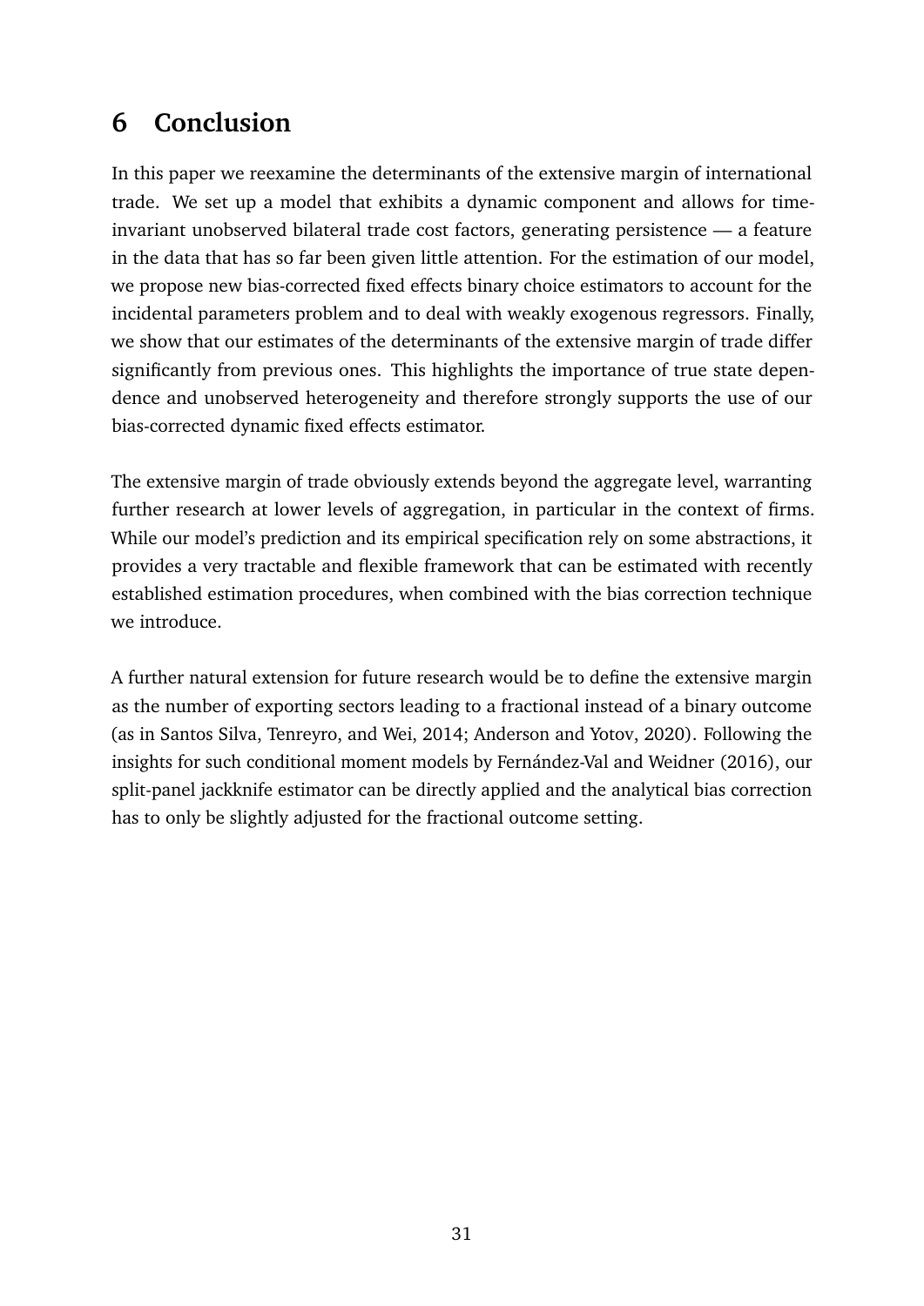## 6 Conclusion

In this paper we reexamine the determinants of the extensive margin of international trade. We set up a model that exhibits a dynamic component and allows for time-invariant unobserved bilateral trade cost factors, generating persistence — a feature in the data that has so far been given little attention. For the estimation of our model, we propose new bias-corrected fixed effects binary choice estimators to account for the incidental parameters problem and to deal with weakly exogenous regressors. Finally, we show that our estimates of the determinants of the extensive margin of trade differ significantly from previous ones. This highlights the importance of true state dependence and unobserved heterogeneity and therefore strongly supports the use of our bias-corrected dynamic fixed effects estimator.

The extensive margin of trade obviously extends beyond the aggregate level, warranting further research at lower levels of aggregation, in particular in the context of firms. While our model's prediction and its empirical specification rely on some abstractions, it provides a very tractable and flexible framework that can be estimated with recently established estimation procedures, when combined with the bias correction technique we introduce.

A further natural extension for future research would be to define the extensive margin as the number of exporting sectors leading to a fractional instead of a binary outcome (as in Santos Silva, Tenreyro, and Wei, 2014; Anderson and Yotov, 2020). Following the insights for such conditional moment models by Fernández-Val and Weidner (2016), our split-panel jackknife estimator can be directly applied and the analytical bias correction has to only be slightly adjusted for the fractional outcome setting.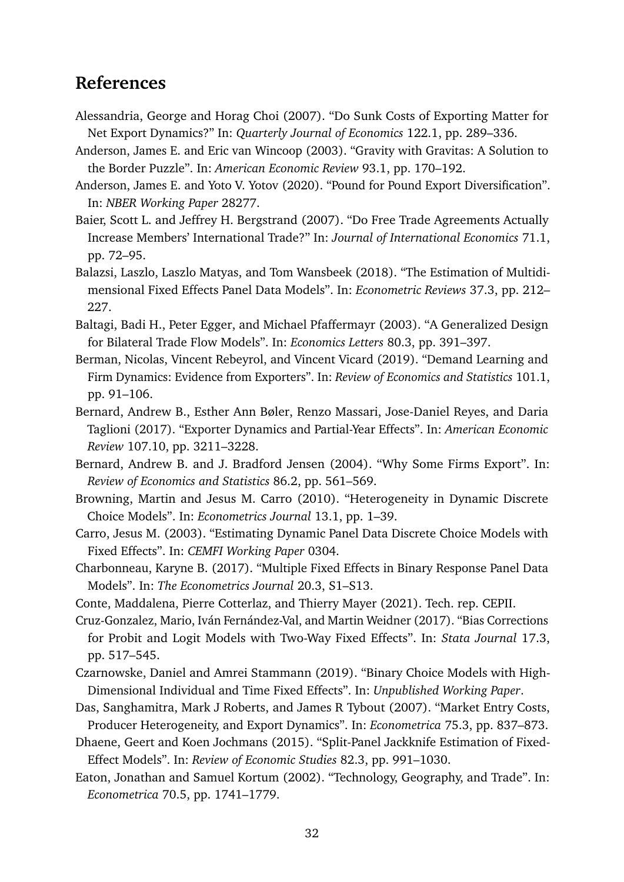## References

Alessandria, George and Horag Choi (2007). "Do Sunk Costs of Exporting Matter for Net Export Dynamics?" In: *Quarterly Journal of Economics* 122.1, pp. 289–336.

Anderson, James E. and Eric van Wincoop (2003). "Gravity with Gravitas: A Solution to the Border Puzzle". In: *American Economic Review* 93.1, pp. 170–192.

Anderson, James E. and Yoto V. Yotov (2020). "Pound for Pound Export Diversification". In: *NBER Working Paper* 28277.

Baier, Scott L. and Jeffrey H. Bergstrand (2007). "Do Free Trade Agreements Actually Increase Members' International Trade?" In: *Journal of International Economics* 71.1, pp. 72–95.

Balazsi, Laszlo, Laszlo Matyas, and Tom Wansbeek (2018). "The Estimation of Multidimensional Fixed Effects Panel Data Models". In: *Econometric Reviews* 37.3, pp. 212–227.

Baltagi, Badi H., Peter Egger, and Michael Pfaffermayr (2003). "A Generalized Design for Bilateral Trade Flow Models". In: *Economics Letters* 80.3, pp. 391–397.

Berman, Nicolas, Vincent Rebeyrol, and Vincent Vicard (2019). "Demand Learning and Firm Dynamics: Evidence from Exporters". In: *Review of Economics and Statistics* 101.1, pp. 91–106.

Bernard, Andrew B., Esther Ann Bøler, Renzo Massari, Jose-Daniel Reyes, and Daria Taglioni (2017). "Exporter Dynamics and Partial-Year Effects". In: *American Economic Review* 107.10, pp. 3211–3228.

Bernard, Andrew B. and J. Bradford Jensen (2004). "Why Some Firms Export". In: *Review of Economics and Statistics* 86.2, pp. 561–569.

Browning, Martin and Jesus M. Carro (2010). "Heterogeneity in Dynamic Discrete Choice Models". In: *Econometrics Journal* 13.1, pp. 1–39.

Carro, Jesus M. (2003). "Estimating Dynamic Panel Data Discrete Choice Models with Fixed Effects". In: *CEMFI Working Paper* 0304.

Charbonneau, Karyne B. (2017). "Multiple Fixed Effects in Binary Response Panel Data Models". In: *The Econometrics Journal* 20.3, S1–S13.

Conte, Maddalena, Pierre Cotterlaz, and Thierry Mayer (2021). Tech. rep. CEPII.

Cruz-Gonzalez, Mario, Iván Fernández-Val, and Martin Weidner (2017). "Bias Corrections for Probit and Logit Models with Two-Way Fixed Effects". In: *Stata Journal* 17.3, pp. 517–545.

Czarnowske, Daniel and Amrei Stammann (2019). "Binary Choice Models with High-Dimensional Individual and Time Fixed Effects". In: *Unpublished Working Paper*.

Das, Sanghamitra, Mark J Roberts, and James R Tybout (2007). "Market Entry Costs, Producer Heterogeneity, and Export Dynamics". In: *Econometrica* 75.3, pp. 837–873.

Dhaene, Geert and Koen Jochmans (2015). "Split-Panel Jackknife Estimation of Fixed-Effect Models". In: *Review of Economic Studies* 82.3, pp. 991–1030.

Eaton, Jonathan and Samuel Kortum (2002). "Technology, Geography, and Trade". In: *Econometrica* 70.5, pp. 1741–1779.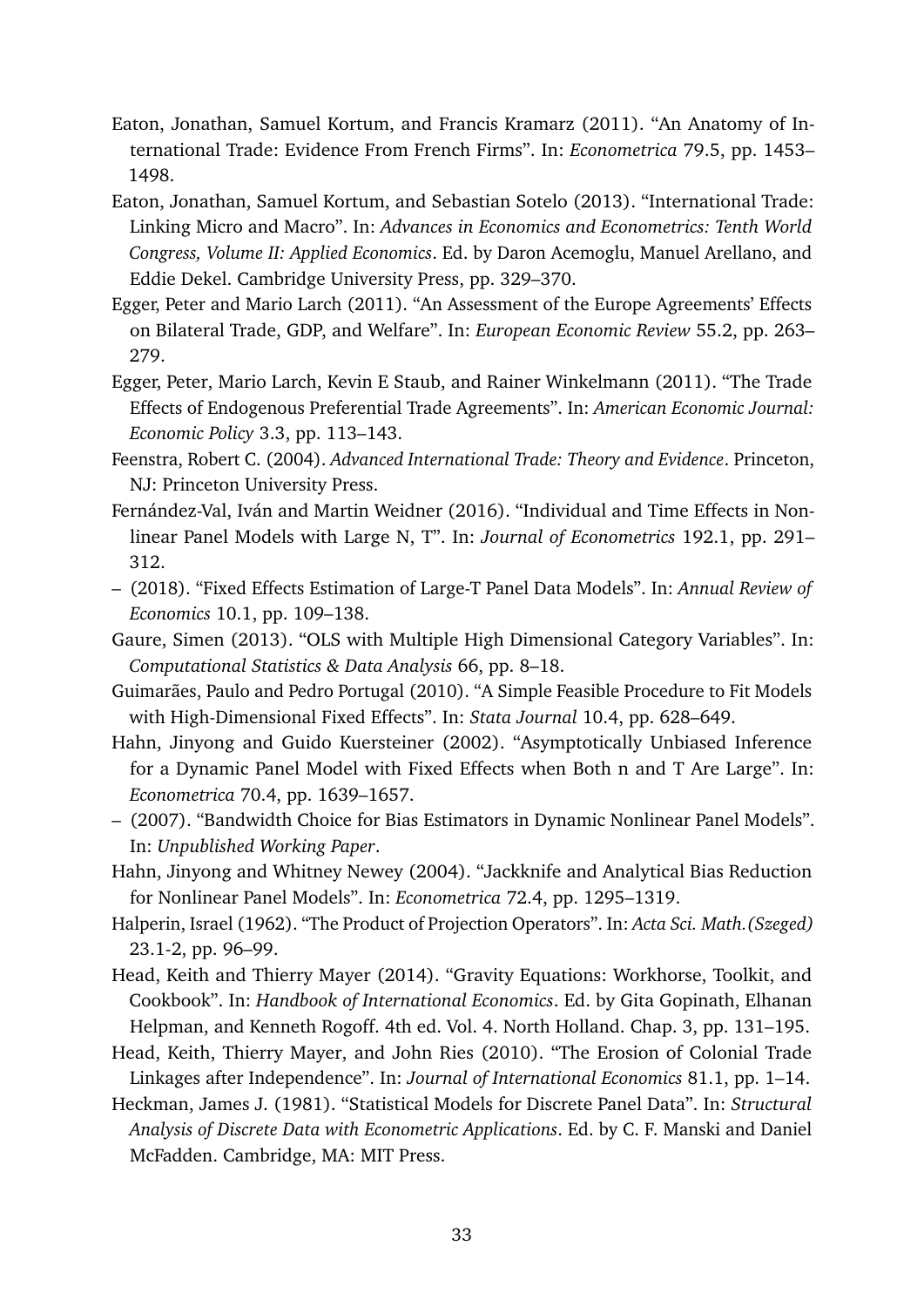Eaton, Jonathan, Samuel Kortum, and Francis Kramarz (2011). "An Anatomy of International Trade: Evidence From French Firms". In: *Econometrica* 79.5, pp. 1453–1498.

Eaton, Jonathan, Samuel Kortum, and Sebastian Sotelo (2013). "International Trade: Linking Micro and Macro". In: *Advances in Economics and Econometrics: Tenth World Congress, Volume II: Applied Economics*. Ed. by Daron Acemoglu, Manuel Arellano, and Eddie Dekel. Cambridge University Press, pp. 329–370.

Egger, Peter and Mario Larch (2011). "An Assessment of the Europe Agreements' Effects on Bilateral Trade, GDP, and Welfare". In: *European Economic Review* 55.2, pp. 263–279.

Egger, Peter, Mario Larch, Kevin E Staub, and Rainer Winkelmann (2011). "The Trade Effects of Endogenous Preferential Trade Agreements". In: *American Economic Journal: Economic Policy* 3.3, pp. 113–143.

Feenstra, Robert C. (2004). *Advanced International Trade: Theory and Evidence*. Princeton, NJ: Princeton University Press.

Fernández-Val, Iván and Martin Weidner (2016). "Individual and Time Effects in Nonlinear Panel Models with Large N, T". In: *Journal of Econometrics* 192.1, pp. 291–312.

– (2018). "Fixed Effects Estimation of Large-T Panel Data Models". In: *Annual Review of Economics* 10.1, pp. 109–138.

Gaure, Simen (2013). "OLS with Multiple High Dimensional Category Variables". In: *Computational Statistics & Data Analysis* 66, pp. 8–18.

Guimarães, Paulo and Pedro Portugal (2010). "A Simple Feasible Procedure to Fit Models with High-Dimensional Fixed Effects". In: *Stata Journal* 10.4, pp. 628–649.

Hahn, Jinyong and Guido Kuersteiner (2002). "Asymptotically Unbiased Inference for a Dynamic Panel Model with Fixed Effects when Both n and T Are Large". In: *Econometrica* 70.4, pp. 1639–1657.

– (2007). "Bandwidth Choice for Bias Estimators in Dynamic Nonlinear Panel Models". In: *Unpublished Working Paper*.

Hahn, Jinyong and Whitney Newey (2004). "Jackknife and Analytical Bias Reduction for Nonlinear Panel Models". In: *Econometrica* 72.4, pp. 1295–1319.

Halperin, Israel (1962). "The Product of Projection Operators". In: *Acta Sci. Math.(Szeged)* 23.1-2, pp. 96–99.

Head, Keith and Thierry Mayer (2014). "Gravity Equations: Workhorse, Toolkit, and Cookbook". In: *Handbook of International Economics*. Ed. by Gita Gopinath, Elhanan Helpman, and Kenneth Rogoff. 4th ed. Vol. 4. North Holland. Chap. 3, pp. 131–195.

Head, Keith, Thierry Mayer, and John Ries (2010). "The Erosion of Colonial Trade Linkages after Independence". In: *Journal of International Economics* 81.1, pp. 1–14.

Heckman, James J. (1981). "Statistical Models for Discrete Panel Data". In: *Structural Analysis of Discrete Data with Econometric Applications*. Ed. by C. F. Manski and Daniel McFadden. Cambridge, MA: MIT Press.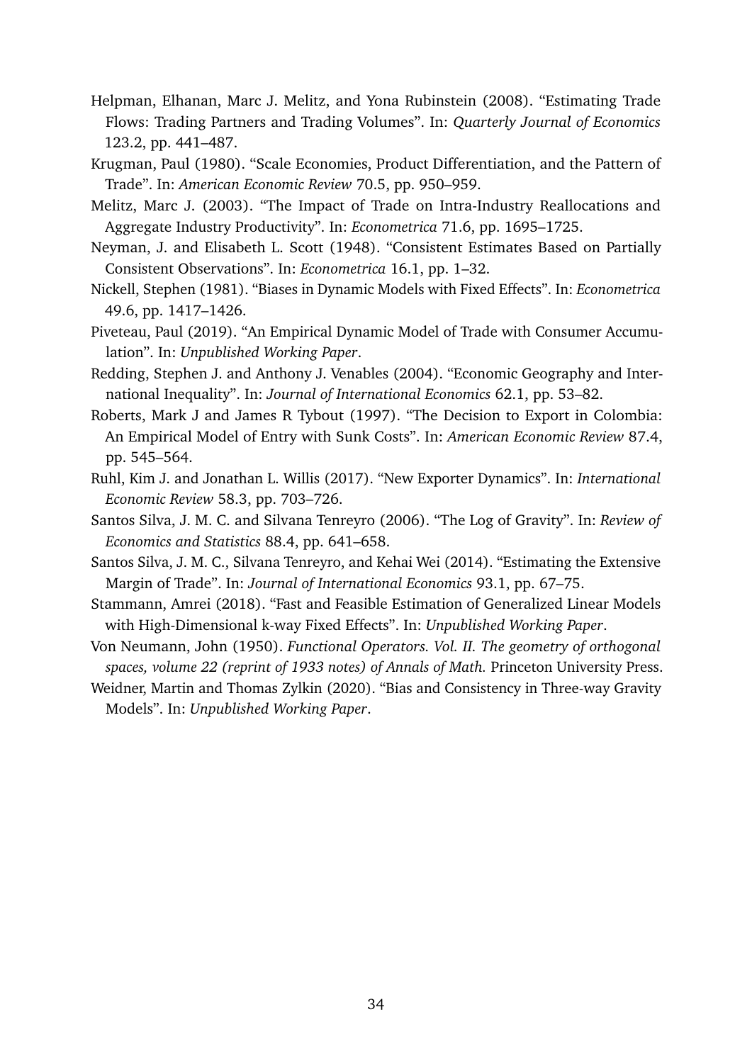Helpman, Elhanan, Marc J. Melitz, and Yona Rubinstein (2008). "Estimating Trade Flows: Trading Partners and Trading Volumes". In: *Quarterly Journal of Economics* 123.2, pp. 441–487.

Krugman, Paul (1980). "Scale Economies, Product Differentiation, and the Pattern of Trade". In: *American Economic Review* 70.5, pp. 950–959.

Melitz, Marc J. (2003). "The Impact of Trade on Intra-Industry Reallocations and Aggregate Industry Productivity". In: *Econometrica* 71.6, pp. 1695–1725.

Neyman, J. and Elisabeth L. Scott (1948). "Consistent Estimates Based on Partially Consistent Observations". In: *Econometrica* 16.1, pp. 1–32.

Nickell, Stephen (1981). "Biases in Dynamic Models with Fixed Effects". In: *Econometrica* 49.6, pp. 1417–1426.

Piveteau, Paul (2019). "An Empirical Dynamic Model of Trade with Consumer Accumulation". In: *Unpublished Working Paper*.

Redding, Stephen J. and Anthony J. Venables (2004). "Economic Geography and International Inequality". In: *Journal of International Economics* 62.1, pp. 53–82.

Roberts, Mark J and James R Tybout (1997). "The Decision to Export in Colombia: An Empirical Model of Entry with Sunk Costs". In: *American Economic Review* 87.4, pp. 545–564.

Ruhl, Kim J. and Jonathan L. Willis (2017). "New Exporter Dynamics". In: *International Economic Review* 58.3, pp. 703–726.

Santos Silva, J. M. C. and Silvana Tenreyro (2006). "The Log of Gravity". In: *Review of Economics and Statistics* 88.4, pp. 641–658.

Santos Silva, J. M. C., Silvana Tenreyro, and Kehai Wei (2014). "Estimating the Extensive Margin of Trade". In: *Journal of International Economics* 93.1, pp. 67–75.

Stammann, Amrei (2018). "Fast and Feasible Estimation of Generalized Linear Models with High-Dimensional k-way Fixed Effects". In: *Unpublished Working Paper*.

Von Neumann, John (1950). *Functional Operators. Vol. II. The geometry of orthogonal spaces, volume 22 (reprint of 1933 notes) of Annals of Math.* Princeton University Press.

Weidner, Martin and Thomas Zylkin (2020). "Bias and Consistency in Three-way Gravity Models". In: *Unpublished Working Paper*.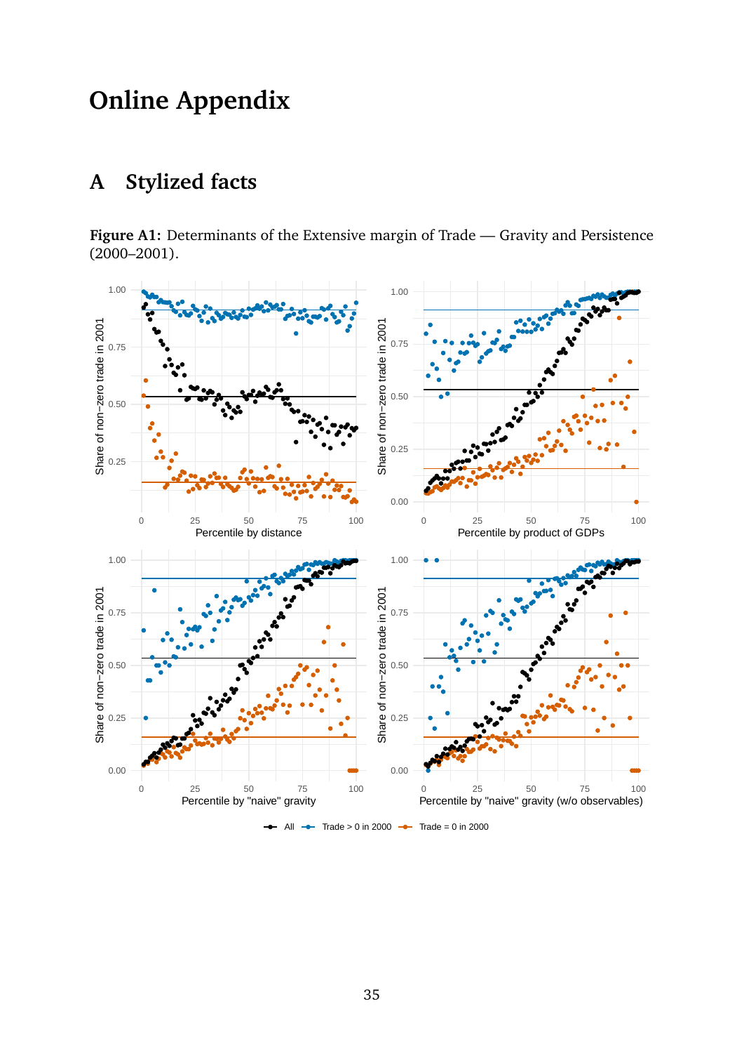# Online Appendix

## A Stylized facts

**Figure A1:** Determinants of the Extensive margin of Trade — Gravity and Persistence (2000–2001).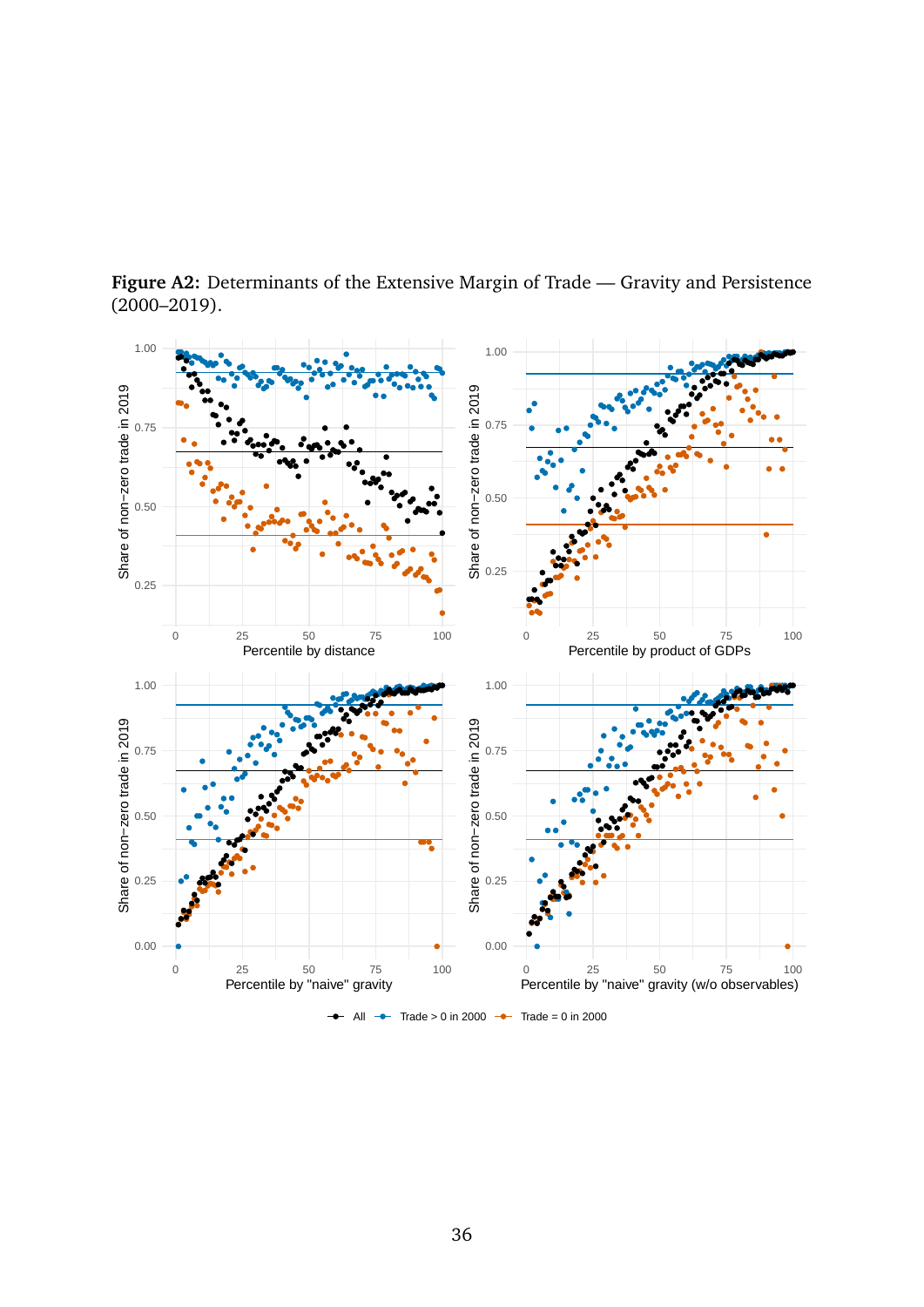**Figure A2:** Determinants of the Extensive Margin of Trade — Gravity and Persistence (2000–2019).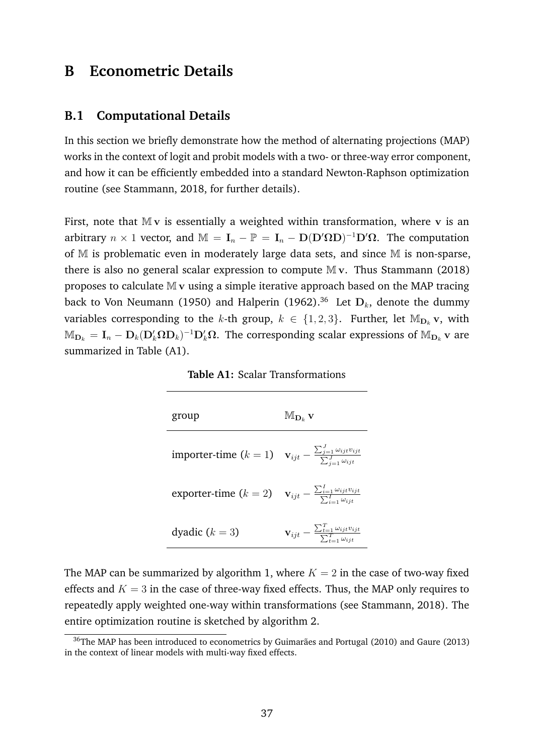# B Econometric Details

## B.1 Computational Details

In this section we briefly demonstrate how the method of alternating projections (MAP) works in the context of logit and probit models with a two- or three-way error component, and how it can be efficiently embedded into a standard Newton-Raphson optimization routine (see Stammann, 2018, for further details).

First, note that $\mathbb{M}\,\mathbf{v}$ is essentially a weighted within transformation, where $\mathbf{v}$ is an arbitrary $n \times 1$ vector, and $\mathbb{M} = \mathbf{I}_n - \mathbb{P} = \mathbf{I}_n - \mathbf{D}(\mathbf{D}'\mathbf{\Omega}\mathbf{D})^{-1}\mathbf{D}'\mathbf{\Omega}$. The computation of $\mathbb{M}$ is problematic even in moderately large data sets, and since $\mathbb{M}$ is non-sparse, there is also no general scalar expression to compute $\mathbb{M}\,\mathbf{v}$. Thus Stammann (2018) proposes to calculate $\mathbb{M}\,\mathbf{v}$ using a simple iterative approach based on the MAP tracing back to Von Neumann (1950) and Halperin (1962).[36] Let $\mathbf{D}_k$, denote the dummy variables corresponding to the $k$-th group, $k \in \{1, 2, 3\}$. Further, let $\mathbb{M}_{\mathbf{D}_k}\,\mathbf{v}$, with $\mathbb{M}_{\mathbf{D}_k} = \mathbf{I}_n - \mathbf{D}_k(\mathbf{D}_k'\mathbf{\Omega}\mathbf{D}_k)^{-1}\mathbf{D}_k'\mathbf{\Omega}$. The corresponding scalar expressions of $\mathbb{M}_{\mathbf{D}_k}\,\mathbf{v}$ are summarized in Table (A1).

**Table A1:** Scalar Transformations

| group | $\mathbb{M}_{\mathbf{D}_k}\,\mathbf{v}$ |
|---|---|
| importer-time ($k=1$) | $\mathbf{v}_{ijt} - \frac{\sum_{j=1}^{J} \omega_{ijt} v_{ijt}}{\sum_{j=1}^{J} \omega_{ijt}}$ |
| exporter-time ($k=2$) | $\mathbf{v}_{ijt} - \frac{\sum_{i=1}^{I} \omega_{ijt} v_{ijt}}{\sum_{i=1}^{I} \omega_{ijt}}$ |
| dyadic ($k=3$) | $\mathbf{v}_{ijt} - \frac{\sum_{t=1}^{T} \omega_{ijt} v_{ijt}}{\sum_{t=1}^{T} \omega_{ijt}}$ |

The MAP can be summarized by algorithm 1, where $K = 2$ in the case of two-way fixed effects and $K = 3$ in the case of three-way fixed effects. Thus, the MAP only requires to repeatedly apply weighted one-way within transformations (see Stammann, 2018). The entire optimization routine is sketched by algorithm 2.

[36] The MAP has been introduced to econometrics by Guimarães and Portugal (2010) and Gaure (2013) in the context of linear models with multi-way fixed effects.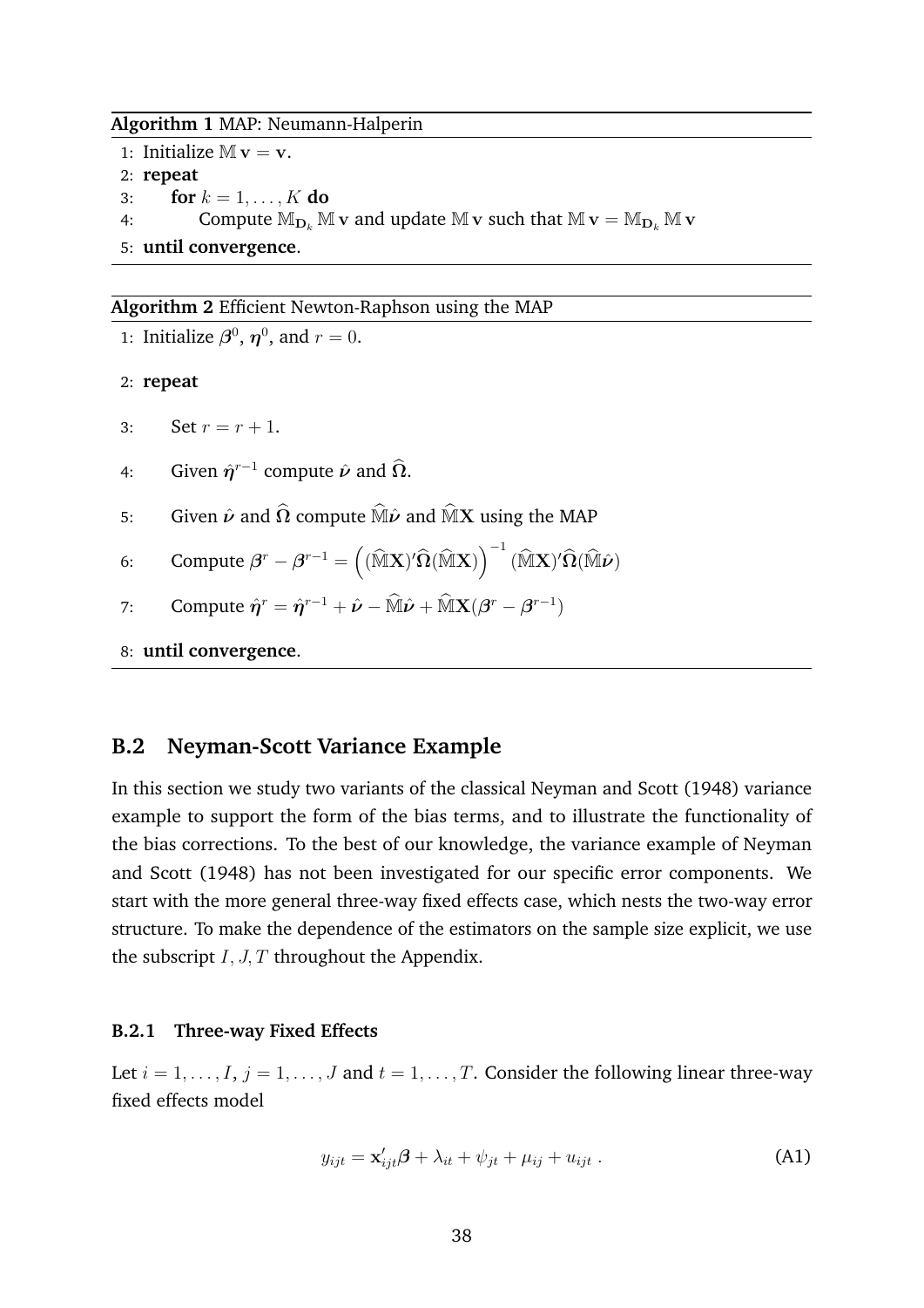**Algorithm 1** MAP: Neumann-Halperin

1: Initialize $\mathbb{M}\,\mathbf{v} = \mathbf{v}$.
2: **repeat**
3: **for** $k = 1, \ldots, K$ **do**
4: Compute $\mathbb{M}_{\mathbf{D}_k}\,\mathbb{M}\,\mathbf{v}$ and update $\mathbb{M}\,\mathbf{v}$ such that $\mathbb{M}\,\mathbf{v} = \mathbb{M}_{\mathbf{D}_k}\,\mathbb{M}\,\mathbf{v}$
5: **until convergence**.

**Algorithm 2** Efficient Newton-Raphson using the MAP

1: Initialize $\boldsymbol{\beta}^0$, $\boldsymbol{\eta}^0$, and $r = 0$.
2: **repeat**
3: Set $r = r + 1$.
4: Given $\hat{\boldsymbol{\eta}}^{r-1}$ compute $\hat{\boldsymbol{\nu}}$ and $\widehat{\boldsymbol{\Omega}}$.
5: Given $\hat{\boldsymbol{\nu}}$ and $\widehat{\boldsymbol{\Omega}}$ compute $\widehat{\mathbb{M}}\hat{\boldsymbol{\nu}}$ and $\widehat{\mathbb{M}}\mathbf{X}$ using the MAP
6: Compute $\boldsymbol{\beta}^r - \boldsymbol{\beta}^{r-1} = \left((\widehat{\mathbb{M}}\mathbf{X})'\widehat{\boldsymbol{\Omega}}(\widehat{\mathbb{M}}\mathbf{X})\right)^{-1}(\widehat{\mathbb{M}}\mathbf{X})'\widehat{\boldsymbol{\Omega}}(\widehat{\mathbb{M}}\hat{\boldsymbol{\nu}})$
7: Compute $\hat{\boldsymbol{\eta}}^r = \hat{\boldsymbol{\eta}}^{r-1} + \hat{\boldsymbol{\nu}} - \widehat{\mathbb{M}}\hat{\boldsymbol{\nu}} + \widehat{\mathbb{M}}\mathbf{X}(\boldsymbol{\beta}^r - \boldsymbol{\beta}^{r-1})$
8: **until convergence**.

## B.2 Neyman-Scott Variance Example

In this section we study two variants of the classical Neyman and Scott (1948) variance example to support the form of the bias terms, and to illustrate the functionality of the bias corrections. To the best of our knowledge, the variance example of Neyman and Scott (1948) has not been investigated for our specific error components. We start with the more general three-way fixed effects case, which nests the two-way error structure. To make the dependence of the estimators on the sample size explicit, we use the subscript $I, J, T$ throughout the Appendix.

### B.2.1 Three-way Fixed Effects

Let $i = 1, \ldots, I$, $j = 1, \ldots, J$ and $t = 1, \ldots, T$. Consider the following linear three-way fixed effects model

$$y_{ijt} = \mathbf{x}_{ijt}'\boldsymbol{\beta} + \lambda_{it} + \psi_{jt} + \mu_{ij} + u_{ijt}\ . \tag{A1}$$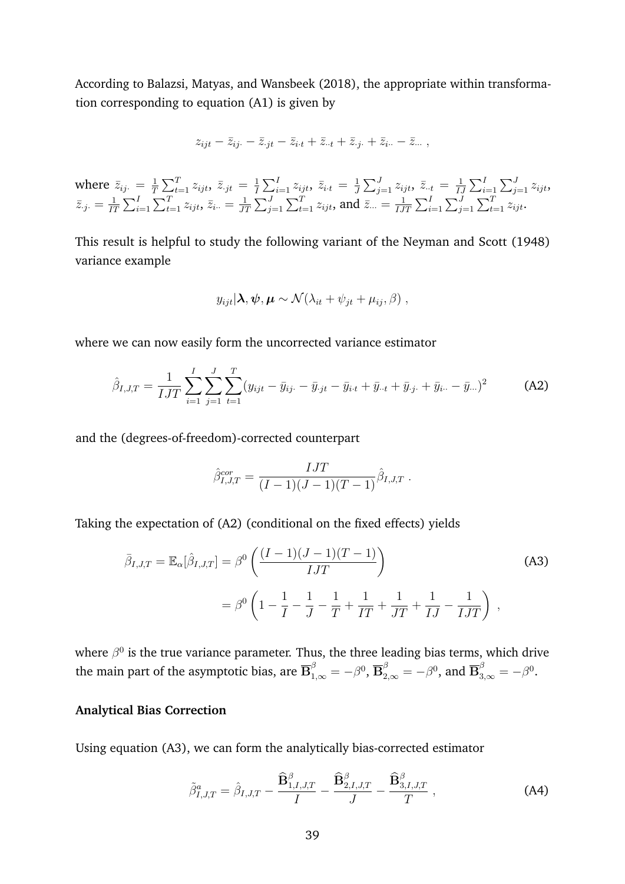According to Balazsi, Matyas, and Wansbeek (2018), the appropriate within transformation corresponding to equation (A1) is given by

$$z_{ijt} - \bar{z}_{ij\cdot} - \bar{z}_{\cdot jt} - \bar{z}_{i\cdot t} + \bar{z}_{\cdot\cdot t} + \bar{z}_{\cdot j\cdot} + \bar{z}_{i\cdot\cdot} - \bar{z}_{\cdot\cdot\cdot} \; ,$$

where $\bar{z}_{ij\cdot} = \frac{1}{T}\sum_{t=1}^{T} z_{ijt}$, $\bar{z}_{\cdot jt} = \frac{1}{I}\sum_{i=1}^{I} z_{ijt}$, $\bar{z}_{i\cdot t} = \frac{1}{J}\sum_{j=1}^{J} z_{ijt}$, $\bar{z}_{\cdot\cdot t} = \frac{1}{IJ}\sum_{i=1}^{I}\sum_{j=1}^{J} z_{ijt}$, $\bar{z}_{\cdot j\cdot} = \frac{1}{IT}\sum_{i=1}^{I}\sum_{t=1}^{T} z_{ijt}$, $\bar{z}_{i\cdot\cdot} = \frac{1}{JT}\sum_{j=1}^{J}\sum_{t=1}^{T} z_{ijt}$, and $\bar{z}_{\cdot\cdot\cdot} = \frac{1}{IJT}\sum_{i=1}^{I}\sum_{j=1}^{J}\sum_{t=1}^{T} z_{ijt}$.

This result is helpful to study the following variant of the Neyman and Scott (1948) variance example

$$y_{ijt}|\boldsymbol{\lambda}, \boldsymbol{\psi}, \boldsymbol{\mu} \sim \mathcal{N}(\lambda_{it} + \psi_{jt} + \mu_{ij}, \beta) \; ,$$

where we can now easily form the uncorrected variance estimator

$$\hat{\beta}_{I,J,T} = \frac{1}{IJT}\sum_{i=1}^{I}\sum_{j=1}^{J}\sum_{t=1}^{T}(y_{ijt} - \bar{y}_{ij\cdot} - \bar{y}_{\cdot jt} - \bar{y}_{i\cdot t} + \bar{y}_{\cdot\cdot t} + \bar{y}_{\cdot j\cdot} + \bar{y}_{i\cdot\cdot} - \bar{y}_{\cdot\cdot\cdot})^2 \tag{A2}$$

and the (degrees-of-freedom)-corrected counterpart

$$\hat{\beta}^{cor}_{I,J,T} = \frac{IJT}{(I-1)(J-1)(T-1)}\hat{\beta}_{I,J,T} \; .$$

Taking the expectation of (A2) (conditional on the fixed effects) yields

$$\begin{aligned} \bar{\beta}_{I,J,T} = \mathbb{E}_{\alpha}[\hat{\beta}_{I,J,T}] &= \beta^0\left(\frac{(I-1)(J-1)(T-1)}{IJT}\right) \\ &= \beta^0\left(1 - \frac{1}{I} - \frac{1}{J} - \frac{1}{T} + \frac{1}{IT} + \frac{1}{JT} + \frac{1}{IJ} - \frac{1}{IJT}\right) \; , \end{aligned} \tag{A3}$$

where $\beta^0$ is the true variance parameter. Thus, the three leading bias terms, which drive the main part of the asymptotic bias, are $\overline{\mathbf{B}}^{\beta}_{1,\infty} = -\beta^0$, $\overline{\mathbf{B}}^{\beta}_{2,\infty} = -\beta^0$, and $\overline{\mathbf{B}}^{\beta}_{3,\infty} = -\beta^0$.

**Analytical Bias Correction**

Using equation (A3), we can form the analytically bias-corrected estimator

$$\tilde{\beta}^{a}_{I,J,T} = \hat{\beta}_{I,J,T} - \frac{\widehat{\mathbf{B}}^{\beta}_{1,I,J,T}}{I} - \frac{\widehat{\mathbf{B}}^{\beta}_{2,I,J,T}}{J} - \frac{\widehat{\mathbf{B}}^{\beta}_{3,I,J,T}}{T} \; , \tag{A4}$$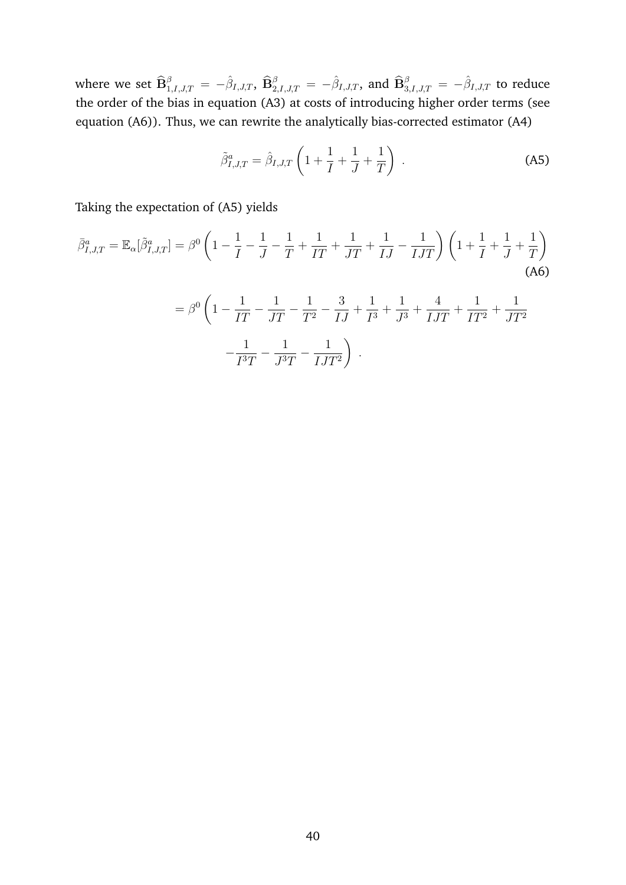where we set $\widehat{\mathbf{B}}^{\beta}_{1,I,J,T} = -\hat{\beta}_{I,J,T}$, $\widehat{\mathbf{B}}^{\beta}_{2,I,J,T} = -\hat{\beta}_{I,J,T}$, and $\widehat{\mathbf{B}}^{\beta}_{3,I,J,T} = -\hat{\beta}_{I,J,T}$ to reduce the order of the bias in equation (A3) at costs of introducing higher order terms (see equation (A6)). Thus, we can rewrite the analytically bias-corrected estimator (A4)

$$\tilde{\beta}^{a}_{I,J,T} = \hat{\beta}_{I,J,T}\left(1 + \frac{1}{I} + \frac{1}{J} + \frac{1}{T}\right) \ . \tag{A5}$$

Taking the expectation of (A5) yields

$$\bar{\beta}^{a}_{I,J,T} = \mathbb{E}_{\alpha}[\tilde{\beta}^{a}_{I,J,T}] = \beta^{0}\left(1 - \frac{1}{I} - \frac{1}{J} - \frac{1}{T} + \frac{1}{IT} + \frac{1}{JT} + \frac{1}{IJ} - \frac{1}{IJT}\right)\left(1 + \frac{1}{I} + \frac{1}{J} + \frac{1}{T}\right) \tag{A6}$$

$$= \beta^{0}\left(1 - \frac{1}{IT} - \frac{1}{JT} - \frac{1}{T^2} - \frac{3}{IJ} + \frac{1}{I^3} + \frac{1}{J^3} + \frac{4}{IJT} + \frac{1}{IT^2} + \frac{1}{JT^2} - \frac{1}{I^3T} - \frac{1}{J^3T} - \frac{1}{IJT^2}\right) \ .$$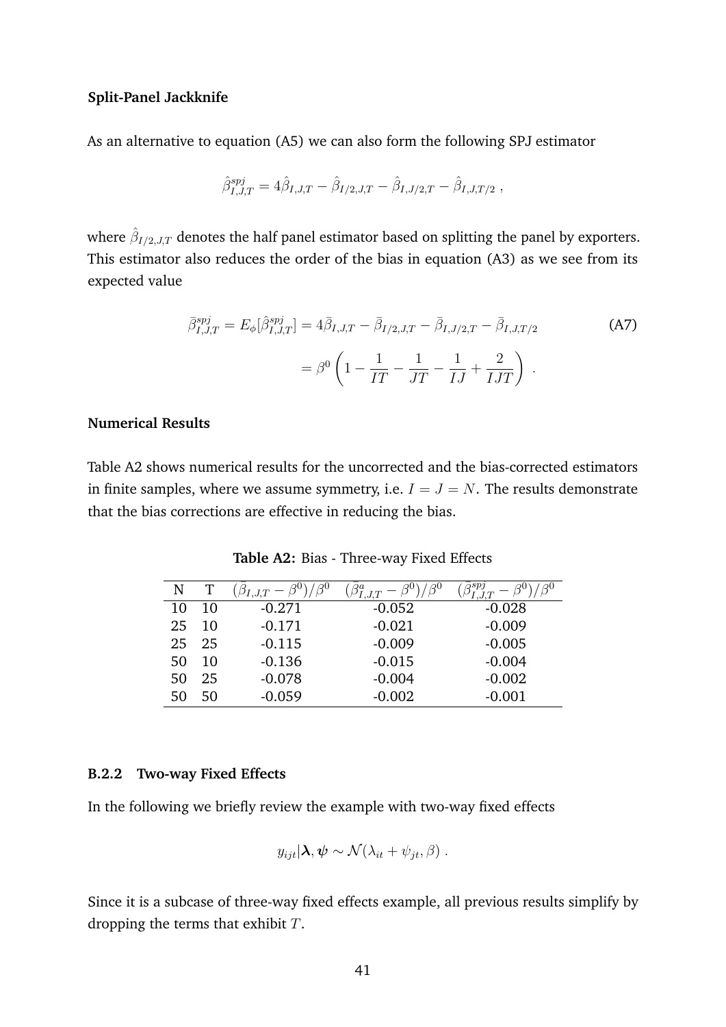**Split-Panel Jackknife**

As an alternative to equation (A5) we can also form the following SPJ estimator

$$\hat{\beta}^{spj}_{I,J,T} = 4\hat{\beta}_{I,J,T} - \hat{\beta}_{I/2,J,T} - \hat{\beta}_{I,J/2,T} - \hat{\beta}_{I,J,T/2} \; ,$$

where $\hat{\beta}_{I/2,J,T}$ denotes the half panel estimator based on splitting the panel by exporters. This estimator also reduces the order of the bias in equation (A3) as we see from its expected value

$$\begin{aligned} \bar{\beta}^{spj}_{I,J,T} = E_{\phi}[\hat{\beta}^{spj}_{I,J,T}] &= 4\bar{\beta}_{I,J,T} - \bar{\beta}_{I/2,J,T} - \bar{\beta}_{I,J/2,T} - \bar{\beta}_{I,J,T/2} \\ &= \beta^0 \left( 1 - \frac{1}{IT} - \frac{1}{JT} - \frac{1}{IJ} + \frac{2}{IJT} \right) \; . \end{aligned} \tag{A7}$$

**Numerical Results**

Table A2 shows numerical results for the uncorrected and the bias-corrected estimators in finite samples, where we assume symmetry, i.e. $I = J = N$. The results demonstrate that the bias corrections are effective in reducing the bias.

**Table A2:** Bias - Three-way Fixed Effects

| N | T | $(\bar{\beta}_{I,J,T} - \beta^0)/\beta^0$ | $(\bar{\beta}^a_{I,J,T} - \beta^0)/\beta^0$ | $(\bar{\beta}^{spj}_{I,J,T} - \beta^0)/\beta^0$ |
|---|---|---|---|---|
| 10 | 10 | -0.271 | -0.052 | -0.028 |
| 25 | 10 | -0.171 | -0.021 | -0.009 |
| 25 | 25 | -0.115 | -0.009 | -0.005 |
| 50 | 10 | -0.136 | -0.015 | -0.004 |
| 50 | 25 | -0.078 | -0.004 | -0.002 |
| 50 | 50 | -0.059 | -0.002 | -0.001 |

### B.2.2 Two-way Fixed Effects

In the following we briefly review the example with two-way fixed effects

$$y_{ijt} | \boldsymbol{\lambda}, \boldsymbol{\psi} \sim \mathcal{N}(\lambda_{it} + \psi_{jt}, \beta) \; .$$

Since it is a subcase of three-way fixed effects example, all previous results simplify by dropping the terms that exhibit $T$.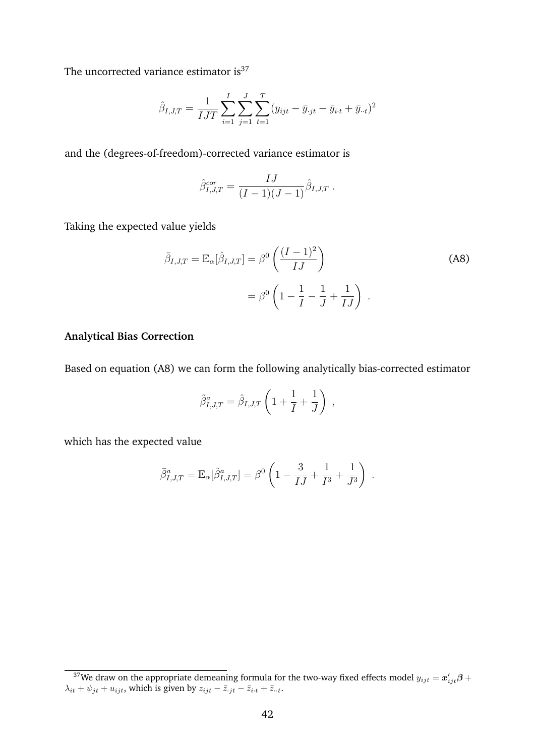The uncorrected variance estimator is[37]

$$\hat{\beta}_{I,J,T} = \frac{1}{IJT} \sum_{i=1}^{I} \sum_{j=1}^{J} \sum_{t=1}^{T} (y_{ijt} - \bar{y}_{\cdot jt} - \bar{y}_{i \cdot t} + \bar{y}_{\cdot \cdot t})^2$$

and the (degrees-of-freedom)-corrected variance estimator is

$$\hat{\beta}^{cor}_{I,J,T} = \frac{IJ}{(I-1)(J-1)} \hat{\beta}_{I,J,T} \ .$$

Taking the expected value yields

$$\begin{aligned} \bar{\beta}_{I,J,T} = \mathbb{E}_{\alpha}[\hat{\beta}_{I,J,T}] &= \beta^0 \left( \frac{(I-1)^2}{IJ} \right) \\ &= \beta^0 \left( 1 - \frac{1}{I} - \frac{1}{J} + \frac{1}{IJ} \right) \ . \end{aligned} \tag{A8}$$

**Analytical Bias Correction**

Based on equation (A8) we can form the following analytically bias-corrected estimator

$$\tilde{\beta}^{a}_{I,J,T} = \hat{\beta}_{I,J,T} \left( 1 + \frac{1}{I} + \frac{1}{J} \right) \ ,$$

which has the expected value

$$\bar{\beta}^{a}_{I,J,T} = \mathbb{E}_{\alpha}[\tilde{\beta}^{a}_{I,J,T}] = \beta^0 \left( 1 - \frac{3}{IJ} + \frac{1}{I^3} + \frac{1}{J^3} \right) \ .$$

[37] We draw on the appropriate demeaning formula for the two-way fixed effects model $y_{ijt} = \boldsymbol{x}'_{ijt}\boldsymbol{\beta} + \lambda_{it} + \psi_{jt} + u_{ijt}$, which is given by $z_{ijt} - \bar{z}_{\cdot jt} - \bar{z}_{i \cdot t} + \bar{z}_{\cdot \cdot t}$.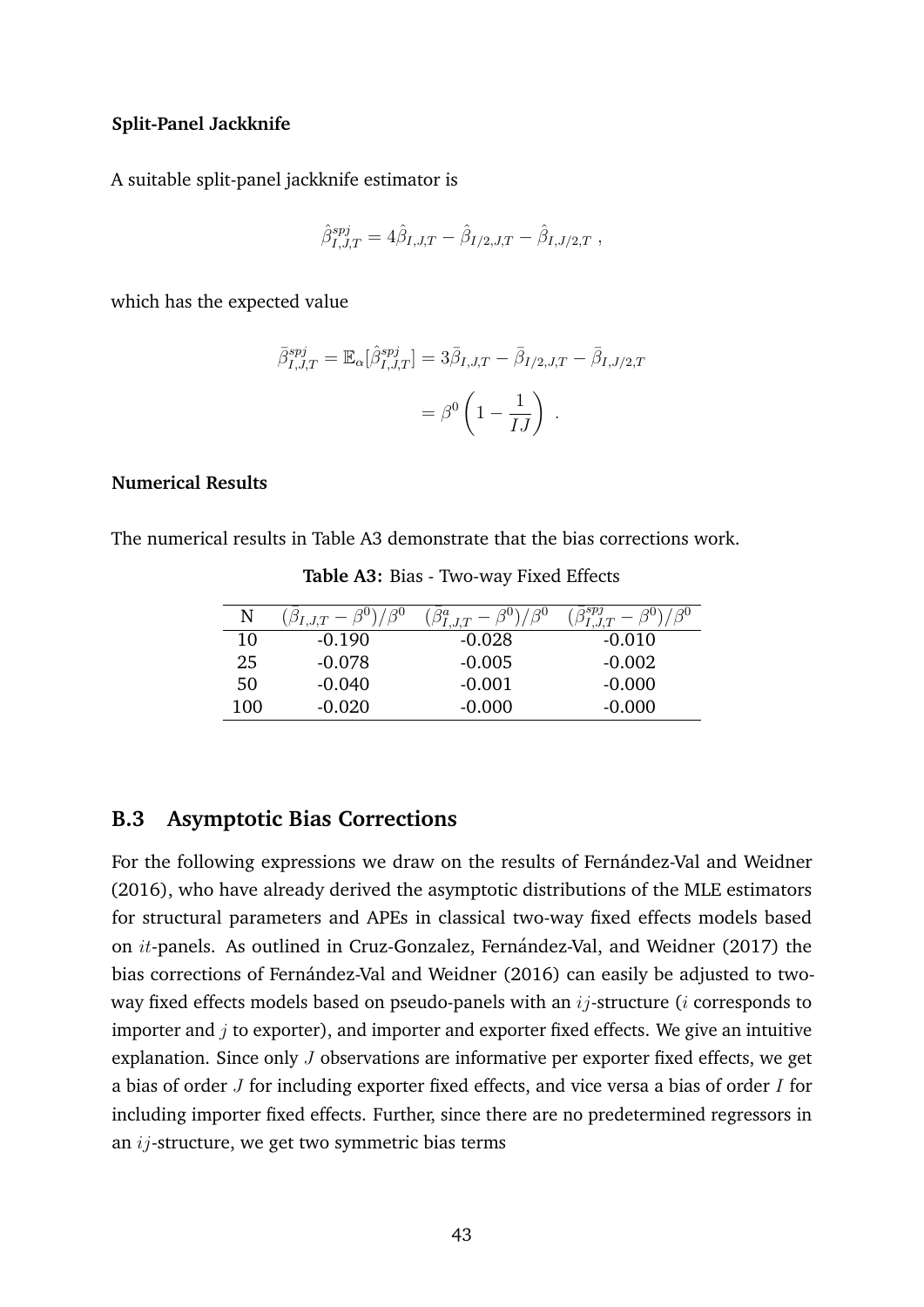**Split-Panel Jackknife**

A suitable split-panel jackknife estimator is

$$\hat{\beta}^{spj}_{I,J,T} = 4\hat{\beta}_{I,J,T} - \hat{\beta}_{I/2,J,T} - \hat{\beta}_{I,J/2,T} \ ,$$

which has the expected value

$$\begin{aligned} \bar{\beta}^{spj}_{I,J,T} = \mathbb{E}_{\alpha}[\hat{\beta}^{spj}_{I,J,T}] &= 3\bar{\beta}_{I,J,T} - \bar{\beta}_{I/2,J,T} - \bar{\beta}_{I,J/2,T} \\ &= \beta^0 \left(1 - \frac{1}{IJ}\right) \ . \end{aligned}$$

**Numerical Results**

The numerical results in Table A3 demonstrate that the bias corrections work.

**Table A3:** Bias - Two-way Fixed Effects

| N | $(\bar{\beta}_{I,J,T} - \beta^0)/\beta^0$ | $(\bar{\beta}^{a}_{I,J,T} - \beta^0)/\beta^0$ | $(\bar{\beta}^{spj}_{I,J,T} - \beta^0)/\beta^0$ |
|---|---|---|---|
| 10 | -0.190 | -0.028 | -0.010 |
| 25 | -0.078 | -0.005 | -0.002 |
| 50 | -0.040 | -0.001 | -0.000 |
| 100 | -0.020 | -0.000 | -0.000 |

## B.3 Asymptotic Bias Corrections

For the following expressions we draw on the results of Fernández-Val and Weidner (2016), who have already derived the asymptotic distributions of the MLE estimators for structural parameters and APEs in classical two-way fixed effects models based on $it$-panels. As outlined in Cruz-Gonzalez, Fernández-Val, and Weidner (2017) the bias corrections of Fernández-Val and Weidner (2016) can easily be adjusted to two-way fixed effects models based on pseudo-panels with an $ij$-structure ($i$ corresponds to importer and $j$ to exporter), and importer and exporter fixed effects. We give an intuitive explanation. Since only $J$ observations are informative per exporter fixed effects, we get a bias of order $J$ for including exporter fixed effects, and vice versa a bias of order $I$ for including importer fixed effects. Further, since there are no predetermined regressors in an $ij$-structure, we get two symmetric bias terms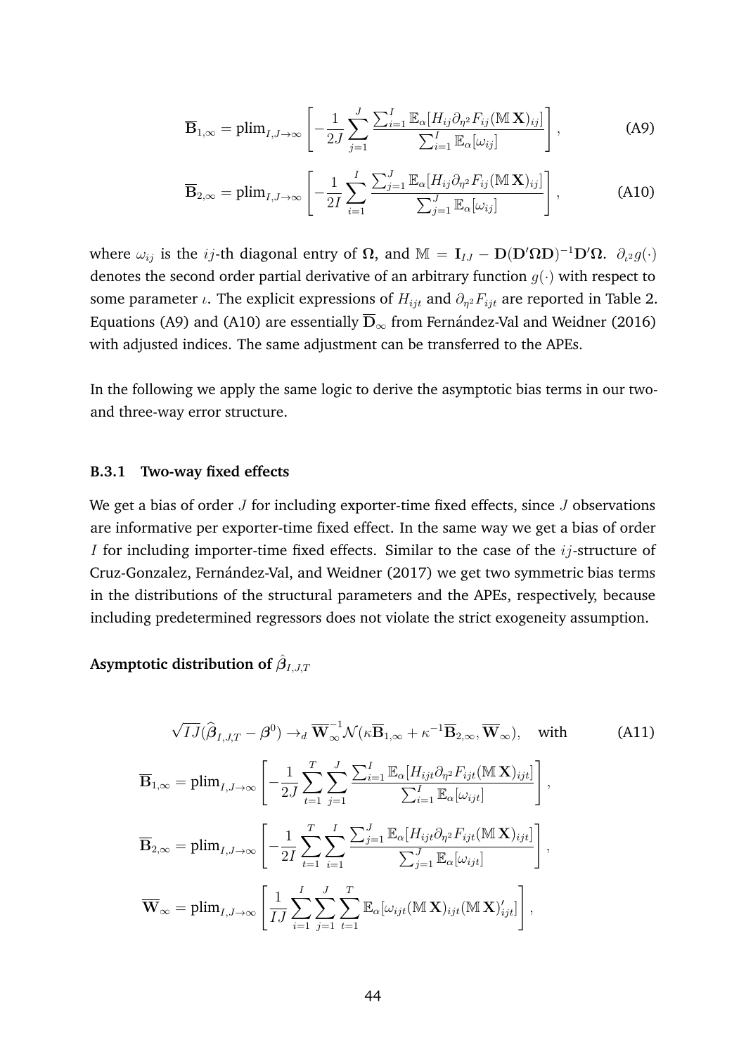$$\overline{\mathbf{B}}_{1,\infty} = \text{plim}_{I,J\to\infty} \left[ -\frac{1}{2J} \sum_{j=1}^{J} \frac{\sum_{i=1}^{I} \mathbb{E}_{\alpha}[H_{ij} \partial_{\eta^2} F_{ij} (\mathbb{M}\,\mathbf{X})_{ij}]}{\sum_{i=1}^{I} \mathbb{E}_{\alpha}[\omega_{ij}]} \right], \tag{A9}$$

$$\overline{\mathbf{B}}_{2,\infty} = \text{plim}_{I,J\to\infty} \left[ -\frac{1}{2I} \sum_{i=1}^{I} \frac{\sum_{j=1}^{J} \mathbb{E}_{\alpha}[H_{ij} \partial_{\eta^2} F_{ij} (\mathbb{M}\,\mathbf{X})_{ij}]}{\sum_{j=1}^{J} \mathbb{E}_{\alpha}[\omega_{ij}]} \right], \tag{A10}$$

where $\omega_{ij}$ is the $ij$-th diagonal entry of $\mathbf{\Omega}$, and $\mathbb{M} = \mathbf{I}_{IJ} - \mathbf{D}(\mathbf{D}'\mathbf{\Omega}\mathbf{D})^{-1}\mathbf{D}'\mathbf{\Omega}$. $\partial_{\iota^2} g(\cdot)$ denotes the second order partial derivative of an arbitrary function $g(\cdot)$ with respect to some parameter $\iota$. The explicit expressions of $H_{ijt}$ and $\partial_{\eta^2} F_{ijt}$ are reported in Table 2. Equations (A9) and (A10) are essentially $\overline{\mathbf{D}}_{\infty}$ from Fernández-Val and Weidner (2016) with adjusted indices. The same adjustment can be transferred to the APEs.

In the following we apply the same logic to derive the asymptotic bias terms in our two- and three-way error structure.

### B.3.1 Two-way fixed effects

We get a bias of order $J$ for including exporter-time fixed effects, since $J$ observations are informative per exporter-time fixed effect. In the same way we get a bias of order $I$ for including importer-time fixed effects. Similar to the case of the $ij$-structure of Cruz-Gonzalez, Fernández-Val, and Weidner (2017) we get two symmetric bias terms in the distributions of the structural parameters and the APEs, respectively, because including predetermined regressors does not violate the strict exogeneity assumption.

**Asymptotic distribution of $\hat{\boldsymbol{\beta}}_{I,J,T}$**

$$\sqrt{IJ}(\widehat{\boldsymbol{\beta}}_{I,J,T} - \boldsymbol{\beta}^0) \to_d \overline{\mathbf{W}}_{\infty}^{-1} \mathcal{N}(\kappa \overline{\mathbf{B}}_{1,\infty} + \kappa^{-1} \overline{\mathbf{B}}_{2,\infty}, \overline{\mathbf{W}}_{\infty}), \quad \text{with} \tag{A11}$$

$$\overline{\mathbf{B}}_{1,\infty} = \text{plim}_{I,J\to\infty} \left[ -\frac{1}{2J} \sum_{t=1}^{T} \sum_{j=1}^{J} \frac{\sum_{i=1}^{I} \mathbb{E}_{\alpha}[H_{ijt} \partial_{\eta^2} F_{ijt} (\mathbb{M}\,\mathbf{X})_{ijt}]}{\sum_{i=1}^{I} \mathbb{E}_{\alpha}[\omega_{ijt}]} \right],$$

$$\overline{\mathbf{B}}_{2,\infty} = \text{plim}_{I,J\to\infty} \left[ -\frac{1}{2I} \sum_{t=1}^{T} \sum_{i=1}^{I} \frac{\sum_{j=1}^{J} \mathbb{E}_{\alpha}[H_{ijt} \partial_{\eta^2} F_{ijt} (\mathbb{M}\,\mathbf{X})_{ijt}]}{\sum_{j=1}^{J} \mathbb{E}_{\alpha}[\omega_{ijt}]} \right],$$

$$\overline{\mathbf{W}}_{\infty} = \text{plim}_{I,J\to\infty} \left[ \frac{1}{IJ} \sum_{i=1}^{I} \sum_{j=1}^{J} \sum_{t=1}^{T} \mathbb{E}_{\alpha}[\omega_{ijt} (\mathbb{M}\,\mathbf{X})_{ijt} (\mathbb{M}\,\mathbf{X})'_{ijt}] \right],$$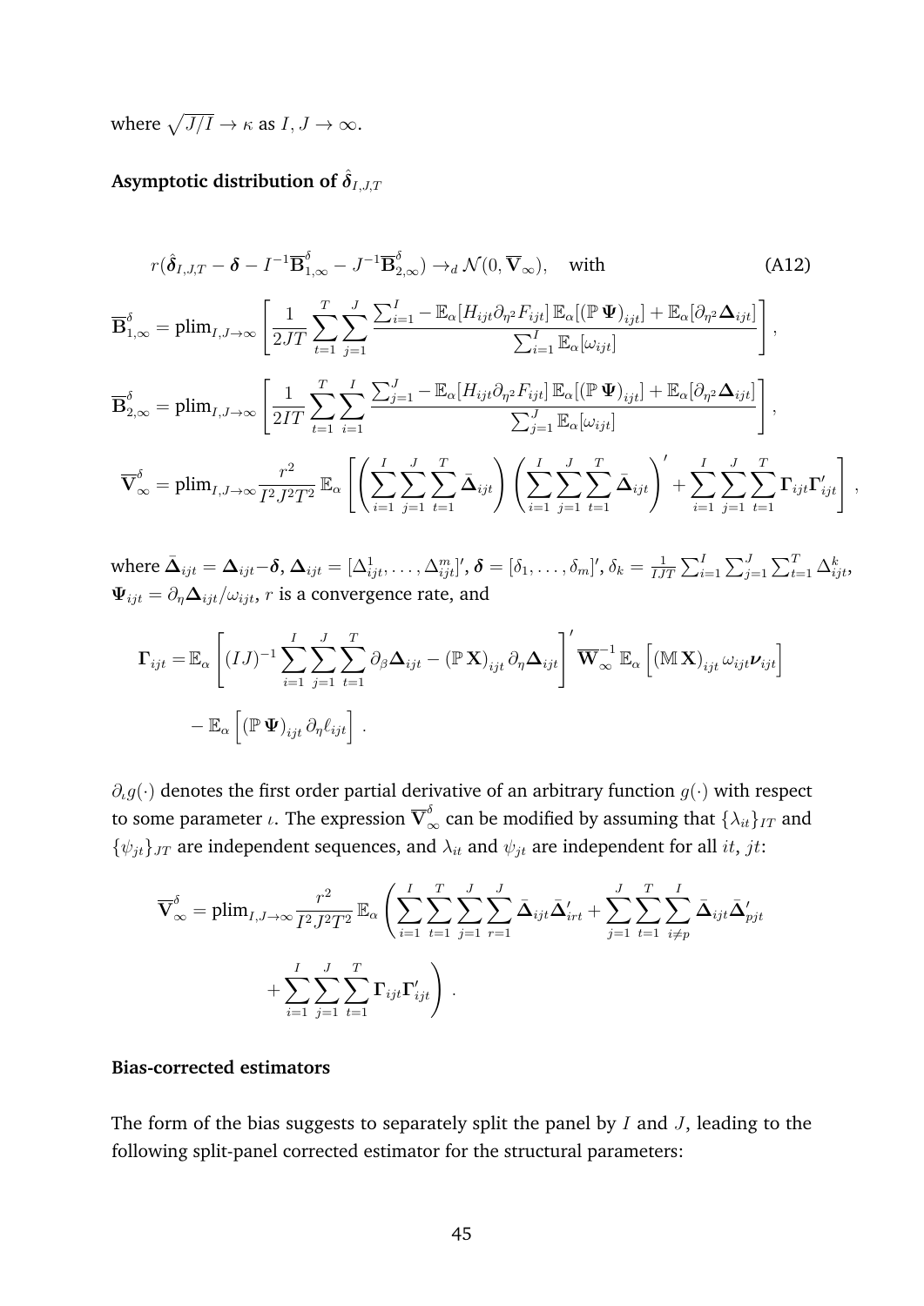where $\sqrt{J/I} \to \kappa$ as $I, J \to \infty$.

**Asymptotic distribution of $\hat{\boldsymbol{\delta}}_{I,J,T}$**

$$
r(\hat{\boldsymbol{\delta}}_{I,J,T} - \boldsymbol{\delta} - I^{-1}\overline{\mathbf{B}}^{\delta}_{1,\infty} - J^{-1}\overline{\mathbf{B}}^{\delta}_{2,\infty}) \to_d \mathcal{N}(0, \overline{\mathbf{V}}_{\infty}), \quad \text{with} \tag{A12}
$$

$$
\overline{\mathbf{B}}^{\delta}_{1,\infty} = \text{plim}_{I,J\to\infty} \left[ \frac{1}{2JT} \sum_{t=1}^{T} \sum_{j=1}^{J} \frac{\sum_{i=1}^{I} - \mathbb{E}_\alpha[H_{ijt} \partial_{\eta^2} F_{ijt}] \, \mathbb{E}_\alpha[(\mathbb{P}\, \boldsymbol{\Psi})_{ijt}] + \mathbb{E}_\alpha[\partial_{\eta^2} \boldsymbol{\Delta}_{ijt}]}{\sum_{i=1}^{I} \mathbb{E}_\alpha[\omega_{ijt}]} \right],
$$

$$
\overline{\mathbf{B}}^{\delta}_{2,\infty} = \text{plim}_{I,J\to\infty} \left[ \frac{1}{2IT} \sum_{t=1}^{T} \sum_{i=1}^{I} \frac{\sum_{j=1}^{J} - \mathbb{E}_\alpha[H_{ijt} \partial_{\eta^2} F_{ijt}] \, \mathbb{E}_\alpha[(\mathbb{P}\, \boldsymbol{\Psi})_{ijt}] + \mathbb{E}_\alpha[\partial_{\eta^2} \boldsymbol{\Delta}_{ijt}]}{\sum_{j=1}^{J} \mathbb{E}_\alpha[\omega_{ijt}]} \right],
$$

$$
\overline{\mathbf{V}}^{\delta}_{\infty} = \text{plim}_{I,J\to\infty} \frac{r^2}{I^2 J^2 T^2} \, \mathbb{E}_\alpha \left[ \left( \sum_{i=1}^{I} \sum_{j=1}^{J} \sum_{t=1}^{T} \bar{\boldsymbol{\Delta}}_{ijt} \right) \left( \sum_{i=1}^{I} \sum_{j=1}^{J} \sum_{t=1}^{T} \bar{\boldsymbol{\Delta}}_{ijt} \right)' + \sum_{i=1}^{I} \sum_{j=1}^{J} \sum_{t=1}^{T} \boldsymbol{\Gamma}_{ijt} \boldsymbol{\Gamma}'_{ijt} \right],
$$

where $\bar{\boldsymbol{\Delta}}_{ijt} = \boldsymbol{\Delta}_{ijt} - \boldsymbol{\delta}$, $\boldsymbol{\Delta}_{ijt} = [\Delta^1_{ijt}, \ldots, \Delta^m_{ijt}]'$, $\boldsymbol{\delta} = [\delta_1, \ldots, \delta_m]'$, $\delta_k = \frac{1}{IJT} \sum_{i=1}^{I} \sum_{j=1}^{J} \sum_{t=1}^{T} \Delta^k_{ijt}$, $\boldsymbol{\Psi}_{ijt} = \partial_\eta \boldsymbol{\Delta}_{ijt} / \omega_{ijt}$, $r$ is a convergence rate, and

$$
\begin{aligned}
\boldsymbol{\Gamma}_{ijt} =& \, \mathbb{E}_\alpha \left[ (IJ)^{-1} \sum_{i=1}^{I} \sum_{j=1}^{J} \sum_{t=1}^{T} \partial_\beta \boldsymbol{\Delta}_{ijt} - (\mathbb{P}\, \mathbf{X})_{ijt} \, \partial_\eta \boldsymbol{\Delta}_{ijt} \right]' \overline{\mathbf{W}}^{-1}_{\infty} \, \mathbb{E}_\alpha \left[ (\mathbb{M}\, \mathbf{X})_{ijt} \, \omega_{ijt} \boldsymbol{\nu}_{ijt} \right] \\
& - \mathbb{E}_\alpha \left[ (\mathbb{P}\, \boldsymbol{\Psi})_{ijt} \, \partial_\eta \ell_{ijt} \right] .
\end{aligned}
$$

$\partial_\iota g(\cdot)$ denotes the first order partial derivative of an arbitrary function $g(\cdot)$ with respect to some parameter $\iota$. The expression $\overline{\mathbf{V}}^{\delta}_{\infty}$ can be modified by assuming that $\{\lambda_{it}\}_{IT}$ and $\{\psi_{jt}\}_{JT}$ are independent sequences, and $\lambda_{it}$ and $\psi_{jt}$ are independent for all $it$, $jt$:

$$
\begin{aligned}
\overline{\mathbf{V}}^{\delta}_{\infty} = \text{plim}_{I,J\to\infty} \frac{r^2}{I^2 J^2 T^2} \, \mathbb{E}_\alpha & \left( \sum_{i=1}^{I} \sum_{t=1}^{T} \sum_{j=1}^{J} \sum_{r=1}^{J} \bar{\boldsymbol{\Delta}}_{ijt} \bar{\boldsymbol{\Delta}}'_{irt} + \sum_{j=1}^{J} \sum_{t=1}^{T} \sum_{i \neq p}^{I} \bar{\boldsymbol{\Delta}}_{ijt} \bar{\boldsymbol{\Delta}}'_{pjt} \right. \\
& \left. + \sum_{i=1}^{I} \sum_{j=1}^{J} \sum_{t=1}^{T} \boldsymbol{\Gamma}_{ijt} \boldsymbol{\Gamma}'_{ijt} \right) .
\end{aligned}
$$

**Bias-corrected estimators**

The form of the bias suggests to separately split the panel by $I$ and $J$, leading to the following split-panel corrected estimator for the structural parameters: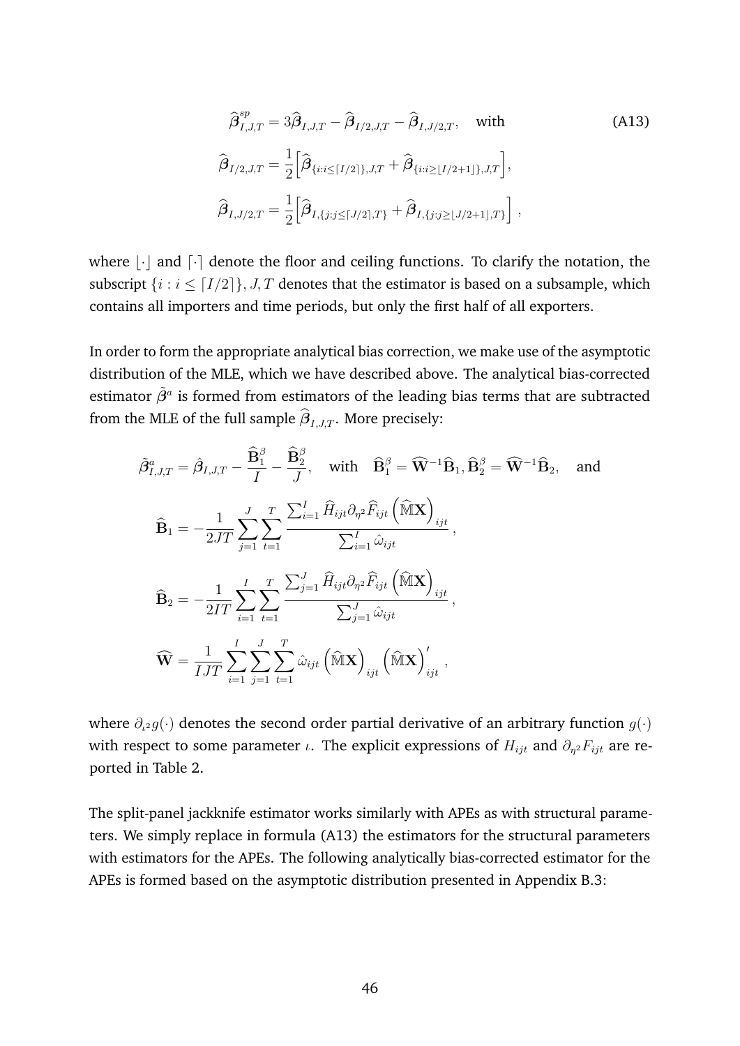$$
\widehat{\boldsymbol{\beta}}^{sp}_{I,J,T} = 3\widehat{\boldsymbol{\beta}}_{I,J,T} - \widehat{\boldsymbol{\beta}}_{I/2,J,T} - \widehat{\boldsymbol{\beta}}_{I,J/2,T}, \quad \text{with} \tag{A13}
$$

$$
\widehat{\boldsymbol{\beta}}_{I/2,J,T} = \frac{1}{2}\Big[\widehat{\boldsymbol{\beta}}_{\{i:i\leq\lceil I/2\rceil\},J,T} + \widehat{\boldsymbol{\beta}}_{\{i:i\geq\lfloor I/2+1\rfloor\},J,T}\Big],
$$

$$
\widehat{\boldsymbol{\beta}}_{I,J/2,T} = \frac{1}{2}\Big[\widehat{\boldsymbol{\beta}}_{I,\{j:j\leq\lceil J/2\rceil,T\}} + \widehat{\boldsymbol{\beta}}_{I,\{j:j\geq\lfloor J/2+1\rfloor,T\}}\Big],
$$

where $\lfloor\cdot\rfloor$ and $\lceil\cdot\rceil$ denote the floor and ceiling functions. To clarify the notation, the subscript $\{i : i \leq \lceil I/2\rceil\}, J, T$ denotes that the estimator is based on a subsample, which contains all importers and time periods, but only the first half of all exporters.

In order to form the appropriate analytical bias correction, we make use of the asymptotic distribution of the MLE, which we have described above. The analytical bias-corrected estimator $\tilde{\boldsymbol{\beta}}^{a}$ is formed from estimators of the leading bias terms that are subtracted from the MLE of the full sample $\widehat{\boldsymbol{\beta}}_{I,J,T}$. More precisely:

$$
\tilde{\boldsymbol{\beta}}^{a}_{I,J,T} = \hat{\boldsymbol{\beta}}_{I,J,T} - \frac{\widehat{\mathbf{B}}^{\beta}_{1}}{I} - \frac{\widehat{\mathbf{B}}^{\beta}_{2}}{J}, \quad \text{with} \quad \widehat{\mathbf{B}}^{\beta}_{1} = \widehat{\mathbf{W}}^{-1}\widehat{\mathbf{B}}_{1}, \widehat{\mathbf{B}}^{\beta}_{2} = \widehat{\mathbf{W}}^{-1}\widehat{\mathbf{B}}_{2}, \quad \text{and}
$$

$$
\widehat{\mathbf{B}}_{1} = -\frac{1}{2JT}\sum_{j=1}^{J}\sum_{t=1}^{T}\frac{\sum_{i=1}^{I}\widehat{H}_{ijt}\partial_{\eta^2}\widehat{F}_{ijt}\left(\widehat{\mathbb{M}}\mathbf{X}\right)_{ijt}}{\sum_{i=1}^{I}\hat{\omega}_{ijt}},
$$

$$
\widehat{\mathbf{B}}_{2} = -\frac{1}{2IT}\sum_{i=1}^{I}\sum_{t=1}^{T}\frac{\sum_{j=1}^{J}\widehat{H}_{ijt}\partial_{\eta^2}\widehat{F}_{ijt}\left(\widehat{\mathbb{M}}\mathbf{X}\right)_{ijt}}{\sum_{j=1}^{J}\hat{\omega}_{ijt}},
$$

$$
\widehat{\mathbf{W}} = \frac{1}{IJT}\sum_{i=1}^{I}\sum_{j=1}^{J}\sum_{t=1}^{T}\hat{\omega}_{ijt}\left(\widehat{\mathbb{M}}\mathbf{X}\right)_{ijt}\left(\widehat{\mathbb{M}}\mathbf{X}\right)'_{ijt},
$$

where $\partial_{\iota^2}g(\cdot)$ denotes the second order partial derivative of an arbitrary function $g(\cdot)$ with respect to some parameter $\iota$. The explicit expressions of $H_{ijt}$ and $\partial_{\eta^2}F_{ijt}$ are reported in Table 2.

The split-panel jackknife estimator works similarly with APEs as with structural parameters. We simply replace in formula (A13) the estimators for the structural parameters with estimators for the APEs. The following analytically bias-corrected estimator for the APEs is formed based on the asymptotic distribution presented in Appendix B.3: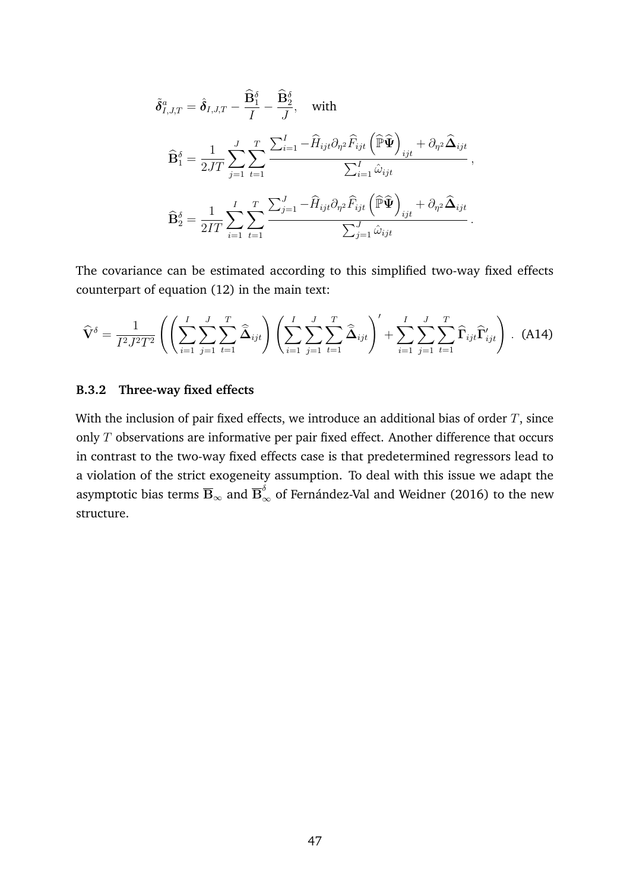$$\tilde{\boldsymbol{\delta}}^a_{I,J,T} = \hat{\boldsymbol{\delta}}_{I,J,T} - \frac{\widehat{\mathbf{B}}^\delta_1}{I} - \frac{\widehat{\mathbf{B}}^\delta_2}{J}, \quad \text{with}$$

$$\widehat{\mathbf{B}}^\delta_1 = \frac{1}{2JT} \sum_{j=1}^{J} \sum_{t=1}^{T} \frac{\sum_{i=1}^{I} -\widehat{H}_{ijt} \partial_{\eta^2} \widehat{F}_{ijt} \left(\widehat{\mathbb{P}} \widehat{\boldsymbol{\Psi}}\right)_{ijt} + \partial_{\eta^2} \widehat{\boldsymbol{\Delta}}_{ijt}}{\sum_{i=1}^{I} \hat{\omega}_{ijt}},$$

$$\widehat{\mathbf{B}}^\delta_2 = \frac{1}{2IT} \sum_{i=1}^{I} \sum_{t=1}^{T} \frac{\sum_{j=1}^{J} -\widehat{H}_{ijt} \partial_{\eta^2} \widehat{F}_{ijt} \left(\widehat{\mathbb{P}} \widehat{\boldsymbol{\Psi}}\right)_{ijt} + \partial_{\eta^2} \widehat{\boldsymbol{\Delta}}_{ijt}}{\sum_{j=1}^{J} \hat{\omega}_{ijt}}.$$

The covariance can be estimated according to this simplified two-way fixed effects counterpart of equation (12) in the main text:

$$\widehat{\mathbf{V}}^\delta = \frac{1}{I^2 J^2 T^2} \left( \left( \sum_{i=1}^{I} \sum_{j=1}^{J} \sum_{t=1}^{T} \widehat{\overline{\boldsymbol{\Delta}}}_{ijt} \right) \left( \sum_{i=1}^{I} \sum_{j=1}^{J} \sum_{t=1}^{T} \widehat{\overline{\boldsymbol{\Delta}}}_{ijt} \right)' + \sum_{i=1}^{I} \sum_{j=1}^{J} \sum_{t=1}^{T} \widehat{\boldsymbol{\Gamma}}_{ijt} \widehat{\boldsymbol{\Gamma}}'_{ijt} \right). \quad \text{(A14)}$$

### B.3.2 Three-way fixed effects

With the inclusion of pair fixed effects, we introduce an additional bias of order $T$, since only $T$ observations are informative per pair fixed effect. Another difference that occurs in contrast to the two-way fixed effects case is that predetermined regressors lead to a violation of the strict exogeneity assumption. To deal with this issue we adapt the asymptotic bias terms $\overline{\mathbf{B}}_\infty$ and $\overline{\mathbf{B}}^\delta_\infty$ of Fernández-Val and Weidner (2016) to the new structure.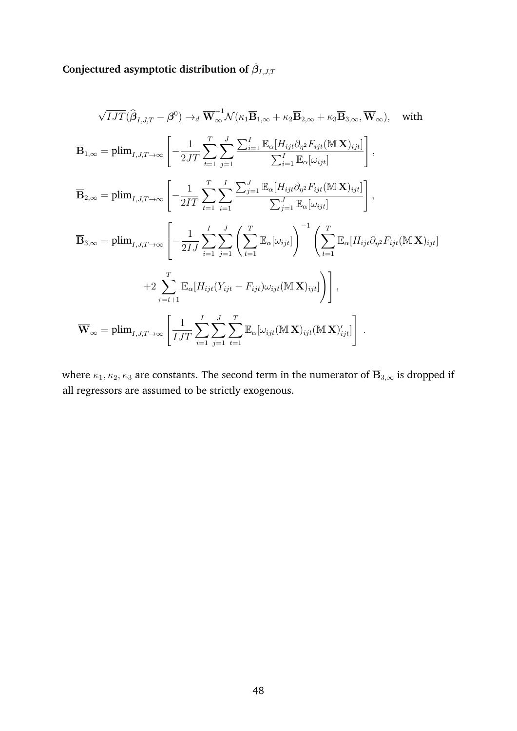**Conjectured asymptotic distribution of $\hat{\boldsymbol{\beta}}_{I,J,T}$**

$$
\sqrt{IJT}(\widehat{\boldsymbol{\beta}}_{I,J,T} - \boldsymbol{\beta}^0) \to_d \overline{\mathbf{W}}_{\infty}^{-1} \mathcal{N}(\kappa_1 \overline{\mathbf{B}}_{1,\infty} + \kappa_2 \overline{\mathbf{B}}_{2,\infty} + \kappa_3 \overline{\mathbf{B}}_{3,\infty}, \overline{\mathbf{W}}_{\infty}), \quad \text{with}
$$

$$
\overline{\mathbf{B}}_{1,\infty} = \text{plim}_{I,J,T\to\infty} \left[ -\frac{1}{2JT} \sum_{t=1}^{T} \sum_{j=1}^{J} \frac{\sum_{i=1}^{I} \mathbb{E}_\alpha [H_{ijt} \partial_{\eta^2} F_{ijt} (\mathbb{M}\,\mathbf{X})_{ijt}]}{\sum_{i=1}^{I} \mathbb{E}_\alpha [\omega_{ijt}]} \right],
$$

$$
\overline{\mathbf{B}}_{2,\infty} = \text{plim}_{I,J,T\to\infty} \left[ -\frac{1}{2IT} \sum_{t=1}^{T} \sum_{i=1}^{I} \frac{\sum_{j=1}^{J} \mathbb{E}_\alpha [H_{ijt} \partial_{\eta^2} F_{ijt} (\mathbb{M}\,\mathbf{X})_{ijt}]}{\sum_{j=1}^{J} \mathbb{E}_\alpha [\omega_{ijt}]} \right],
$$

$$
\overline{\mathbf{B}}_{3,\infty} = \text{plim}_{I,J,T\to\infty} \left[ -\frac{1}{2IJ} \sum_{i=1}^{I} \sum_{j=1}^{J} \left( \sum_{t=1}^{T} \mathbb{E}_\alpha [\omega_{ijt}] \right)^{-1} \left( \sum_{t=1}^{T} \mathbb{E}_\alpha [H_{ijt} \partial_{\eta^2} F_{ijt} (\mathbb{M}\,\mathbf{X})_{ijt}] \right.\right.
$$

$$
\left.\left. +2 \sum_{\tau=t+1}^{T} \mathbb{E}_\alpha [H_{ijt} (Y_{ijt} - F_{ijt}) \omega_{ijt} (\mathbb{M}\,\mathbf{X})_{ijt}] \right) \right],
$$

$$
\overline{\mathbf{W}}_{\infty} = \text{plim}_{I,J,T\to\infty} \left[ \frac{1}{IJT} \sum_{i=1}^{I} \sum_{j=1}^{J} \sum_{t=1}^{T} \mathbb{E}_\alpha [\omega_{ijt} (\mathbb{M}\,\mathbf{X})_{ijt} (\mathbb{M}\,\mathbf{X})'_{ijt}] \right].
$$

where $\kappa_1, \kappa_2, \kappa_3$ are constants. The second term in the numerator of $\overline{\mathbf{B}}_{3,\infty}$ is dropped if all regressors are assumed to be strictly exogenous.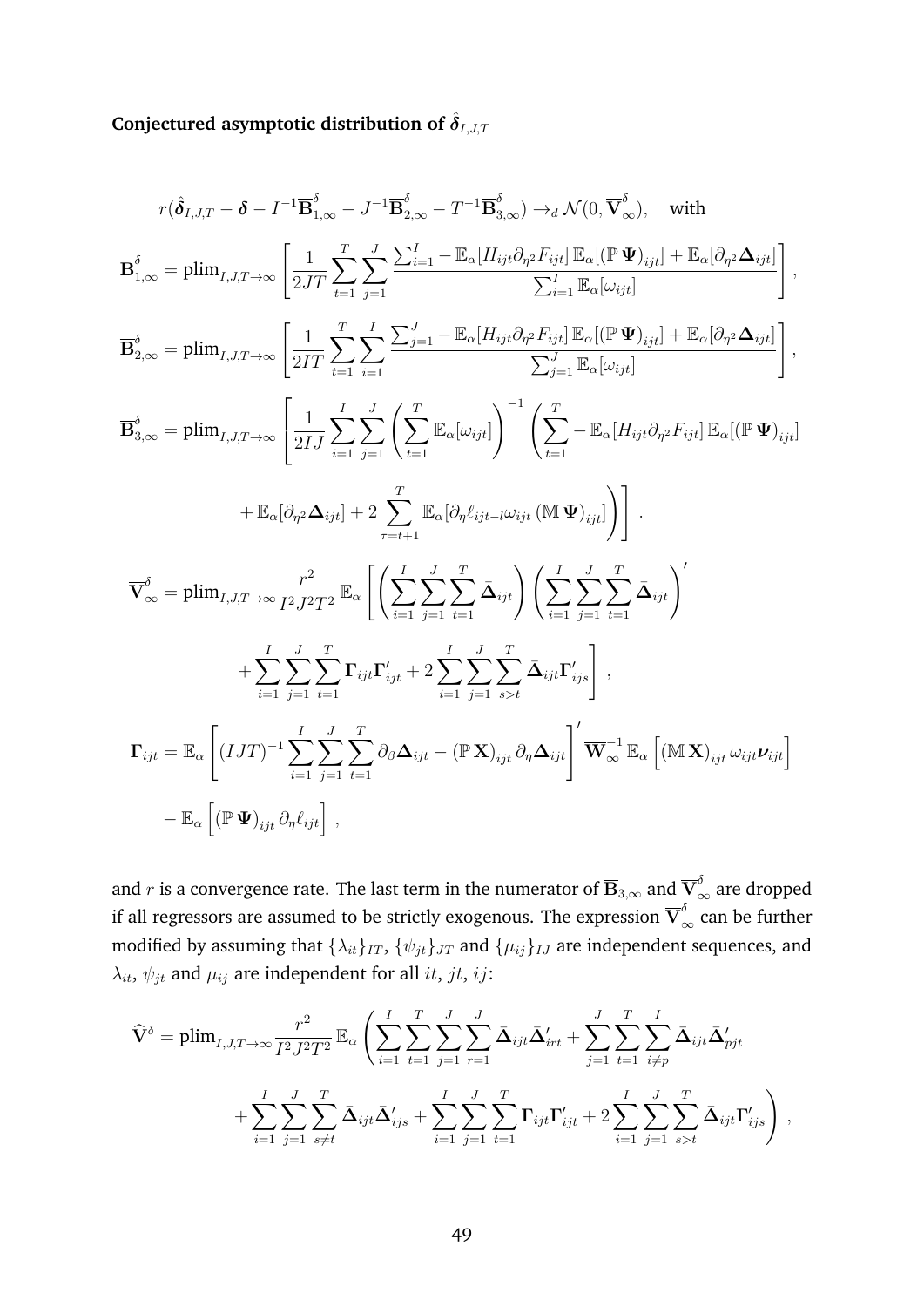**Conjectured asymptotic distribution of $\hat{\boldsymbol{\delta}}_{I,J,T}$**

$$
r(\hat{\boldsymbol{\delta}}_{I,J,T} - \boldsymbol{\delta} - I^{-1}\overline{\mathbf{B}}^{\delta}_{1,\infty} - J^{-1}\overline{\mathbf{B}}^{\delta}_{2,\infty} - T^{-1}\overline{\mathbf{B}}^{\delta}_{3,\infty}) \to_d \mathcal{N}(0, \overline{\mathbf{V}}^{\delta}_{\infty}), \quad \text{with}
$$

$$
\overline{\mathbf{B}}^{\delta}_{1,\infty} = \text{plim}_{I,J,T\to\infty}\left[\frac{1}{2JT}\sum_{t=1}^{T}\sum_{j=1}^{J}\frac{\sum_{i=1}^{I} - \mathbb{E}_{\alpha}[H_{ijt}\partial_{\eta^2}F_{ijt}]\,\mathbb{E}_{\alpha}[(\mathbb{P}\,\boldsymbol{\Psi})_{ijt}] + \mathbb{E}_{\alpha}[\partial_{\eta^2}\boldsymbol{\Delta}_{ijt}]}{\sum_{i=1}^{I}\mathbb{E}_{\alpha}[\omega_{ijt}]}\right],
$$

$$
\overline{\mathbf{B}}^{\delta}_{2,\infty} = \text{plim}_{I,J,T\to\infty}\left[\frac{1}{2IT}\sum_{t=1}^{T}\sum_{i=1}^{I}\frac{\sum_{j=1}^{J} - \mathbb{E}_{\alpha}[H_{ijt}\partial_{\eta^2}F_{ijt}]\,\mathbb{E}_{\alpha}[(\mathbb{P}\,\boldsymbol{\Psi})_{ijt}] + \mathbb{E}_{\alpha}[\partial_{\eta^2}\boldsymbol{\Delta}_{ijt}]}{\sum_{j=1}^{J}\mathbb{E}_{\alpha}[\omega_{ijt}]}\right],
$$

$$
\begin{aligned}
\overline{\mathbf{B}}^{\delta}_{3,\infty} = \text{plim}_{I,J,T\to\infty}\Bigg[\frac{1}{2IJ}\sum_{i=1}^{I}\sum_{j=1}^{J}\left(\sum_{t=1}^{T}\mathbb{E}_{\alpha}[\omega_{ijt}]\right)^{-1}\Bigg(\sum_{t=1}^{T} - \mathbb{E}_{\alpha}[H_{ijt}\partial_{\eta^2}F_{ijt}]\,\mathbb{E}_{\alpha}[(\mathbb{P}\,\boldsymbol{\Psi})_{ijt}] \\
+ \mathbb{E}_{\alpha}[\partial_{\eta^2}\boldsymbol{\Delta}_{ijt}] + 2\sum_{\tau=t+1}^{T}\mathbb{E}_{\alpha}[\partial_{\eta}\ell_{ijt-l}\,\omega_{ijt}\,(\mathbb{M}\,\boldsymbol{\Psi})_{ijt}]\Bigg)\Bigg].
\end{aligned}
$$

$$
\begin{aligned}
\overline{\mathbf{V}}^{\delta}_{\infty} = \text{plim}_{I,J,T\to\infty}\frac{r^2}{I^2J^2T^2}\,\mathbb{E}_{\alpha}\Bigg[\left(\sum_{i=1}^{I}\sum_{j=1}^{J}\sum_{t=1}^{T}\bar{\boldsymbol{\Delta}}_{ijt}\right)\left(\sum_{i=1}^{I}\sum_{j=1}^{J}\sum_{t=1}^{T}\bar{\boldsymbol{\Delta}}_{ijt}\right)' \\
+ \sum_{i=1}^{I}\sum_{j=1}^{J}\sum_{t=1}^{T}\boldsymbol{\Gamma}_{ijt}\boldsymbol{\Gamma}'_{ijt} + 2\sum_{i=1}^{I}\sum_{j=1}^{J}\sum_{s>t}^{T}\bar{\boldsymbol{\Delta}}_{ijt}\boldsymbol{\Gamma}'_{ijs}\Bigg],
\end{aligned}
$$

$$
\begin{aligned}
\boldsymbol{\Gamma}_{ijt} = \mathbb{E}_{\alpha}\left[(IJT)^{-1}\sum_{i=1}^{I}\sum_{j=1}^{J}\sum_{t=1}^{T}\partial_{\beta}\boldsymbol{\Delta}_{ijt} - (\mathbb{P}\,\mathbf{X})_{ijt}\,\partial_{\eta}\boldsymbol{\Delta}_{ijt}\right]'\overline{\mathbf{W}}^{-1}_{\infty}\,\mathbb{E}_{\alpha}\left[(\mathbb{M}\,\mathbf{X})_{ijt}\,\omega_{ijt}\boldsymbol{\nu}_{ijt}\right] \\
- \mathbb{E}_{\alpha}\left[(\mathbb{P}\,\boldsymbol{\Psi})_{ijt}\,\partial_{\eta}\ell_{ijt}\right],
\end{aligned}
$$

and $r$ is a convergence rate. The last term in the numerator of $\overline{\mathbf{B}}_{3,\infty}$ and $\overline{\mathbf{V}}^{\delta}_{\infty}$ are dropped if all regressors are assumed to be strictly exogenous. The expression $\overline{\mathbf{V}}^{\delta}_{\infty}$ can be further modified by assuming that $\{\lambda_{it}\}_{IT}$, $\{\psi_{jt}\}_{JT}$ and $\{\mu_{ij}\}_{IJ}$ are independent sequences, and $\lambda_{it}$, $\psi_{jt}$ and $\mu_{ij}$ are independent for all $it$, $jt$, $ij$:

$$
\begin{aligned}
\widehat{\mathbf{V}}^{\delta} = \text{plim}_{I,J,T\to\infty}\frac{r^2}{I^2J^2T^2}\,\mathbb{E}_{\alpha}\Bigg(\sum_{i=1}^{I}\sum_{t=1}^{T}\sum_{j=1}^{J}\sum_{r=1}^{J}\bar{\boldsymbol{\Delta}}_{ijt}\bar{\boldsymbol{\Delta}}'_{irt} + \sum_{j=1}^{J}\sum_{t=1}^{T}\sum_{i\neq p}^{I}\bar{\boldsymbol{\Delta}}_{ijt}\bar{\boldsymbol{\Delta}}'_{pjt} \\
+ \sum_{i=1}^{I}\sum_{j=1}^{J}\sum_{s\neq t}^{T}\bar{\boldsymbol{\Delta}}_{ijt}\bar{\boldsymbol{\Delta}}'_{ijs} + \sum_{i=1}^{I}\sum_{j=1}^{J}\sum_{t=1}^{T}\boldsymbol{\Gamma}_{ijt}\boldsymbol{\Gamma}'_{ijt} + 2\sum_{i=1}^{I}\sum_{j=1}^{J}\sum_{s>t}^{T}\bar{\boldsymbol{\Delta}}_{ijt}\boldsymbol{\Gamma}'_{ijs}\Bigg),
\end{aligned}
$$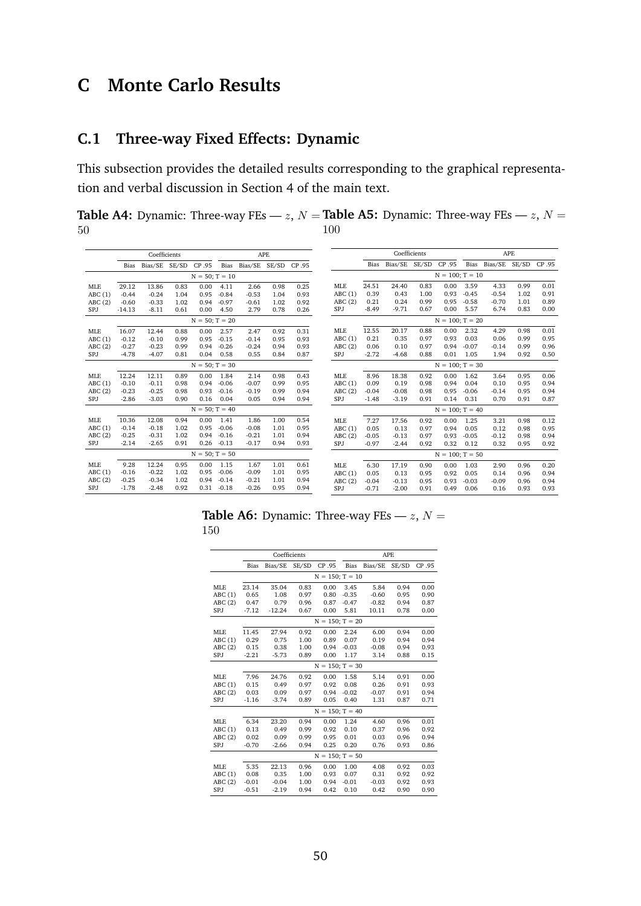# C Monte Carlo Results

## C.1 Three-way Fixed Effects: Dynamic

This subsection provides the detailed results corresponding to the graphical representation and verbal discussion in Section 4 of the main text.

**Table A4:** Dynamic: Three-way FEs — $z$, $N = 50$

| | Coefficients | | | | APE | | | |
|---|---|---|---|---|---|---|---|---|
| | Bias | Bias/SE | SE/SD | CP .95 | Bias | Bias/SE | SE/SD | CP .95 |
| | | | | N = 50; T = 10 | | | | |
| MLE | 29.12 | 13.86 | 0.83 | 0.00 | 4.11 | 2.66 | 0.98 | 0.25 |
| ABC (1) | -0.44 | -0.24 | 1.04 | 0.95 | -0.84 | -0.53 | 1.04 | 0.93 |
| ABC (2) | -0.60 | -0.33 | 1.02 | 0.94 | -0.97 | -0.61 | 1.02 | 0.92 |
| SPJ | -14.13 | -8.11 | 0.61 | 0.00 | 4.50 | 2.79 | 0.78 | 0.26 |
| | | | | N = 50; T = 20 | | | | |
| MLE | 16.07 | 12.44 | 0.88 | 0.00 | 2.57 | 2.47 | 0.92 | 0.31 |
| ABC (1) | -0.12 | -0.10 | 0.99 | 0.95 | -0.15 | -0.14 | 0.95 | 0.93 |
| ABC (2) | -0.27 | -0.23 | 0.99 | 0.94 | -0.26 | -0.24 | 0.94 | 0.93 |
| SPJ | -4.78 | -4.07 | 0.81 | 0.04 | 0.58 | 0.55 | 0.84 | 0.87 |
| | | | | N = 50; T = 30 | | | | |
| MLE | 12.24 | 12.11 | 0.89 | 0.00 | 1.84 | 2.14 | 0.98 | 0.43 |
| ABC (1) | -0.10 | -0.11 | 0.98 | 0.94 | -0.06 | -0.07 | 0.99 | 0.95 |
| ABC (2) | -0.23 | -0.25 | 0.98 | 0.93 | -0.16 | -0.19 | 0.99 | 0.94 |
| SPJ | -2.86 | -3.03 | 0.90 | 0.16 | 0.04 | 0.05 | 0.94 | 0.94 |
| | | | | N = 50; T = 40 | | | | |
| MLE | 10.36 | 12.08 | 0.94 | 0.00 | 1.41 | 1.86 | 1.00 | 0.54 |
| ABC (1) | -0.14 | -0.18 | 1.02 | 0.95 | -0.06 | -0.08 | 1.01 | 0.95 |
| ABC (2) | -0.25 | -0.31 | 1.02 | 0.94 | -0.16 | -0.21 | 1.01 | 0.94 |
| SPJ | -2.14 | -2.65 | 0.91 | 0.26 | -0.13 | -0.17 | 0.94 | 0.93 |
| | | | | N = 50; T = 50 | | | | |
| MLE | 9.28 | 12.24 | 0.95 | 0.00 | 1.15 | 1.67 | 1.01 | 0.61 |
| ABC (1) | -0.16 | -0.22 | 1.02 | 0.95 | -0.06 | -0.09 | 1.01 | 0.95 |
| ABC (2) | -0.25 | -0.34 | 1.02 | 0.94 | -0.14 | -0.21 | 1.01 | 0.94 |
| SPJ | -1.78 | -2.48 | 0.92 | 0.31 | -0.18 | -0.26 | 0.95 | 0.94 |

**Table A5:** Dynamic: Three-way FEs — $z$, $N = 100$

| | Coefficients | | | | APE | | | |
|---|---|---|---|---|---|---|---|---|
| | Bias | Bias/SE | SE/SD | CP .95 | Bias | Bias/SE | SE/SD | CP .95 |
| | | | | N = 100; T = 10 | | | | |
| MLE | 24.51 | 24.40 | 0.83 | 0.00 | 3.59 | 4.33 | 0.99 | 0.01 |
| ABC (1) | 0.39 | 0.43 | 1.00 | 0.93 | -0.45 | -0.54 | 1.02 | 0.91 |
| ABC (2) | 0.21 | 0.24 | 0.99 | 0.95 | -0.58 | -0.70 | 1.01 | 0.89 |
| SPJ | -8.49 | -9.71 | 0.67 | 0.00 | 5.57 | 6.74 | 0.83 | 0.00 |
| | | | | N = 100; T = 20 | | | | |
| MLE | 12.55 | 20.17 | 0.88 | 0.00 | 2.32 | 4.29 | 0.98 | 0.01 |
| ABC (1) | 0.21 | 0.35 | 0.97 | 0.93 | 0.03 | 0.06 | 0.99 | 0.95 |
| ABC (2) | 0.06 | 0.10 | 0.97 | 0.94 | -0.07 | -0.14 | 0.99 | 0.96 |
| SPJ | -2.72 | -4.68 | 0.88 | 0.01 | 1.05 | 1.94 | 0.92 | 0.50 |
| | | | | N = 100; T = 30 | | | | |
| MLE | 8.96 | 18.38 | 0.92 | 0.00 | 1.62 | 3.64 | 0.95 | 0.06 |
| ABC (1) | 0.09 | 0.19 | 0.98 | 0.94 | 0.04 | 0.10 | 0.95 | 0.94 |
| ABC (2) | -0.04 | -0.08 | 0.98 | 0.95 | -0.06 | -0.14 | 0.95 | 0.94 |
| SPJ | -1.48 | -3.19 | 0.91 | 0.14 | 0.31 | 0.70 | 0.91 | 0.87 |
| | | | | N = 100; T = 40 | | | | |
| MLE | 7.27 | 17.56 | 0.92 | 0.00 | 1.25 | 3.21 | 0.98 | 0.12 |
| ABC (1) | 0.05 | 0.13 | 0.97 | 0.94 | 0.05 | 0.12 | 0.98 | 0.95 |
| ABC (2) | -0.05 | -0.13 | 0.97 | 0.93 | -0.05 | -0.12 | 0.98 | 0.94 |
| SPJ | -0.97 | -2.44 | 0.92 | 0.32 | 0.12 | 0.32 | 0.95 | 0.92 |
| | | | | N = 100; T = 50 | | | | |
| MLE | 6.30 | 17.19 | 0.90 | 0.00 | 1.03 | 2.90 | 0.96 | 0.20 |
| ABC (1) | 0.05 | 0.13 | 0.95 | 0.92 | 0.05 | 0.14 | 0.96 | 0.94 |
| ABC (2) | -0.04 | -0.13 | 0.95 | 0.93 | -0.03 | -0.09 | 0.96 | 0.94 |
| SPJ | -0.71 | -2.00 | 0.91 | 0.49 | 0.06 | 0.16 | 0.93 | 0.93 |

**Table A6:** Dynamic: Three-way FEs — $z$, $N = 150$

| | Coefficients | | | | APE | | | |
|---|---|---|---|---|---|---|---|---|
| | Bias | Bias/SE | SE/SD | CP .95 | Bias | Bias/SE | SE/SD | CP .95 |
| | | | | N = 150; T = 10 | | | | |
| MLE | 23.14 | 35.04 | 0.83 | 0.00 | 3.45 | 5.84 | 0.94 | 0.00 |
| ABC (1) | 0.65 | 1.08 | 0.97 | 0.80 | -0.35 | -0.60 | 0.95 | 0.90 |
| ABC (2) | 0.47 | 0.79 | 0.96 | 0.87 | -0.47 | -0.82 | 0.94 | 0.87 |
| SPJ | -7.12 | -12.24 | 0.67 | 0.00 | 5.81 | 10.11 | 0.78 | 0.00 |
| | | | | N = 150; T = 20 | | | | |
| MLE | 11.45 | 27.94 | 0.92 | 0.00 | 2.24 | 6.00 | 0.94 | 0.00 |
| ABC (1) | 0.29 | 0.75 | 1.00 | 0.89 | 0.07 | 0.19 | 0.94 | 0.94 |
| ABC (2) | 0.15 | 0.38 | 1.00 | 0.94 | -0.03 | -0.08 | 0.94 | 0.93 |
| SPJ | -2.21 | -5.73 | 0.89 | 0.00 | 1.17 | 3.14 | 0.88 | 0.15 |
| | | | | N = 150; T = 30 | | | | |
| MLE | 7.96 | 24.76 | 0.92 | 0.00 | 1.58 | 5.14 | 0.91 | 0.00 |
| ABC (1) | 0.15 | 0.49 | 0.97 | 0.92 | 0.08 | 0.26 | 0.91 | 0.93 |
| ABC (2) | 0.03 | 0.09 | 0.97 | 0.94 | -0.02 | -0.07 | 0.91 | 0.94 |
| SPJ | -1.16 | -3.74 | 0.89 | 0.05 | 0.40 | 1.31 | 0.87 | 0.71 |
| | | | | N = 150; T = 40 | | | | |
| MLE | 6.34 | 23.20 | 0.94 | 0.00 | 1.24 | 4.60 | 0.96 | 0.01 |
| ABC (1) | 0.13 | 0.49 | 0.99 | 0.92 | 0.10 | 0.37 | 0.96 | 0.92 |
| ABC (2) | 0.02 | 0.09 | 0.99 | 0.95 | 0.01 | 0.03 | 0.96 | 0.94 |
| SPJ | -0.70 | -2.66 | 0.94 | 0.25 | 0.20 | 0.76 | 0.93 | 0.86 |
| | | | | N = 150; T = 50 | | | | |
| MLE | 5.35 | 22.13 | 0.96 | 0.00 | 1.00 | 4.08 | 0.92 | 0.03 |
| ABC (1) | 0.08 | 0.35 | 1.00 | 0.93 | 0.07 | 0.31 | 0.92 | 0.92 |
| ABC (2) | -0.01 | -0.04 | 1.00 | 0.94 | -0.01 | -0.03 | 0.92 | 0.93 |
| SPJ | -0.51 | -2.19 | 0.94 | 0.42 | 0.10 | 0.42 | 0.90 | 0.90 |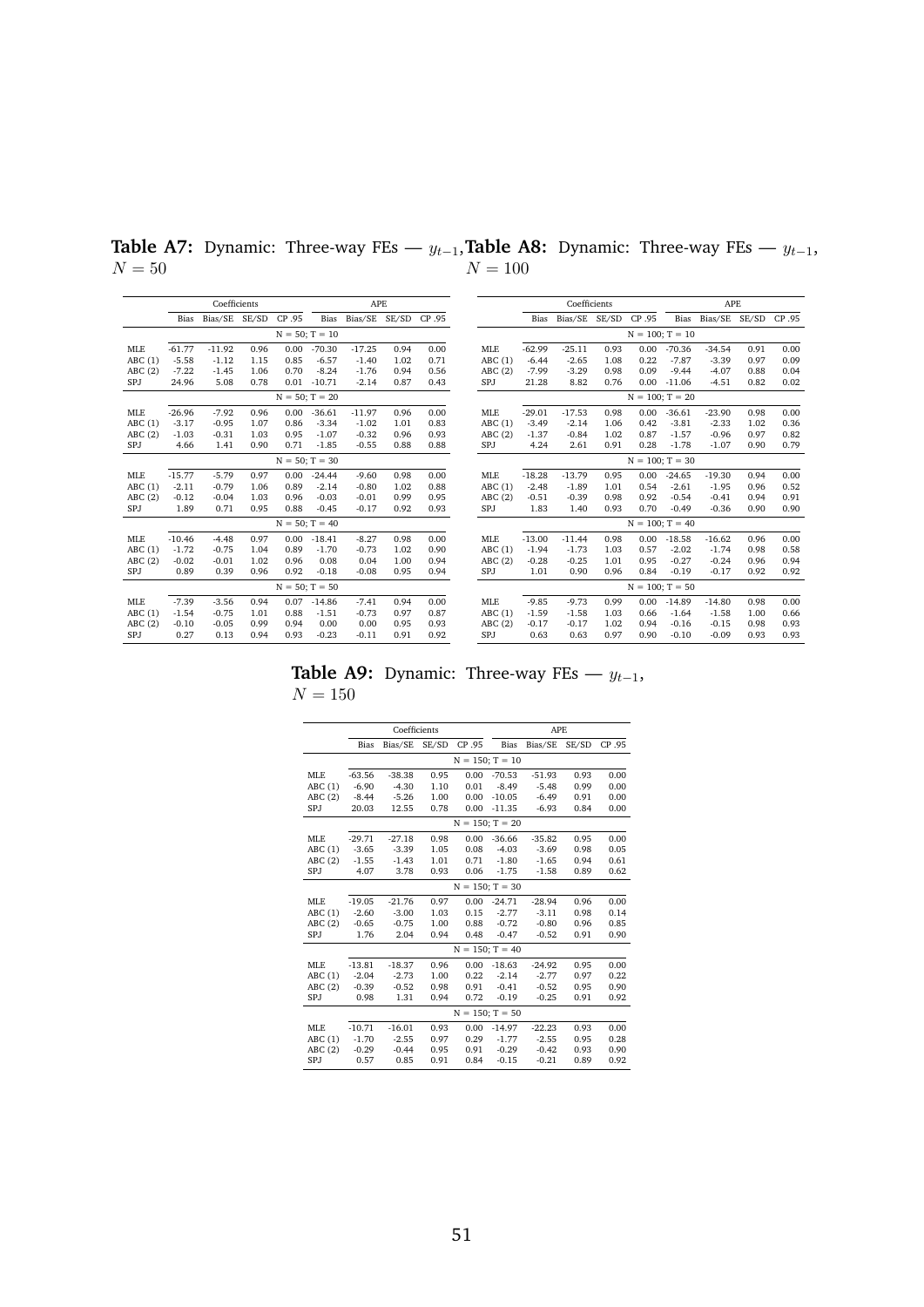**Table A7:** Dynamic: Three-way FEs — $y_{t-1}$, $N = 50$

| | Coefficients | | | | APE | | | |
|---|---|---|---|---|---|---|---|---|
| | Bias | Bias/SE | SE/SD | CP .95 | Bias | Bias/SE | SE/SD | CP .95 |
| | N = 50; T = 10 | | | | | | | |
| MLE | -61.77 | -11.92 | 0.96 | 0.00 | -70.30 | -17.25 | 0.94 | 0.00 |
| ABC (1) | -5.58 | -1.12 | 1.15 | 0.85 | -6.57 | -1.40 | 1.02 | 0.71 |
| ABC (2) | -7.22 | -1.45 | 1.06 | 0.70 | -8.24 | -1.76 | 0.94 | 0.56 |
| SPJ | 24.96 | 5.08 | 0.78 | 0.01 | -10.71 | -2.14 | 0.87 | 0.43 |
| | N = 50; T = 20 | | | | | | | |
| MLE | -26.96 | -7.92 | 0.96 | 0.00 | -36.61 | -11.97 | 0.96 | 0.00 |
| ABC (1) | -3.17 | -0.95 | 1.07 | 0.86 | -3.34 | -1.02 | 1.01 | 0.83 |
| ABC (2) | -1.03 | -0.31 | 1.03 | 0.95 | -1.07 | -0.32 | 0.96 | 0.93 |
| SPJ | 4.66 | 1.41 | 0.90 | 0.71 | -1.85 | -0.55 | 0.88 | 0.88 |
| | N = 50; T = 30 | | | | | | | |
| MLE | -15.77 | -5.79 | 0.97 | 0.00 | -24.44 | -9.60 | 0.98 | 0.00 |
| ABC (1) | -2.11 | -0.79 | 1.06 | 0.89 | -2.14 | -0.80 | 1.02 | 0.88 |
| ABC (2) | -0.12 | -0.04 | 1.03 | 0.96 | -0.03 | -0.01 | 0.99 | 0.95 |
| SPJ | 1.89 | 0.71 | 0.95 | 0.88 | -0.45 | -0.17 | 0.92 | 0.93 |
| | N = 50; T = 40 | | | | | | | |
| MLE | -10.46 | -4.48 | 0.97 | 0.00 | -18.41 | -8.27 | 0.98 | 0.00 |
| ABC (1) | -1.72 | -0.75 | 1.04 | 0.89 | -1.70 | -0.73 | 1.02 | 0.90 |
| ABC (2) | -0.02 | -0.01 | 1.02 | 0.96 | 0.08 | 0.04 | 1.00 | 0.94 |
| SPJ | 0.89 | 0.39 | 0.96 | 0.92 | -0.18 | -0.08 | 0.95 | 0.94 |
| | N = 50; T = 50 | | | | | | | |
| MLE | -7.39 | -3.56 | 0.94 | 0.07 | -14.86 | -7.41 | 0.94 | 0.00 |
| ABC (1) | -1.54 | -0.75 | 1.01 | 0.88 | -1.51 | -0.73 | 0.97 | 0.87 |
| ABC (2) | -0.10 | -0.05 | 0.99 | 0.94 | 0.00 | 0.00 | 0.95 | 0.93 |
| SPJ | 0.27 | 0.13 | 0.94 | 0.93 | -0.23 | -0.11 | 0.91 | 0.92 |

**Table A8:** Dynamic: Three-way FEs — $y_{t-1}$, $N = 100$

| | Coefficients | | | | APE | | | |
|---|---|---|---|---|---|---|---|---|
| | Bias | Bias/SE | SE/SD | CP .95 | Bias | Bias/SE | SE/SD | CP .95 |
| | N = 100; T = 10 | | | | | | | |
| MLE | -62.99 | -25.11 | 0.93 | 0.00 | -70.36 | -34.54 | 0.91 | 0.00 |
| ABC (1) | -6.44 | -2.65 | 1.08 | 0.22 | -7.87 | -3.39 | 0.97 | 0.09 |
| ABC (2) | -7.99 | -3.29 | 0.98 | 0.09 | -9.44 | -4.07 | 0.88 | 0.04 |
| SPJ | 21.28 | 8.82 | 0.76 | 0.00 | -11.06 | -4.51 | 0.82 | 0.02 |
| | N = 100; T = 20 | | | | | | | |
| MLE | -29.01 | -17.53 | 0.98 | 0.00 | -36.61 | -23.90 | 0.98 | 0.00 |
| ABC (1) | -3.49 | -2.14 | 1.06 | 0.42 | -3.81 | -2.33 | 1.02 | 0.36 |
| ABC (2) | -1.37 | -0.84 | 1.02 | 0.87 | -1.57 | -0.96 | 0.97 | 0.82 |
| SPJ | 4.24 | 2.61 | 0.91 | 0.28 | -1.78 | -1.07 | 0.90 | 0.79 |
| | N = 100; T = 30 | | | | | | | |
| MLE | -18.28 | -13.79 | 0.95 | 0.00 | -24.65 | -19.30 | 0.94 | 0.00 |
| ABC (1) | -2.48 | -1.89 | 1.01 | 0.54 | -2.61 | -1.95 | 0.96 | 0.52 |
| ABC (2) | -0.51 | -0.39 | 0.98 | 0.92 | -0.54 | -0.41 | 0.94 | 0.91 |
| SPJ | 1.83 | 1.40 | 0.93 | 0.70 | -0.49 | -0.36 | 0.90 | 0.90 |
| | N = 100; T = 40 | | | | | | | |
| MLE | -13.00 | -11.44 | 0.98 | 0.00 | -18.58 | -16.62 | 0.96 | 0.00 |
| ABC (1) | -1.94 | -1.73 | 1.03 | 0.57 | -2.02 | -1.74 | 0.98 | 0.58 |
| ABC (2) | -0.28 | -0.25 | 1.01 | 0.95 | -0.27 | -0.24 | 0.96 | 0.94 |
| SPJ | 1.01 | 0.90 | 0.96 | 0.84 | -0.19 | -0.17 | 0.92 | 0.92 |
| | N = 100; T = 50 | | | | | | | |
| MLE | -9.85 | -9.73 | 0.99 | 0.00 | -14.89 | -14.80 | 0.98 | 0.00 |
| ABC (1) | -1.59 | -1.58 | 1.03 | 0.66 | -1.64 | -1.58 | 1.00 | 0.66 |
| ABC (2) | -0.17 | -0.17 | 1.02 | 0.94 | -0.16 | -0.15 | 0.98 | 0.93 |
| SPJ | 0.63 | 0.63 | 0.97 | 0.90 | -0.10 | -0.09 | 0.93 | 0.93 |

**Table A9:** Dynamic: Three-way FEs — $y_{t-1}$, $N = 150$

| | Coefficients | | | | APE | | | |
|---|---|---|---|---|---|---|---|---|
| | Bias | Bias/SE | SE/SD | CP .95 | Bias | Bias/SE | SE/SD | CP .95 |
| | N = 150; T = 10 | | | | | | | |
| MLE | -63.56 | -38.38 | 0.95 | 0.00 | -70.53 | -51.93 | 0.93 | 0.00 |
| ABC (1) | -6.90 | -4.30 | 1.10 | 0.01 | -8.49 | -5.48 | 0.99 | 0.00 |
| ABC (2) | -8.44 | -5.26 | 1.00 | 0.00 | -10.05 | -6.49 | 0.91 | 0.00 |
| SPJ | 20.03 | 12.55 | 0.78 | 0.00 | -11.35 | -6.93 | 0.84 | 0.00 |
| | N = 150; T = 20 | | | | | | | |
| MLE | -29.71 | -27.18 | 0.98 | 0.00 | -36.66 | -35.82 | 0.95 | 0.00 |
| ABC (1) | -3.65 | -3.39 | 1.05 | 0.08 | -4.03 | -3.69 | 0.98 | 0.05 |
| ABC (2) | -1.55 | -1.43 | 1.01 | 0.71 | -1.80 | -1.65 | 0.94 | 0.61 |
| SPJ | 4.07 | 3.78 | 0.93 | 0.06 | -1.75 | -1.58 | 0.89 | 0.62 |
| | N = 150; T = 30 | | | | | | | |
| MLE | -19.05 | -21.76 | 0.97 | 0.00 | -24.71 | -28.94 | 0.96 | 0.00 |
| ABC (1) | -2.60 | -3.00 | 1.03 | 0.15 | -2.77 | -3.11 | 0.98 | 0.14 |
| ABC (2) | -0.65 | -0.75 | 1.00 | 0.88 | -0.72 | -0.80 | 0.96 | 0.85 |
| SPJ | 1.76 | 2.04 | 0.94 | 0.48 | -0.47 | -0.52 | 0.91 | 0.90 |
| | N = 150; T = 40 | | | | | | | |
| MLE | -13.81 | -18.37 | 0.96 | 0.00 | -18.63 | -24.92 | 0.95 | 0.00 |
| ABC (1) | -2.04 | -2.73 | 1.00 | 0.22 | -2.14 | -2.77 | 0.97 | 0.22 |
| ABC (2) | -0.39 | -0.52 | 0.98 | 0.91 | -0.41 | -0.52 | 0.95 | 0.90 |
| SPJ | 0.98 | 1.31 | 0.94 | 0.72 | -0.19 | -0.25 | 0.91 | 0.92 |
| | N = 150; T = 50 | | | | | | | |
| MLE | -10.71 | -16.01 | 0.93 | 0.00 | -14.97 | -22.23 | 0.93 | 0.00 |
| ABC (1) | -1.70 | -2.55 | 0.97 | 0.29 | -1.77 | -2.55 | 0.95 | 0.28 |
| ABC (2) | -0.29 | -0.44 | 0.95 | 0.91 | -0.29 | -0.42 | 0.93 | 0.90 |
| SPJ | 0.57 | 0.85 | 0.91 | 0.84 | -0.15 | -0.21 | 0.89 | 0.92 |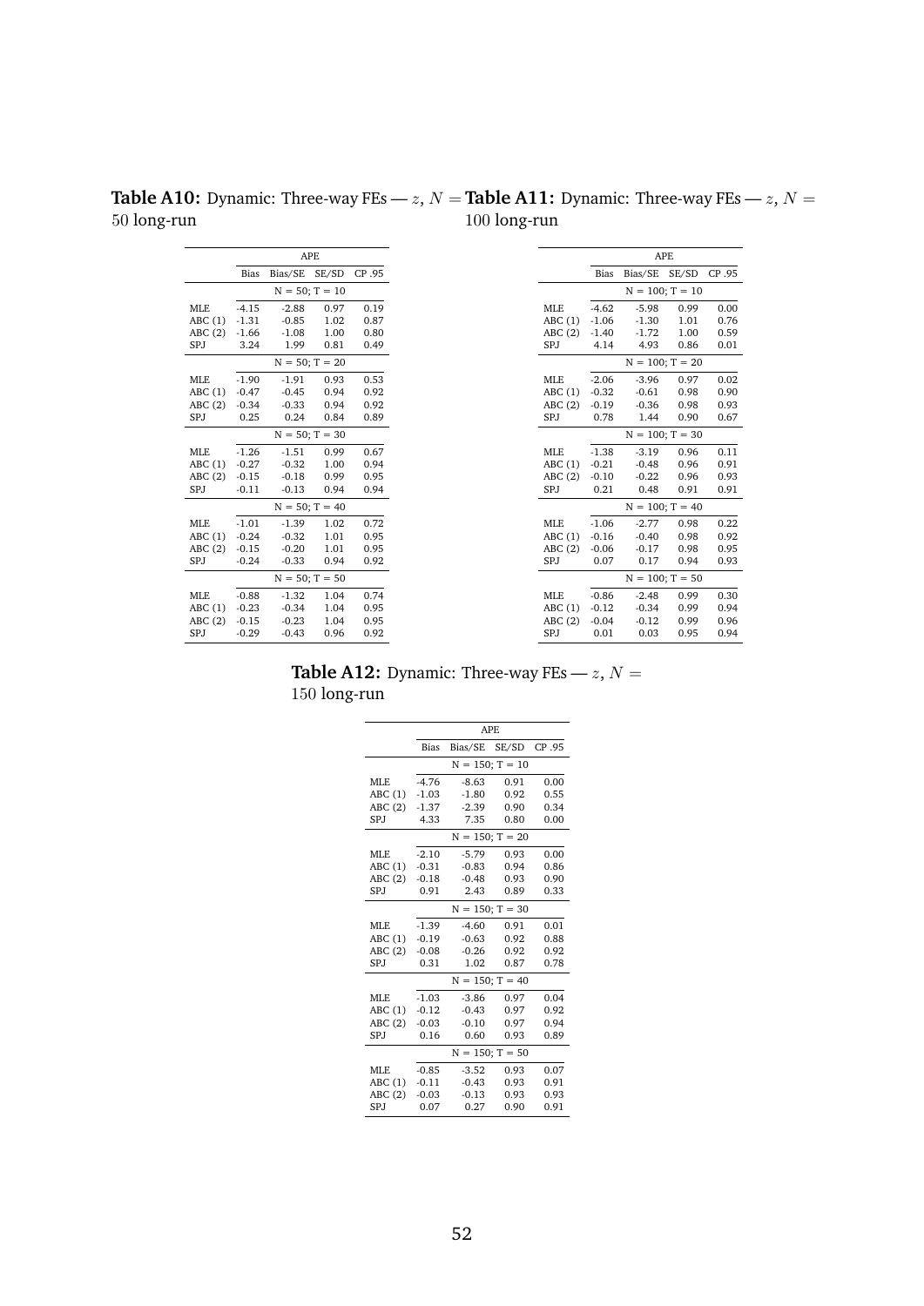**Table A10:** Dynamic: Three-way FEs — $z$, $N = 50$ long-run

| | APE | | | |
|---|---|---|---|---|
| | Bias | Bias/SE | SE/SD | CP .95 |
| | N = 50; T = 10 | | | |
| MLE | -4.15 | -2.88 | 0.97 | 0.19 |
| ABC (1) | -1.31 | -0.85 | 1.02 | 0.87 |
| ABC (2) | -1.66 | -1.08 | 1.00 | 0.80 |
| SPJ | 3.24 | 1.99 | 0.81 | 0.49 |
| | N = 50; T = 20 | | | |
| MLE | -1.90 | -1.91 | 0.93 | 0.53 |
| ABC (1) | -0.47 | -0.45 | 0.94 | 0.92 |
| ABC (2) | -0.34 | -0.33 | 0.94 | 0.92 |
| SPJ | 0.25 | 0.24 | 0.84 | 0.89 |
| | N = 50; T = 30 | | | |
| MLE | -1.26 | -1.51 | 0.99 | 0.67 |
| ABC (1) | -0.27 | -0.32 | 1.00 | 0.94 |
| ABC (2) | -0.15 | -0.18 | 0.99 | 0.95 |
| SPJ | -0.11 | -0.13 | 0.94 | 0.94 |
| | N = 50; T = 40 | | | |
| MLE | -1.01 | -1.39 | 1.02 | 0.72 |
| ABC (1) | -0.24 | -0.32 | 1.01 | 0.95 |
| ABC (2) | -0.15 | -0.20 | 1.01 | 0.95 |
| SPJ | -0.24 | -0.33 | 0.94 | 0.92 |
| | N = 50; T = 50 | | | |
| MLE | -0.88 | -1.32 | 1.04 | 0.74 |
| ABC (1) | -0.23 | -0.34 | 1.04 | 0.95 |
| ABC (2) | -0.15 | -0.23 | 1.04 | 0.95 |
| SPJ | -0.29 | -0.43 | 0.96 | 0.92 |

**Table A11:** Dynamic: Three-way FEs — $z$, $N = 100$ long-run

| | APE | | | |
|---|---|---|---|---|
| | Bias | Bias/SE | SE/SD | CP .95 |
| | N = 100; T = 10 | | | |
| MLE | -4.62 | -5.98 | 0.99 | 0.00 |
| ABC (1) | -1.06 | -1.30 | 1.01 | 0.76 |
| ABC (2) | -1.40 | -1.72 | 1.00 | 0.59 |
| SPJ | 4.14 | 4.93 | 0.86 | 0.01 |
| | N = 100; T = 20 | | | |
| MLE | -2.06 | -3.96 | 0.97 | 0.02 |
| ABC (1) | -0.32 | -0.61 | 0.98 | 0.90 |
| ABC (2) | -0.19 | -0.36 | 0.98 | 0.93 |
| SPJ | 0.78 | 1.44 | 0.90 | 0.67 |
| | N = 100; T = 30 | | | |
| MLE | -1.38 | -3.19 | 0.96 | 0.11 |
| ABC (1) | -0.21 | -0.48 | 0.96 | 0.91 |
| ABC (2) | -0.10 | -0.22 | 0.96 | 0.93 |
| SPJ | 0.21 | 0.48 | 0.91 | 0.91 |
| | N = 100; T = 40 | | | |
| MLE | -1.06 | -2.77 | 0.98 | 0.22 |
| ABC (1) | -0.16 | -0.40 | 0.98 | 0.92 |
| ABC (2) | -0.06 | -0.17 | 0.98 | 0.95 |
| SPJ | 0.07 | 0.17 | 0.94 | 0.93 |
| | N = 100; T = 50 | | | |
| MLE | -0.86 | -2.48 | 0.99 | 0.30 |
| ABC (1) | -0.12 | -0.34 | 0.99 | 0.94 |
| ABC (2) | -0.04 | -0.12 | 0.99 | 0.96 |
| SPJ | 0.01 | 0.03 | 0.95 | 0.94 |

**Table A12:** Dynamic: Three-way FEs — $z$, $N = 150$ long-run

| | APE | | | |
|---|---|---|---|---|
| | Bias | Bias/SE | SE/SD | CP .95 |
| | N = 150; T = 10 | | | |
| MLE | -4.76 | -8.63 | 0.91 | 0.00 |
| ABC (1) | -1.03 | -1.80 | 0.92 | 0.55 |
| ABC (2) | -1.37 | -2.39 | 0.90 | 0.34 |
| SPJ | 4.33 | 7.35 | 0.80 | 0.00 |
| | N = 150; T = 20 | | | |
| MLE | -2.10 | -5.79 | 0.93 | 0.00 |
| ABC (1) | -0.31 | -0.83 | 0.94 | 0.86 |
| ABC (2) | -0.18 | -0.48 | 0.93 | 0.90 |
| SPJ | 0.91 | 2.43 | 0.89 | 0.33 |
| | N = 150; T = 30 | | | |
| MLE | -1.39 | -4.60 | 0.91 | 0.01 |
| ABC (1) | -0.19 | -0.63 | 0.92 | 0.88 |
| ABC (2) | -0.08 | -0.26 | 0.92 | 0.92 |
| SPJ | 0.31 | 1.02 | 0.87 | 0.78 |
| | N = 150; T = 40 | | | |
| MLE | -1.03 | -3.86 | 0.97 | 0.04 |
| ABC (1) | -0.12 | -0.43 | 0.97 | 0.92 |
| ABC (2) | -0.03 | -0.10 | 0.97 | 0.94 |
| SPJ | 0.16 | 0.60 | 0.93 | 0.89 |
| | N = 150; T = 50 | | | |
| MLE | -0.85 | -3.52 | 0.93 | 0.07 |
| ABC (1) | -0.11 | -0.43 | 0.93 | 0.91 |
| ABC (2) | -0.03 | -0.13 | 0.93 | 0.93 |
| SPJ | 0.07 | 0.27 | 0.90 | 0.91 |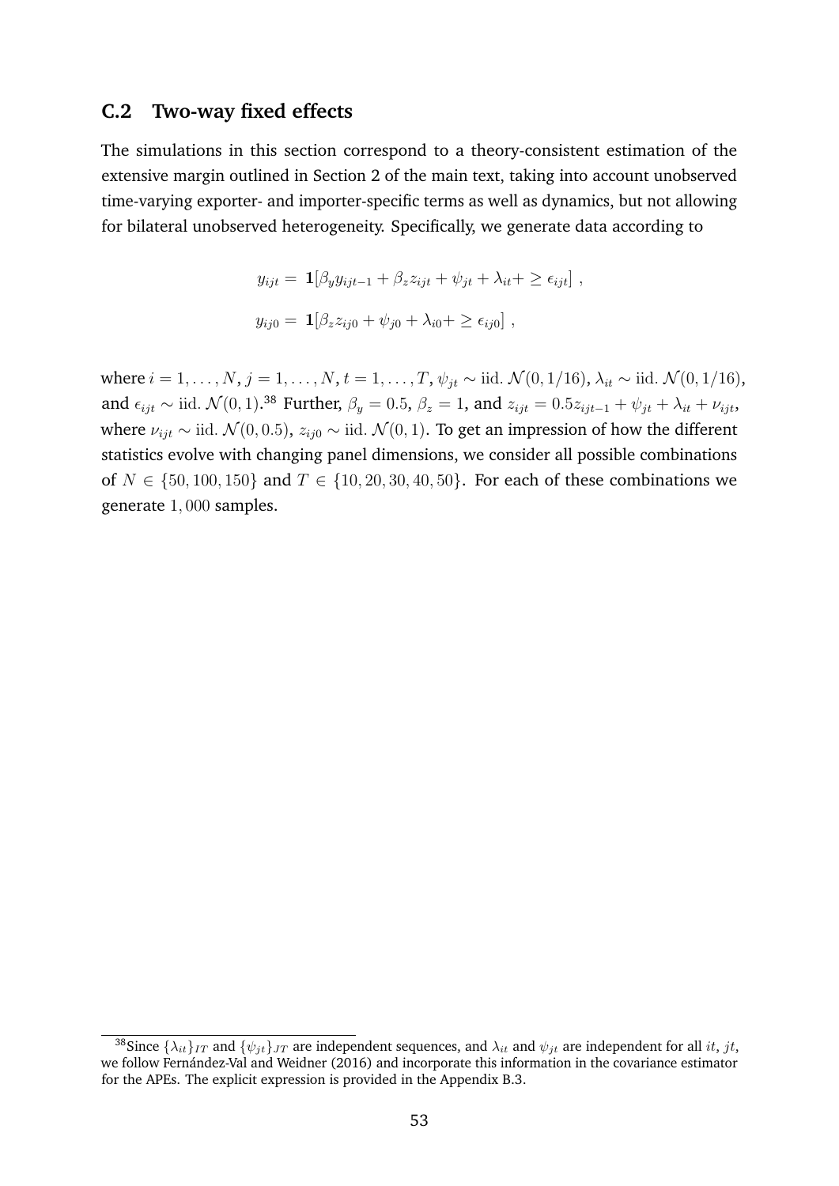## C.2 Two-way fixed effects

The simulations in this section correspond to a theory-consistent estimation of the extensive margin outlined in Section 2 of the main text, taking into account unobserved time-varying exporter- and importer-specific terms as well as dynamics, but not allowing for bilateral unobserved heterogeneity. Specifically, we generate data according to

$$y_{ijt} = \mathbf{1}[\beta_y y_{ijt-1} + \beta_z z_{ijt} + \psi_{jt} + \lambda_{it} + \geq \epsilon_{ijt}] \ ,$$

$$y_{ij0} = \mathbf{1}[\beta_z z_{ij0} + \psi_{j0} + \lambda_{i0} + \geq \epsilon_{ij0}] \ ,$$

where $i = 1, \ldots, N$, $j = 1, \ldots, N$, $t = 1, \ldots, T$, $\psi_{jt} \sim \text{iid.}\ \mathcal{N}(0, 1/16)$, $\lambda_{it} \sim \text{iid.}\ \mathcal{N}(0, 1/16)$, and $\epsilon_{ijt} \sim \text{iid.}\ \mathcal{N}(0, 1)$.[38] Further, $\beta_y = 0.5$, $\beta_z = 1$, and $z_{ijt} = 0.5 z_{ijt-1} + \psi_{jt} + \lambda_{it} + \nu_{ijt}$, where $\nu_{ijt} \sim \text{iid.}\ \mathcal{N}(0, 0.5)$, $z_{ij0} \sim \text{iid.}\ \mathcal{N}(0, 1)$. To get an impression of how the different statistics evolve with changing panel dimensions, we consider all possible combinations of $N \in \{50, 100, 150\}$ and $T \in \{10, 20, 30, 40, 50\}$. For each of these combinations we generate $1,000$ samples.

[38] Since $\{\lambda_{it}\}_{IT}$ and $\{\psi_{jt}\}_{JT}$ are independent sequences, and $\lambda_{it}$ and $\psi_{jt}$ are independent for all $it$, $jt$, we follow Fernández-Val and Weidner (2016) and incorporate this information in the covariance estimator for the APEs. The explicit expression is provided in the Appendix B.3.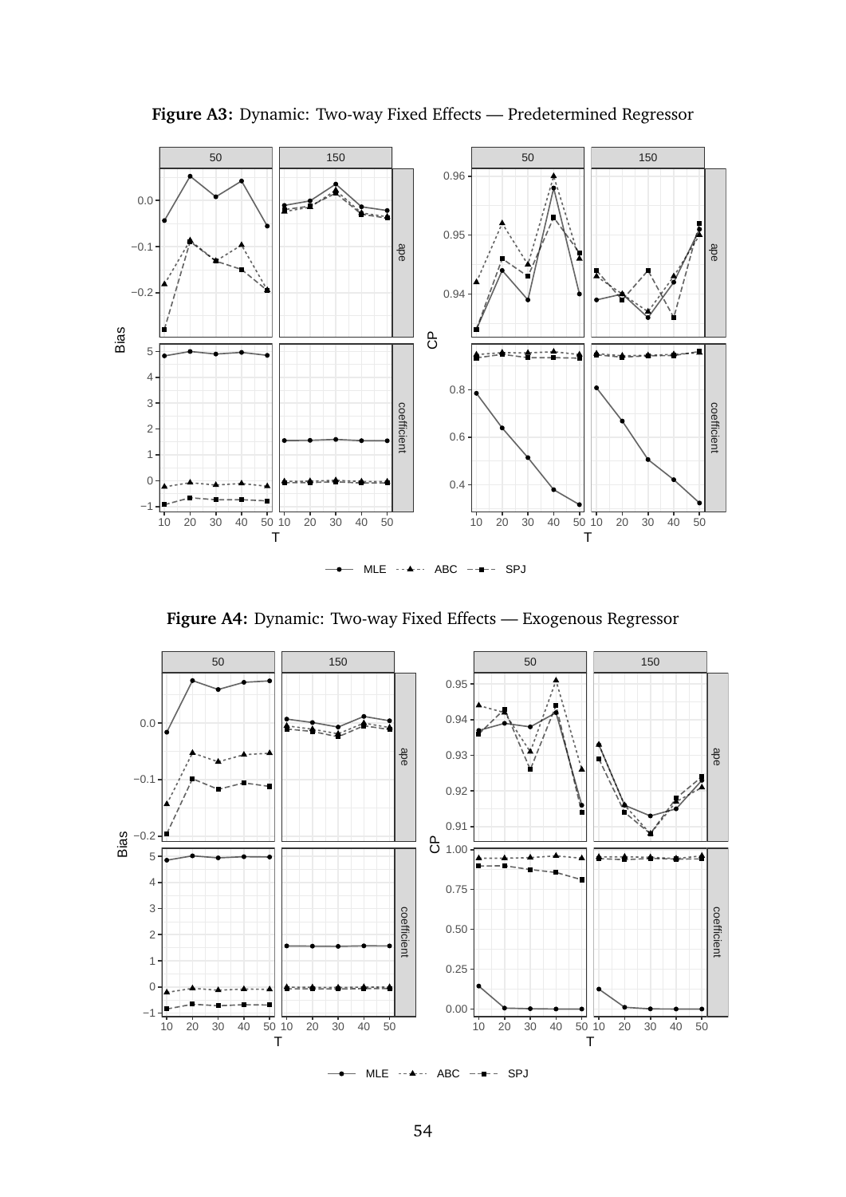**Figure A3:** Dynamic: Two-way Fixed Effects — Predetermined Regressor

**Figure A4:** Dynamic: Two-way Fixed Effects — Exogenous Regressor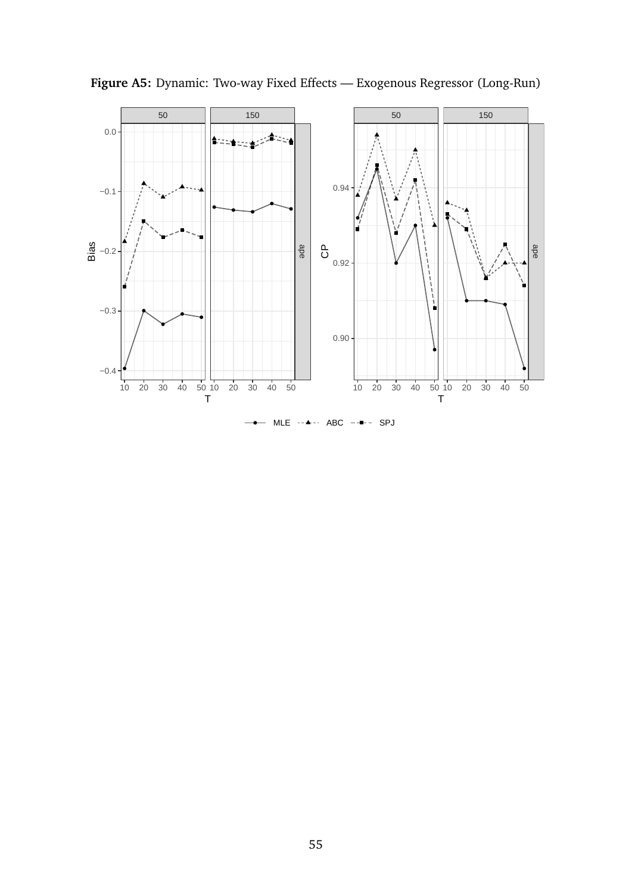**Figure A5:** Dynamic: Two-way Fixed Effects — Exogenous Regressor (Long-Run)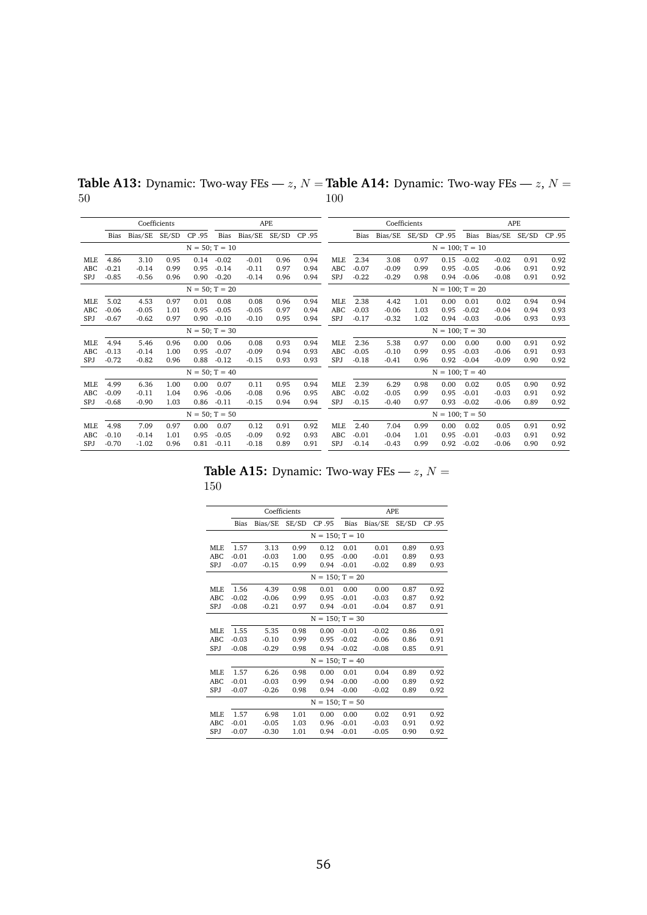**Table A13:** Dynamic: Two-way FEs — $z$, $N = 50$

| | Coefficients | | | | APE | | | |
|---|---|---|---|---|---|---|---|---|
| | Bias | Bias/SE | SE/SD | CP .95 | Bias | Bias/SE | SE/SD | CP .95 |
| | N = 50; T = 10 | | | | | | | |
| MLE | 4.86 | 3.10 | 0.95 | 0.14 | -0.02 | -0.01 | 0.96 | 0.94 |
| ABC | -0.21 | -0.14 | 0.99 | 0.95 | -0.14 | -0.11 | 0.97 | 0.94 |
| SPJ | -0.85 | -0.56 | 0.96 | 0.90 | -0.20 | -0.14 | 0.96 | 0.94 |
| | N = 50; T = 20 | | | | | | | |
| MLE | 5.02 | 4.53 | 0.97 | 0.01 | 0.08 | 0.08 | 0.96 | 0.94 |
| ABC | -0.06 | -0.05 | 1.01 | 0.95 | -0.05 | -0.05 | 0.97 | 0.94 |
| SPJ | -0.67 | -0.62 | 0.97 | 0.90 | -0.10 | -0.10 | 0.95 | 0.94 |
| | N = 50; T = 30 | | | | | | | |
| MLE | 4.94 | 5.46 | 0.96 | 0.00 | 0.06 | 0.08 | 0.93 | 0.94 |
| ABC | -0.13 | -0.14 | 1.00 | 0.95 | -0.07 | -0.09 | 0.94 | 0.93 |
| SPJ | -0.72 | -0.82 | 0.96 | 0.88 | -0.12 | -0.15 | 0.93 | 0.93 |
| | N = 50; T = 40 | | | | | | | |
| MLE | 4.99 | 6.36 | 1.00 | 0.00 | 0.07 | 0.11 | 0.95 | 0.94 |
| ABC | -0.09 | -0.11 | 1.04 | 0.96 | -0.06 | -0.08 | 0.96 | 0.95 |
| SPJ | -0.68 | -0.90 | 1.03 | 0.86 | -0.11 | -0.15 | 0.94 | 0.94 |
| | N = 50; T = 50 | | | | | | | |
| MLE | 4.98 | 7.09 | 0.97 | 0.00 | 0.07 | 0.12 | 0.91 | 0.92 |
| ABC | -0.10 | -0.14 | 1.01 | 0.95 | -0.05 | -0.09 | 0.92 | 0.93 |
| SPJ | -0.70 | -1.02 | 0.96 | 0.81 | -0.11 | -0.18 | 0.89 | 0.91 |

**Table A14:** Dynamic: Two-way FEs — $z$, $N = 100$

| | Coefficients | | | | APE | | | |
|---|---|---|---|---|---|---|---|---|
| | Bias | Bias/SE | SE/SD | CP .95 | Bias | Bias/SE | SE/SD | CP .95 |
| | N = 100; T = 10 | | | | | | | |
| MLE | 2.34 | 3.08 | 0.97 | 0.15 | -0.02 | -0.02 | 0.91 | 0.92 |
| ABC | -0.07 | -0.09 | 0.99 | 0.95 | -0.05 | -0.06 | 0.91 | 0.92 |
| SPJ | -0.22 | -0.29 | 0.98 | 0.94 | -0.06 | -0.08 | 0.91 | 0.92 |
| | N = 100; T = 20 | | | | | | | |
| MLE | 2.38 | 4.42 | 1.01 | 0.00 | 0.01 | 0.02 | 0.94 | 0.94 |
| ABC | -0.03 | -0.06 | 1.03 | 0.95 | -0.02 | -0.04 | 0.94 | 0.93 |
| SPJ | -0.17 | -0.32 | 1.02 | 0.94 | -0.03 | -0.06 | 0.93 | 0.93 |
| | N = 100; T = 30 | | | | | | | |
| MLE | 2.36 | 5.38 | 0.97 | 0.00 | 0.00 | 0.00 | 0.91 | 0.92 |
| ABC | -0.05 | -0.10 | 0.99 | 0.95 | -0.03 | -0.06 | 0.91 | 0.93 |
| SPJ | -0.18 | -0.41 | 0.96 | 0.92 | -0.04 | -0.09 | 0.90 | 0.92 |
| | N = 100; T = 40 | | | | | | | |
| MLE | 2.39 | 6.29 | 0.98 | 0.00 | 0.02 | 0.05 | 0.90 | 0.92 |
| ABC | -0.02 | -0.05 | 0.99 | 0.95 | -0.01 | -0.03 | 0.91 | 0.92 |
| SPJ | -0.15 | -0.40 | 0.97 | 0.93 | -0.02 | -0.06 | 0.89 | 0.92 |
| | N = 100; T = 50 | | | | | | | |
| MLE | 2.40 | 7.04 | 0.99 | 0.00 | 0.02 | 0.05 | 0.91 | 0.92 |
| ABC | -0.01 | -0.04 | 1.01 | 0.95 | -0.01 | -0.03 | 0.91 | 0.92 |
| SPJ | -0.14 | -0.43 | 0.99 | 0.92 | -0.02 | -0.06 | 0.90 | 0.92 |

**Table A15:** Dynamic: Two-way FEs — $z$, $N = 150$

| | Coefficients | | | | APE | | | |
|---|---|---|---|---|---|---|---|---|
| | Bias | Bias/SE | SE/SD | CP .95 | Bias | Bias/SE | SE/SD | CP .95 |
| | N = 150; T = 10 | | | | | | | |
| MLE | 1.57 | 3.13 | 0.99 | 0.12 | 0.01 | 0.01 | 0.89 | 0.93 |
| ABC | -0.01 | -0.03 | 1.00 | 0.95 | -0.00 | -0.01 | 0.89 | 0.93 |
| SPJ | -0.07 | -0.15 | 0.99 | 0.94 | -0.01 | -0.02 | 0.89 | 0.93 |
| | N = 150; T = 20 | | | | | | | |
| MLE | 1.56 | 4.39 | 0.98 | 0.01 | 0.00 | 0.00 | 0.87 | 0.92 |
| ABC | -0.02 | -0.06 | 0.99 | 0.95 | -0.01 | -0.03 | 0.87 | 0.92 |
| SPJ | -0.08 | -0.21 | 0.97 | 0.94 | -0.01 | -0.04 | 0.87 | 0.91 |
| | N = 150; T = 30 | | | | | | | |
| MLE | 1.55 | 5.35 | 0.98 | 0.00 | -0.01 | -0.02 | 0.86 | 0.91 |
| ABC | -0.03 | -0.10 | 0.99 | 0.95 | -0.02 | -0.06 | 0.86 | 0.91 |
| SPJ | -0.08 | -0.29 | 0.98 | 0.94 | -0.02 | -0.08 | 0.85 | 0.91 |
| | N = 150; T = 40 | | | | | | | |
| MLE | 1.57 | 6.26 | 0.98 | 0.00 | 0.01 | 0.04 | 0.89 | 0.92 |
| ABC | -0.01 | -0.03 | 0.99 | 0.94 | -0.00 | -0.00 | 0.89 | 0.92 |
| SPJ | -0.07 | -0.26 | 0.98 | 0.94 | -0.00 | -0.02 | 0.89 | 0.92 |
| | N = 150; T = 50 | | | | | | | |
| MLE | 1.57 | 6.98 | 1.01 | 0.00 | 0.00 | 0.02 | 0.91 | 0.92 |
| ABC | -0.01 | -0.05 | 1.03 | 0.96 | -0.01 | -0.03 | 0.91 | 0.92 |
| SPJ | -0.07 | -0.30 | 1.01 | 0.94 | -0.01 | -0.05 | 0.90 | 0.92 |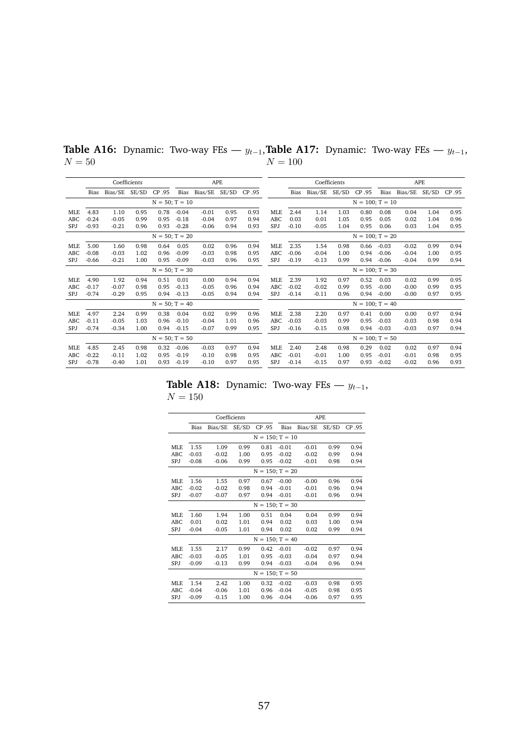**Table A16:** Dynamic: Two-way FEs — $y_{t-1}$, $N = 50$

| | Coefficients | | | | APE | | | |
|---|---|---|---|---|---|---|---|---|
| | Bias | Bias/SE | SE/SD | CP .95 | Bias | Bias/SE | SE/SD | CP .95 |
| | | | | N = 50; T = 10 | | | | |
| MLE | 4.83 | 1.10 | 0.95 | 0.78 | -0.04 | -0.01 | 0.95 | 0.93 |
| ABC | -0.24 | -0.05 | 0.99 | 0.95 | -0.18 | -0.04 | 0.97 | 0.94 |
| SPJ | -0.93 | -0.21 | 0.96 | 0.93 | -0.28 | -0.06 | 0.94 | 0.93 |
| | | | | N = 50; T = 20 | | | | |
| MLE | 5.00 | 1.60 | 0.98 | 0.64 | 0.05 | 0.02 | 0.96 | 0.94 |
| ABC | -0.08 | -0.03 | 1.02 | 0.96 | -0.09 | -0.03 | 0.98 | 0.95 |
| SPJ | -0.66 | -0.21 | 1.00 | 0.95 | -0.09 | -0.03 | 0.96 | 0.95 |
| | | | | N = 50; T = 30 | | | | |
| MLE | 4.90 | 1.92 | 0.94 | 0.51 | 0.01 | 0.00 | 0.94 | 0.94 |
| ABC | -0.17 | -0.07 | 0.98 | 0.95 | -0.13 | -0.05 | 0.96 | 0.94 |
| SPJ | -0.74 | -0.29 | 0.95 | 0.94 | -0.13 | -0.05 | 0.94 | 0.94 |
| | | | | N = 50; T = 40 | | | | |
| MLE | 4.97 | 2.24 | 0.99 | 0.38 | 0.04 | 0.02 | 0.99 | 0.96 |
| ABC | -0.11 | -0.05 | 1.03 | 0.96 | -0.10 | -0.04 | 1.01 | 0.96 |
| SPJ | -0.74 | -0.34 | 1.00 | 0.94 | -0.15 | -0.07 | 0.99 | 0.95 |
| | | | | N = 50; T = 50 | | | | |
| MLE | 4.85 | 2.45 | 0.98 | 0.32 | -0.06 | -0.03 | 0.97 | 0.94 |
| ABC | -0.22 | -0.11 | 1.02 | 0.95 | -0.19 | -0.10 | 0.98 | 0.95 |
| SPJ | -0.78 | -0.40 | 1.01 | 0.93 | -0.19 | -0.10 | 0.97 | 0.95 |

**Table A17:** Dynamic: Two-way FEs — $y_{t-1}$, $N = 100$

| | Coefficients | | | | APE | | | |
|---|---|---|---|---|---|---|---|---|
| | Bias | Bias/SE | SE/SD | CP .95 | Bias | Bias/SE | SE/SD | CP .95 |
| | | | | N = 100; T = 10 | | | | |
| MLE | 2.44 | 1.14 | 1.03 | 0.80 | 0.08 | 0.04 | 1.04 | 0.95 |
| ABC | 0.03 | 0.01 | 1.05 | 0.95 | 0.05 | 0.02 | 1.04 | 0.96 |
| SPJ | -0.10 | -0.05 | 1.04 | 0.95 | 0.06 | 0.03 | 1.04 | 0.95 |
| | | | | N = 100; T = 20 | | | | |
| MLE | 2.35 | 1.54 | 0.98 | 0.66 | -0.03 | -0.02 | 0.99 | 0.94 |
| ABC | -0.06 | -0.04 | 1.00 | 0.94 | -0.06 | -0.04 | 1.00 | 0.95 |
| SPJ | -0.19 | -0.13 | 0.99 | 0.94 | -0.06 | -0.04 | 0.99 | 0.94 |
| | | | | N = 100; T = 30 | | | | |
| MLE | 2.39 | 1.92 | 0.97 | 0.52 | 0.03 | 0.02 | 0.99 | 0.95 |
| ABC | -0.02 | -0.02 | 0.99 | 0.95 | -0.00 | -0.00 | 0.99 | 0.95 |
| SPJ | -0.14 | -0.11 | 0.96 | 0.94 | -0.00 | -0.00 | 0.97 | 0.95 |
| | | | | N = 100; T = 40 | | | | |
| MLE | 2.38 | 2.20 | 0.97 | 0.41 | 0.00 | 0.00 | 0.97 | 0.94 |
| ABC | -0.03 | -0.03 | 0.99 | 0.95 | -0.03 | -0.03 | 0.98 | 0.94 |
| SPJ | -0.16 | -0.15 | 0.98 | 0.94 | -0.03 | -0.03 | 0.97 | 0.94 |
| | | | | N = 100; T = 50 | | | | |
| MLE | 2.40 | 2.48 | 0.98 | 0.29 | 0.02 | 0.02 | 0.97 | 0.94 |
| ABC | -0.01 | -0.01 | 1.00 | 0.95 | -0.01 | -0.01 | 0.98 | 0.95 |
| SPJ | -0.14 | -0.15 | 0.97 | 0.93 | -0.02 | -0.02 | 0.96 | 0.93 |

**Table A18:** Dynamic: Two-way FEs — $y_{t-1}$, $N = 150$

| | Coefficients | | | | APE | | | |
|---|---|---|---|---|---|---|---|---|
| | Bias | Bias/SE | SE/SD | CP .95 | Bias | Bias/SE | SE/SD | CP .95 |
| | | | | N = 150; T = 10 | | | | |
| MLE | 1.55 | 1.09 | 0.99 | 0.81 | -0.01 | -0.01 | 0.99 | 0.94 |
| ABC | -0.03 | -0.02 | 1.00 | 0.95 | -0.02 | -0.02 | 0.99 | 0.94 |
| SPJ | -0.08 | -0.06 | 0.99 | 0.95 | -0.02 | -0.01 | 0.98 | 0.94 |
| | | | | N = 150; T = 20 | | | | |
| MLE | 1.56 | 1.55 | 0.97 | 0.67 | -0.00 | -0.00 | 0.96 | 0.94 |
| ABC | -0.02 | -0.02 | 0.98 | 0.94 | -0.01 | -0.01 | 0.96 | 0.94 |
| SPJ | -0.07 | -0.07 | 0.97 | 0.94 | -0.01 | -0.01 | 0.96 | 0.94 |
| | | | | N = 150; T = 30 | | | | |
| MLE | 1.60 | 1.94 | 1.00 | 0.51 | 0.04 | 0.04 | 0.99 | 0.94 |
| ABC | 0.01 | 0.02 | 1.01 | 0.94 | 0.02 | 0.03 | 1.00 | 0.94 |
| SPJ | -0.04 | -0.05 | 1.01 | 0.94 | 0.02 | 0.02 | 0.99 | 0.94 |
| | | | | N = 150; T = 40 | | | | |
| MLE | 1.55 | 2.17 | 0.99 | 0.42 | -0.01 | -0.02 | 0.97 | 0.94 |
| ABC | -0.03 | -0.05 | 1.01 | 0.95 | -0.03 | -0.04 | 0.97 | 0.94 |
| SPJ | -0.09 | -0.13 | 0.99 | 0.94 | -0.03 | -0.04 | 0.96 | 0.94 |
| | | | | N = 150; T = 50 | | | | |
| MLE | 1.54 | 2.42 | 1.00 | 0.32 | -0.02 | -0.03 | 0.98 | 0.95 |
| ABC | -0.04 | -0.06 | 1.01 | 0.96 | -0.04 | -0.05 | 0.98 | 0.95 |
| SPJ | -0.09 | -0.15 | 1.00 | 0.96 | -0.04 | -0.06 | 0.97 | 0.95 |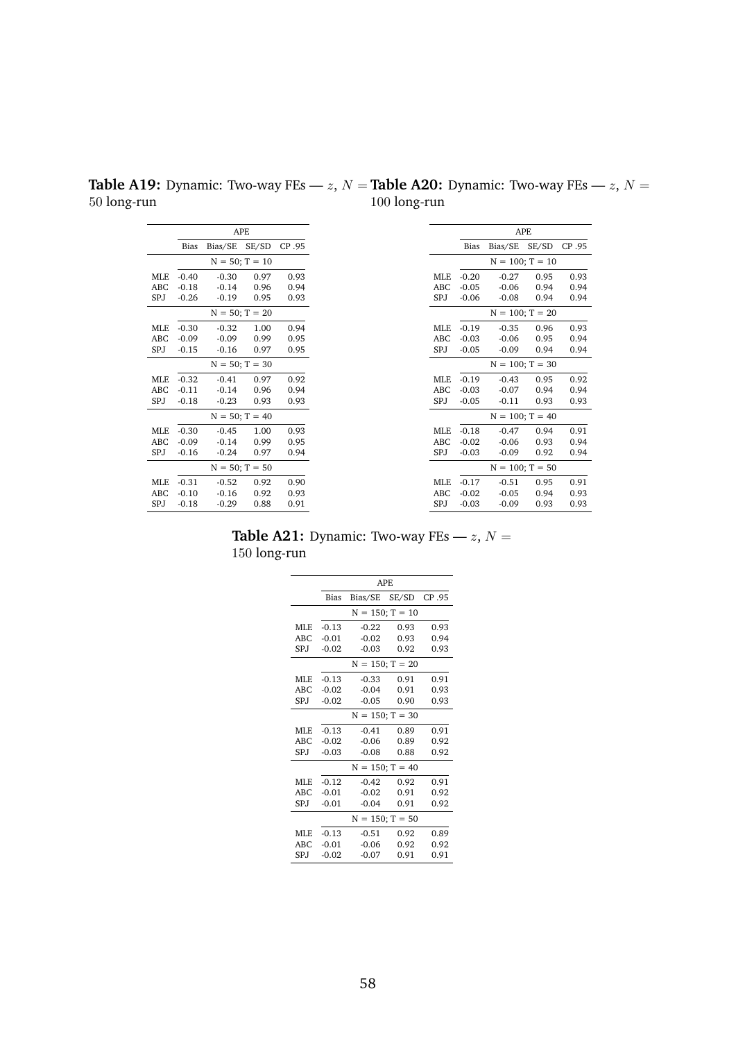**Table A19:** Dynamic: Two-way FEs — $z$, $N = 50$ long-run

| | APE | | | |
|---|---|---|---|---|
| | Bias | Bias/SE | SE/SD | CP .95 |
| | N = 50; T = 10 | | | |
| MLE | -0.40 | -0.30 | 0.97 | 0.93 |
| ABC | -0.18 | -0.14 | 0.96 | 0.94 |
| SPJ | -0.26 | -0.19 | 0.95 | 0.93 |
| | N = 50; T = 20 | | | |
| MLE | -0.30 | -0.32 | 1.00 | 0.94 |
| ABC | -0.09 | -0.09 | 0.99 | 0.95 |
| SPJ | -0.15 | -0.16 | 0.97 | 0.95 |
| | N = 50; T = 30 | | | |
| MLE | -0.32 | -0.41 | 0.97 | 0.92 |
| ABC | -0.11 | -0.14 | 0.96 | 0.94 |
| SPJ | -0.18 | -0.23 | 0.93 | 0.93 |
| | N = 50; T = 40 | | | |
| MLE | -0.30 | -0.45 | 1.00 | 0.93 |
| ABC | -0.09 | -0.14 | 0.99 | 0.95 |
| SPJ | -0.16 | -0.24 | 0.97 | 0.94 |
| | N = 50; T = 50 | | | |
| MLE | -0.31 | -0.52 | 0.92 | 0.90 |
| ABC | -0.10 | -0.16 | 0.92 | 0.93 |
| SPJ | -0.18 | -0.29 | 0.88 | 0.91 |

**Table A20:** Dynamic: Two-way FEs — $z$, $N = 100$ long-run

| | APE | | | |
|---|---|---|---|---|
| | Bias | Bias/SE | SE/SD | CP .95 |
| | N = 100; T = 10 | | | |
| MLE | -0.20 | -0.27 | 0.95 | 0.93 |
| ABC | -0.05 | -0.06 | 0.94 | 0.94 |
| SPJ | -0.06 | -0.08 | 0.94 | 0.94 |
| | N = 100; T = 20 | | | |
| MLE | -0.19 | -0.35 | 0.96 | 0.93 |
| ABC | -0.03 | -0.06 | 0.95 | 0.94 |
| SPJ | -0.05 | -0.09 | 0.94 | 0.94 |
| | N = 100; T = 30 | | | |
| MLE | -0.19 | -0.43 | 0.95 | 0.92 |
| ABC | -0.03 | -0.07 | 0.94 | 0.94 |
| SPJ | -0.05 | -0.11 | 0.93 | 0.93 |
| | N = 100; T = 40 | | | |
| MLE | -0.18 | -0.47 | 0.94 | 0.91 |
| ABC | -0.02 | -0.06 | 0.93 | 0.94 |
| SPJ | -0.03 | -0.09 | 0.92 | 0.94 |
| | N = 100; T = 50 | | | |
| MLE | -0.17 | -0.51 | 0.95 | 0.91 |
| ABC | -0.02 | -0.05 | 0.94 | 0.93 |
| SPJ | -0.03 | -0.09 | 0.93 | 0.93 |

**Table A21:** Dynamic: Two-way FEs — $z$, $N = 150$ long-run

| | APE | | | |
|---|---|---|---|---|
| | Bias | Bias/SE | SE/SD | CP .95 |
| | N = 150; T = 10 | | | |
| MLE | -0.13 | -0.22 | 0.93 | 0.93 |
| ABC | -0.01 | -0.02 | 0.93 | 0.94 |
| SPJ | -0.02 | -0.03 | 0.92 | 0.93 |
| | N = 150; T = 20 | | | |
| MLE | -0.13 | -0.33 | 0.91 | 0.91 |
| ABC | -0.02 | -0.04 | 0.91 | 0.93 |
| SPJ | -0.02 | -0.05 | 0.90 | 0.93 |
| | N = 150; T = 30 | | | |
| MLE | -0.13 | -0.41 | 0.89 | 0.91 |
| ABC | -0.02 | -0.06 | 0.89 | 0.92 |
| SPJ | -0.03 | -0.08 | 0.88 | 0.92 |
| | N = 150; T = 40 | | | |
| MLE | -0.12 | -0.42 | 0.92 | 0.91 |
| ABC | -0.01 | -0.02 | 0.91 | 0.92 |
| SPJ | -0.01 | -0.04 | 0.91 | 0.92 |
| | N = 150; T = 50 | | | |
| MLE | -0.13 | -0.51 | 0.92 | 0.89 |
| ABC | -0.01 | -0.06 | 0.92 | 0.92 |
| SPJ | -0.02 | -0.07 | 0.91 | 0.91 |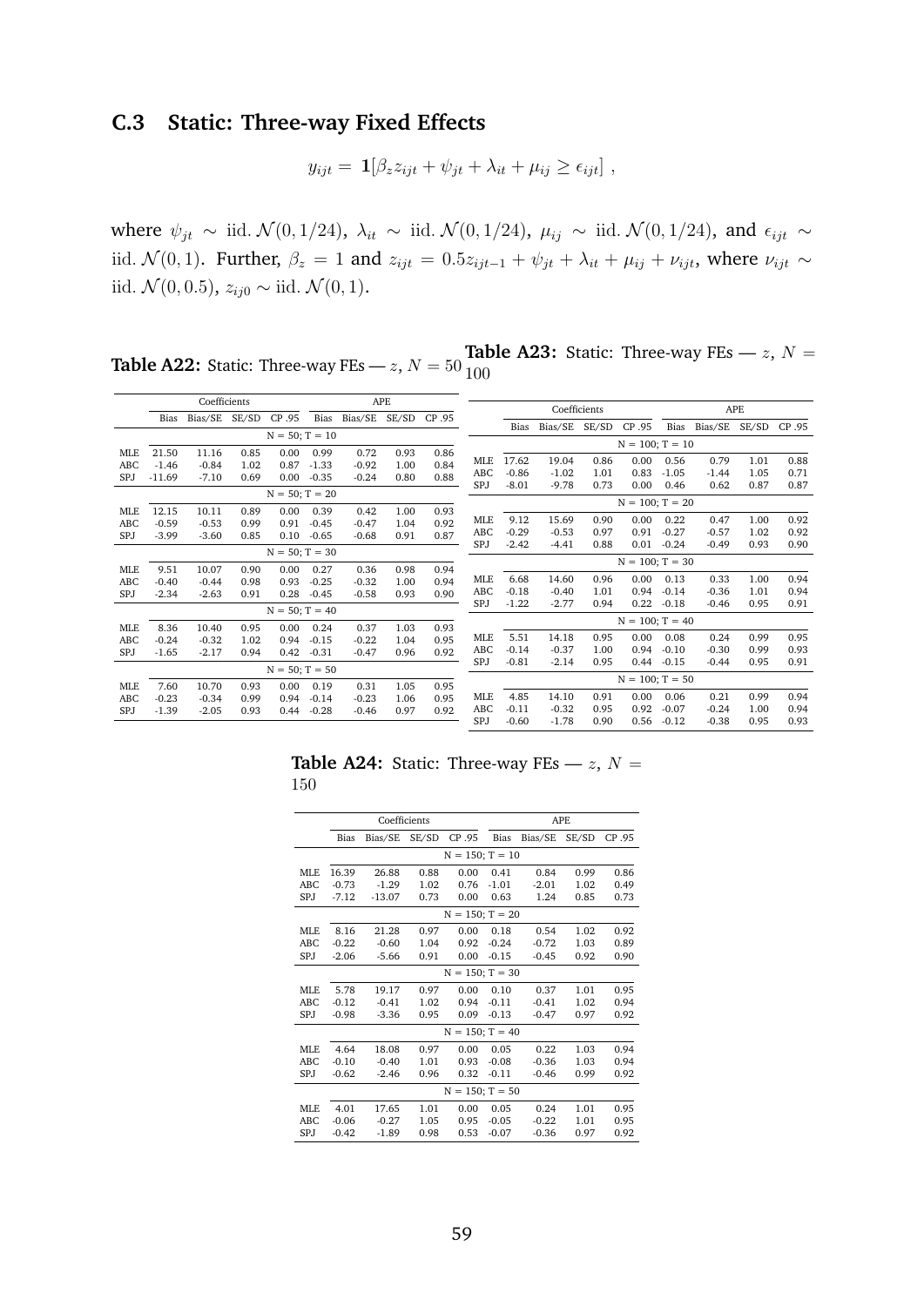## C.3 Static: Three-way Fixed Effects

$$y_{ijt} = \mathbf{1}[\beta_z z_{ijt} + \psi_{jt} + \lambda_{it} + \mu_{ij} \geq \epsilon_{ijt}] \ ,$$

where $\psi_{jt} \sim$ iid. $\mathcal{N}(0, 1/24)$, $\lambda_{it} \sim$ iid. $\mathcal{N}(0, 1/24)$, $\mu_{ij} \sim$ iid. $\mathcal{N}(0, 1/24)$, and $\epsilon_{ijt} \sim$ iid. $\mathcal{N}(0, 1)$. Further, $\beta_z = 1$ and $z_{ijt} = 0.5 z_{ijt-1} + \psi_{jt} + \lambda_{it} + \mu_{ij} + \nu_{ijt}$, where $\nu_{ijt} \sim$ iid. $\mathcal{N}(0, 0.5)$, $z_{ij0} \sim$ iid. $\mathcal{N}(0, 1)$.

**Table A22:** Static: Three-way FEs — $z$, $N = 50$

| | Coefficients | | | | APE | | | |
|---|---|---|---|---|---|---|---|---|
| | Bias | Bias/SE | SE/SD | CP .95 | Bias | Bias/SE | SE/SD | CP .95 |
| | N = 50; T = 10 | | | | | | | |
| MLE | 21.50 | 11.16 | 0.85 | 0.00 | 0.99 | 0.72 | 0.93 | 0.86 |
| ABC | -1.46 | -0.84 | 1.02 | 0.87 | -1.33 | -0.92 | 1.00 | 0.84 |
| SPJ | -11.69 | -7.10 | 0.69 | 0.00 | -0.35 | -0.24 | 0.80 | 0.88 |
| | N = 50; T = 20 | | | | | | | |
| MLE | 12.15 | 10.11 | 0.89 | 0.00 | 0.39 | 0.42 | 1.00 | 0.93 |
| ABC | -0.59 | -0.53 | 0.99 | 0.91 | -0.45 | -0.47 | 1.04 | 0.92 |
| SPJ | -3.99 | -3.60 | 0.85 | 0.10 | -0.65 | -0.68 | 0.91 | 0.87 |
| | N = 50; T = 30 | | | | | | | |
| MLE | 9.51 | 10.07 | 0.90 | 0.00 | 0.27 | 0.36 | 0.98 | 0.94 |
| ABC | -0.40 | -0.44 | 0.98 | 0.93 | -0.25 | -0.32 | 1.00 | 0.94 |
| SPJ | -2.34 | -2.63 | 0.91 | 0.28 | -0.45 | -0.58 | 0.93 | 0.90 |
| | N = 50; T = 40 | | | | | | | |
| MLE | 8.36 | 10.40 | 0.95 | 0.00 | 0.24 | 0.37 | 1.03 | 0.93 |
| ABC | -0.24 | -0.32 | 1.02 | 0.94 | -0.15 | -0.22 | 1.04 | 0.95 |
| SPJ | -1.65 | -2.17 | 0.94 | 0.42 | -0.31 | -0.47 | 0.96 | 0.92 |
| | N = 50; T = 50 | | | | | | | |
| MLE | 7.60 | 10.70 | 0.93 | 0.00 | 0.19 | 0.31 | 1.05 | 0.95 |
| ABC | -0.23 | -0.34 | 0.99 | 0.94 | -0.14 | -0.23 | 1.06 | 0.95 |
| SPJ | -1.39 | -2.05 | 0.93 | 0.44 | -0.28 | -0.46 | 0.97 | 0.92 |

**Table A23:** Static: Three-way FEs — $z$, $N = 100$

| | Coefficients | | | | APE | | | |
|---|---|---|---|---|---|---|---|---|
| | Bias | Bias/SE | SE/SD | CP .95 | Bias | Bias/SE | SE/SD | CP .95 |
| | N = 100; T = 10 | | | | | | | |
| MLE | 17.62 | 19.04 | 0.86 | 0.00 | 0.56 | 0.79 | 1.01 | 0.88 |
| ABC | -0.86 | -1.02 | 1.01 | 0.83 | -1.05 | -1.44 | 1.05 | 0.71 |
| SPJ | -8.01 | -9.78 | 0.73 | 0.00 | 0.46 | 0.62 | 0.87 | 0.87 |
| | N = 100; T = 20 | | | | | | | |
| MLE | 9.12 | 15.69 | 0.90 | 0.00 | 0.22 | 0.47 | 1.00 | 0.92 |
| ABC | -0.29 | -0.53 | 0.97 | 0.91 | -0.27 | -0.57 | 1.02 | 0.92 |
| SPJ | -2.42 | -4.41 | 0.88 | 0.01 | -0.24 | -0.49 | 0.93 | 0.90 |
| | N = 100; T = 30 | | | | | | | |
| MLE | 6.68 | 14.60 | 0.96 | 0.00 | 0.13 | 0.33 | 1.00 | 0.94 |
| ABC | -0.18 | -0.40 | 1.01 | 0.94 | -0.14 | -0.36 | 1.01 | 0.94 |
| SPJ | -1.22 | -2.77 | 0.94 | 0.22 | -0.18 | -0.46 | 0.95 | 0.91 |
| | N = 100; T = 40 | | | | | | | |
| MLE | 5.51 | 14.18 | 0.95 | 0.00 | 0.08 | 0.24 | 0.99 | 0.95 |
| ABC | -0.14 | -0.37 | 1.00 | 0.94 | -0.10 | -0.30 | 0.99 | 0.93 |
| SPJ | -0.81 | -2.14 | 0.95 | 0.44 | -0.15 | -0.44 | 0.95 | 0.91 |
| | N = 100; T = 50 | | | | | | | |
| MLE | 4.85 | 14.10 | 0.91 | 0.00 | 0.06 | 0.21 | 0.99 | 0.94 |
| ABC | -0.11 | -0.32 | 0.95 | 0.92 | -0.07 | -0.24 | 1.00 | 0.94 |
| SPJ | -0.60 | -1.78 | 0.90 | 0.56 | -0.12 | -0.38 | 0.95 | 0.93 |

**Table A24:** Static: Three-way FEs — $z$, $N = 150$

| | Coefficients | | | | APE | | | |
|---|---|---|---|---|---|---|---|---|
| | Bias | Bias/SE | SE/SD | CP .95 | Bias | Bias/SE | SE/SD | CP .95 |
| | N = 150; T = 10 | | | | | | | |
| MLE | 16.39 | 26.88 | 0.88 | 0.00 | 0.41 | 0.84 | 0.99 | 0.86 |
| ABC | -0.73 | -1.29 | 1.02 | 0.76 | -1.01 | -2.01 | 1.02 | 0.49 |
| SPJ | -7.12 | -13.07 | 0.73 | 0.00 | 0.63 | 1.24 | 0.85 | 0.73 |
| | N = 150; T = 20 | | | | | | | |
| MLE | 8.16 | 21.28 | 0.97 | 0.00 | 0.18 | 0.54 | 1.02 | 0.92 |
| ABC | -0.22 | -0.60 | 1.04 | 0.92 | -0.24 | -0.72 | 1.03 | 0.89 |
| SPJ | -2.06 | -5.66 | 0.91 | 0.00 | -0.15 | -0.45 | 0.92 | 0.90 |
| | N = 150; T = 30 | | | | | | | |
| MLE | 5.78 | 19.17 | 0.97 | 0.00 | 0.10 | 0.37 | 1.01 | 0.95 |
| ABC | -0.12 | -0.41 | 1.02 | 0.94 | -0.11 | -0.41 | 1.02 | 0.94 |
| SPJ | -0.98 | -3.36 | 0.95 | 0.09 | -0.13 | -0.47 | 0.97 | 0.92 |
| | N = 150; T = 40 | | | | | | | |
| MLE | 4.64 | 18.08 | 0.97 | 0.00 | 0.05 | 0.22 | 1.03 | 0.94 |
| ABC | -0.10 | -0.40 | 1.01 | 0.93 | -0.08 | -0.36 | 1.03 | 0.94 |
| SPJ | -0.62 | -2.46 | 0.96 | 0.32 | -0.11 | -0.46 | 0.99 | 0.92 |
| | N = 150; T = 50 | | | | | | | |
| MLE | 4.01 | 17.65 | 1.01 | 0.00 | 0.05 | 0.24 | 1.01 | 0.95 |
| ABC | -0.06 | -0.27 | 1.05 | 0.95 | -0.05 | -0.22 | 1.01 | 0.95 |
| SPJ | -0.42 | -1.89 | 0.98 | 0.53 | -0.07 | -0.36 | 0.97 | 0.92 |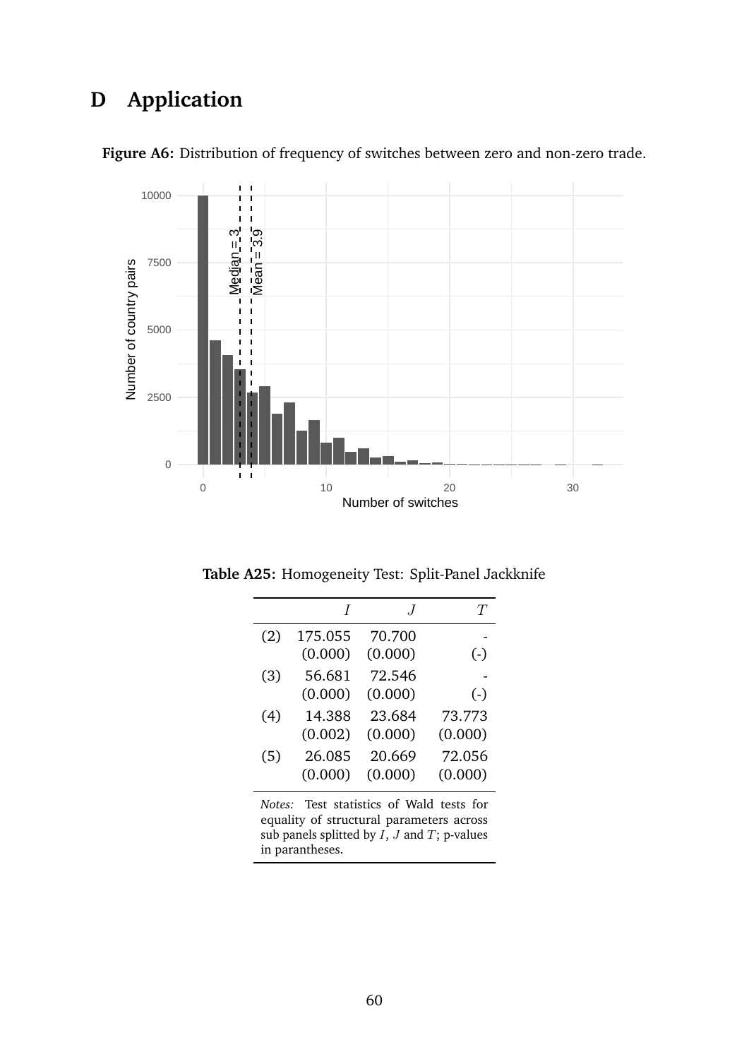# D Application

**Figure A6:** Distribution of frequency of switches between zero and non-zero trade.

**Table A25:** Homogeneity Test: Split-Panel Jackknife

| | $I$ | $J$ | $T$ |
|---|---|---|---|
| (2) | 175.055 | 70.700 | - |
| | (0.000) | (0.000) | (-) |
| (3) | 56.681 | 72.546 | - |
| | (0.000) | (0.000) | (-) |
| (4) | 14.388 | 23.684 | 73.773 |
| | (0.002) | (0.000) | (0.000) |
| (5) | 26.085 | 20.669 | 72.056 |
| | (0.000) | (0.000) | (0.000) |

*Notes:* Test statistics of Wald tests for equality of structural parameters across sub panels splitted by $I$, $J$ and $T$; p-values in parantheses.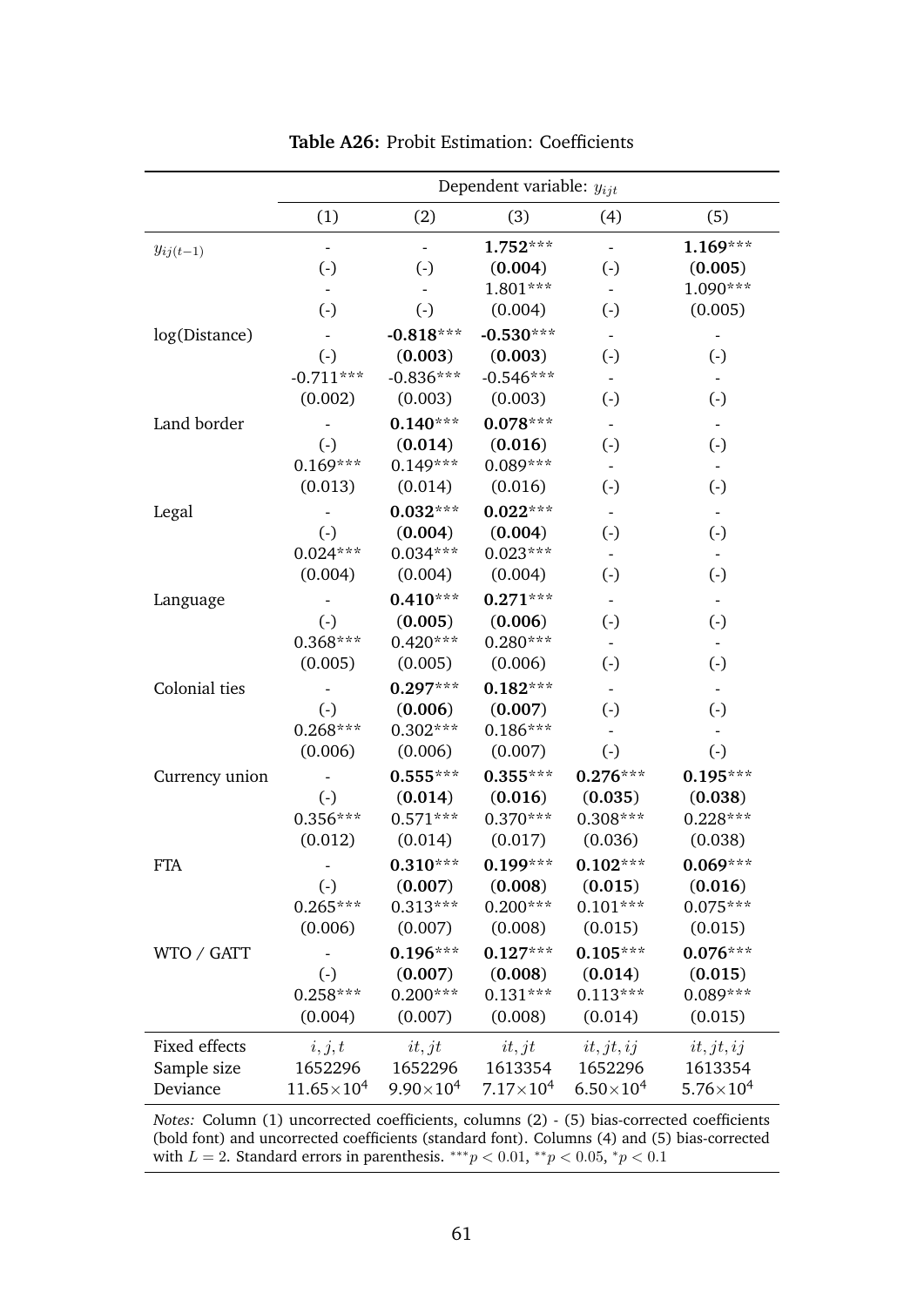**Table A26:** Probit Estimation: Coefficients

| | Dependent variable: $y_{ijt}$ | | | | |
|---|---|---|---|---|---|
| | (1) | (2) | (3) | (4) | (5) |
| $y_{ij(t-1)}$ | - | - | **1.752**$^{***}$ | - | **1.169**$^{***}$ |
| | (-) | (-) | (**0.004**) | (-) | (**0.005**) |
| | - | - | 1.801$^{***}$ | - | 1.090$^{***}$ |
| | (-) | (-) | (0.004) | (-) | (0.005) |
| log(Distance) | - | **-0.818**$^{***}$ | **-0.530**$^{***}$ | - | - |
| | (-) | (**0.003**) | (**0.003**) | (-) | (-) |
| | -0.711$^{***}$ | -0.836$^{***}$ | -0.546$^{***}$ | - | - |
| | (0.002) | (0.003) | (0.003) | (-) | (-) |
| Land border | - | **0.140**$^{***}$ | **0.078**$^{***}$ | - | - |
| | (-) | (**0.014**) | (**0.016**) | (-) | (-) |
| | 0.169$^{***}$ | 0.149$^{***}$ | 0.089$^{***}$ | - | - |
| | (0.013) | (0.014) | (0.016) | (-) | (-) |
| Legal | - | **0.032**$^{***}$ | **0.022**$^{***}$ | - | - |
| | (-) | (**0.004**) | (**0.004**) | (-) | (-) |
| | 0.024$^{***}$ | 0.034$^{***}$ | 0.023$^{***}$ | - | - |
| | (0.004) | (0.004) | (0.004) | (-) | (-) |
| Language | - | **0.410**$^{***}$ | **0.271**$^{***}$ | - | - |
| | (-) | (**0.005**) | (**0.006**) | (-) | (-) |
| | 0.368$^{***}$ | 0.420$^{***}$ | 0.280$^{***}$ | - | - |
| | (0.005) | (0.005) | (0.006) | (-) | (-) |
| Colonial ties | - | **0.297**$^{***}$ | **0.182**$^{***}$ | - | - |
| | (-) | (**0.006**) | (**0.007**) | (-) | (-) |
| | 0.268$^{***}$ | 0.302$^{***}$ | 0.186$^{***}$ | - | - |
| | (0.006) | (0.006) | (0.007) | (-) | (-) |
| Currency union | - | **0.555**$^{***}$ | **0.355**$^{***}$ | **0.276**$^{***}$ | **0.195**$^{***}$ |
| | (-) | (**0.014**) | (**0.016**) | (**0.035**) | (**0.038**) |
| | 0.356$^{***}$ | 0.571$^{***}$ | 0.370$^{***}$ | 0.308$^{***}$ | 0.228$^{***}$ |
| | (0.012) | (0.014) | (0.017) | (0.036) | (0.038) |
| FTA | - | **0.310**$^{***}$ | **0.199**$^{***}$ | **0.102**$^{***}$ | **0.069**$^{***}$ |
| | (-) | (**0.007**) | (**0.008**) | (**0.015**) | (**0.016**) |
| | 0.265$^{***}$ | 0.313$^{***}$ | 0.200$^{***}$ | 0.101$^{***}$ | 0.075$^{***}$ |
| | (0.006) | (0.007) | (0.008) | (0.015) | (0.015) |
| WTO / GATT | - | **0.196**$^{***}$ | **0.127**$^{***}$ | **0.105**$^{***}$ | **0.076**$^{***}$ |
| | (-) | (**0.007**) | (**0.008**) | (**0.014**) | (**0.015**) |
| | 0.258$^{***}$ | 0.200$^{***}$ | 0.131$^{***}$ | 0.113$^{***}$ | 0.089$^{***}$ |
| | (0.004) | (0.007) | (0.008) | (0.014) | (0.015) |
| Fixed effects | $i, j, t$ | $it, jt$ | $it, jt$ | $it, jt, ij$ | $it, jt, ij$ |
| Sample size | 1652296 | 1652296 | 1613354 | 1652296 | 1613354 |
| Deviance | $11.65\times10^4$ | $9.90\times10^4$ | $7.17\times10^4$ | $6.50\times10^4$ | $5.76\times10^4$ |

*Notes:* Column (1) uncorrected coefficients, columns (2) - (5) bias-corrected coefficients (bold font) and uncorrected coefficients (standard font). Columns (4) and (5) bias-corrected with $L = 2$. Standard errors in parenthesis. $^{***}p < 0.01$, $^{**}p < 0.05$, $^{*}p < 0.1$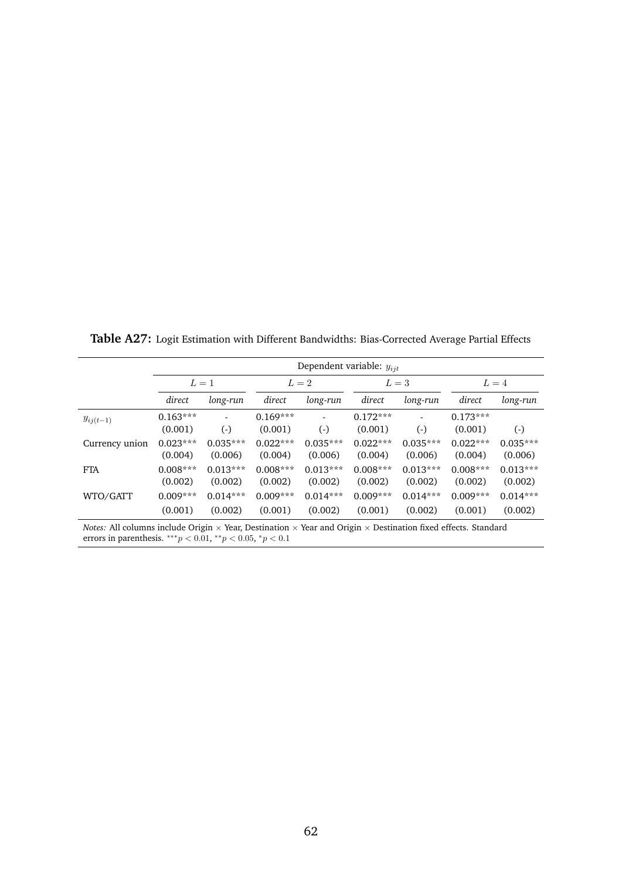**Table A27:** Logit Estimation with Different Bandwidths: Bias-Corrected Average Partial Effects

| | Dependent variable: $y_{ijt}$ | | | | | | | |
|---|---|---|---|---|---|---|---|---|
| | $L = 1$ | | $L = 2$ | | $L = 3$ | | $L = 4$ | |
| | *direct* | *long-run* | *direct* | *long-run* | *direct* | *long-run* | *direct* | *long-run* |
| $y_{ij(t-1)}$ | 0.163*** | - | 0.169*** | - | 0.172*** | - | 0.173*** | |
| | (0.001) | (-) | (0.001) | (-) | (0.001) | (-) | (0.001) | (-) |
| Currency union | 0.023*** | 0.035*** | 0.022*** | 0.035*** | 0.022*** | 0.035*** | 0.022*** | 0.035*** |
| | (0.004) | (0.006) | (0.004) | (0.006) | (0.004) | (0.006) | (0.004) | (0.006) |
| FTA | 0.008*** | 0.013*** | 0.008*** | 0.013*** | 0.008*** | 0.013*** | 0.008*** | 0.013*** |
| | (0.002) | (0.002) | (0.002) | (0.002) | (0.002) | (0.002) | (0.002) | (0.002) |
| WTO/GATT | 0.009*** | 0.014*** | 0.009*** | 0.014*** | 0.009*** | 0.014*** | 0.009*** | 0.014*** |
| | (0.001) | (0.002) | (0.001) | (0.002) | (0.001) | (0.002) | (0.001) | (0.002) |

*Notes:* All columns include Origin × Year, Destination × Year and Origin × Destination fixed effects. Standard errors in parenthesis. $^{***}p < 0.01$, $^{**}p < 0.05$, $^{*}p < 0.1$